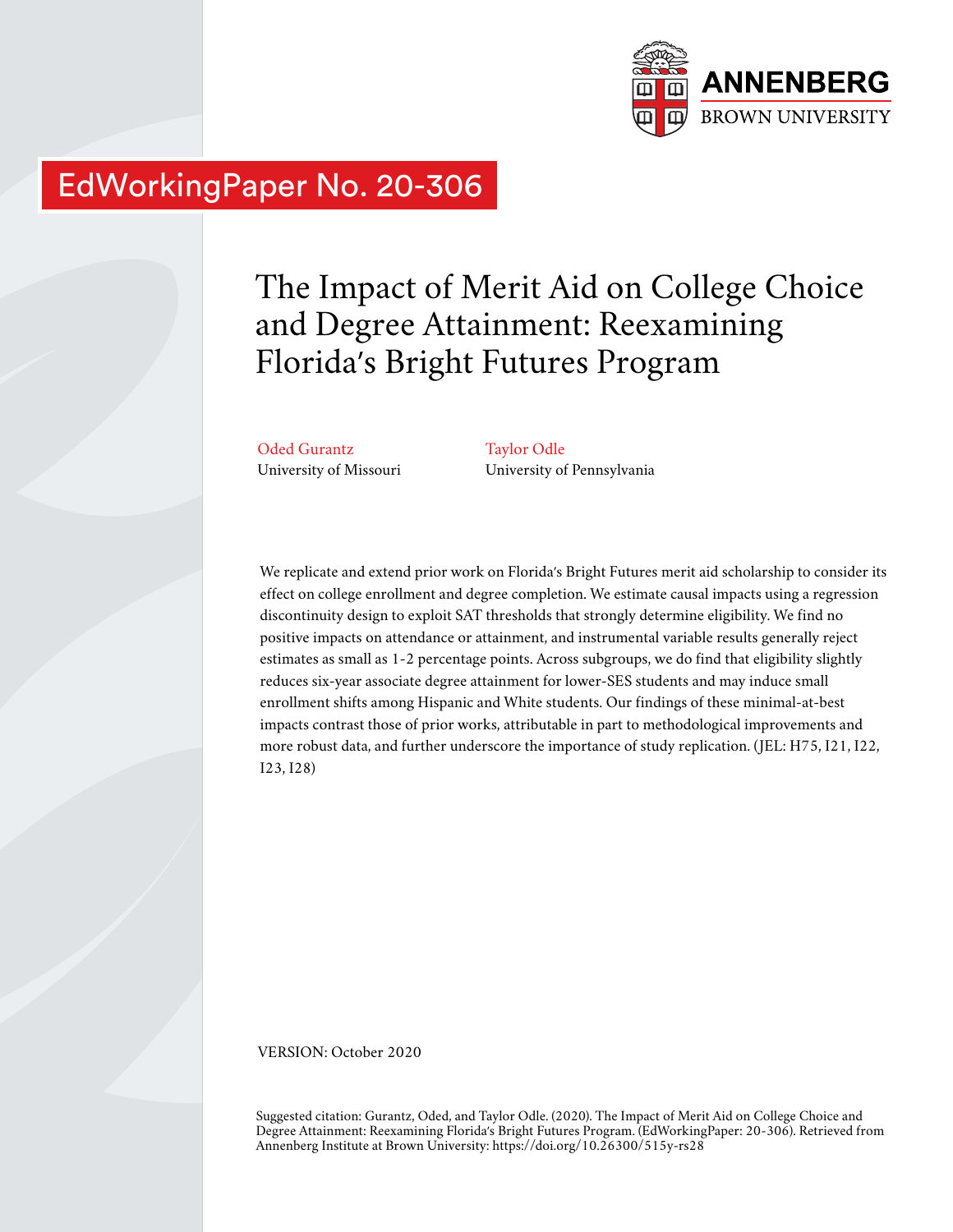EdWorkingPaper No. 20-306

# The Impact of Merit Aid on College Choice and Degree Attainment: Reexamining Florida's Bright Futures Program

Oded Gurantz
University of Missouri

Taylor Odle
University of Pennsylvania

We replicate and extend prior work on Florida's Bright Futures merit aid scholarship to consider its effect on college enrollment and degree completion. We estimate causal impacts using a regression discontinuity design to exploit SAT thresholds that strongly determine eligibility. We find no positive impacts on attendance or attainment, and instrumental variable results generally reject estimates as small as 1-2 percentage points. Across subgroups, we do find that eligibility slightly reduces six-year associate degree attainment for lower-SES students and may induce small enrollment shifts among Hispanic and White students. Our findings of these minimal-at-best impacts contrast those of prior works, attributable in part to methodological improvements and more robust data, and further underscore the importance of study replication. (JEL: H75, I21, I22, I23, I28)

VERSION: October 2020

Suggested citation: Gurantz, Oded, and Taylor Odle. (2020). The Impact of Merit Aid on College Choice and Degree Attainment: Reexamining Florida's Bright Futures Program. (EdWorkingPaper: 20-306). Retrieved from Annenberg Institute at Brown University: https://doi.org/10.26300/515y-rs28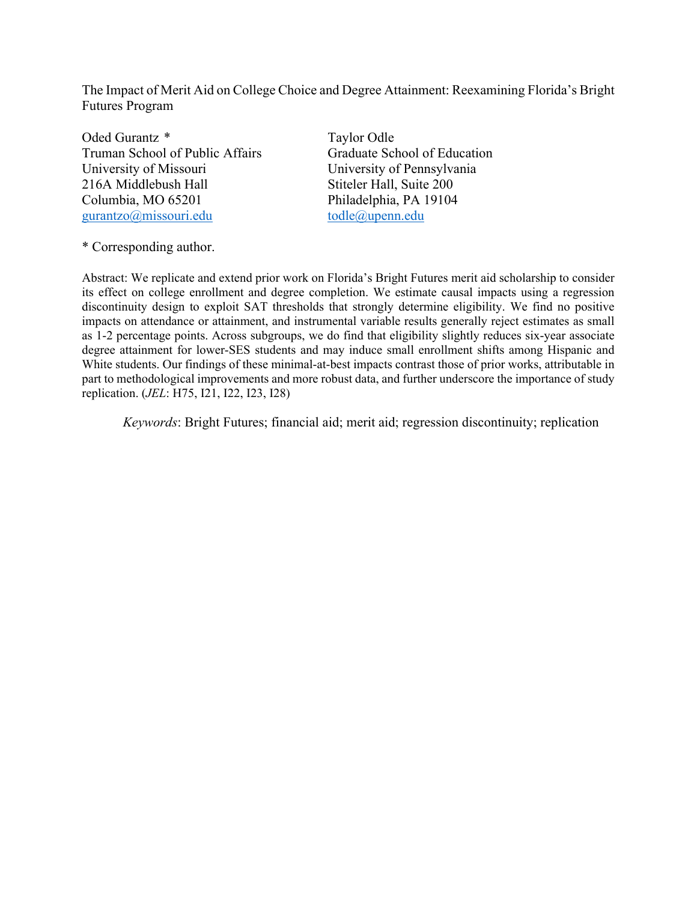# The Impact of Merit Aid on College Choice and Degree Attainment: Reexamining Florida's Bright Futures Program

Oded Gurantz *
Truman School of Public Affairs
University of Missouri
216A Middlebush Hall
Columbia, MO 65201
gurantzo@missouri.edu

Taylor Odle
Graduate School of Education
University of Pennsylvania
Stiteler Hall, Suite 200
Philadelphia, PA 19104
todle@upenn.edu

\* Corresponding author.

Abstract: We replicate and extend prior work on Florida's Bright Futures merit aid scholarship to consider its effect on college enrollment and degree completion. We estimate causal impacts using a regression discontinuity design to exploit SAT thresholds that strongly determine eligibility. We find no positive impacts on attendance or attainment, and instrumental variable results generally reject estimates as small as 1-2 percentage points. Across subgroups, we do find that eligibility slightly reduces six-year associate degree attainment for lower-SES students and may induce small enrollment shifts among Hispanic and White students. Our findings of these minimal-at-best impacts contrast those of prior works, attributable in part to methodological improvements and more robust data, and further underscore the importance of study replication. (*JEL*: H75, I21, I22, I23, I28)

*Keywords*: Bright Futures; financial aid; merit aid; regression discontinuity; replication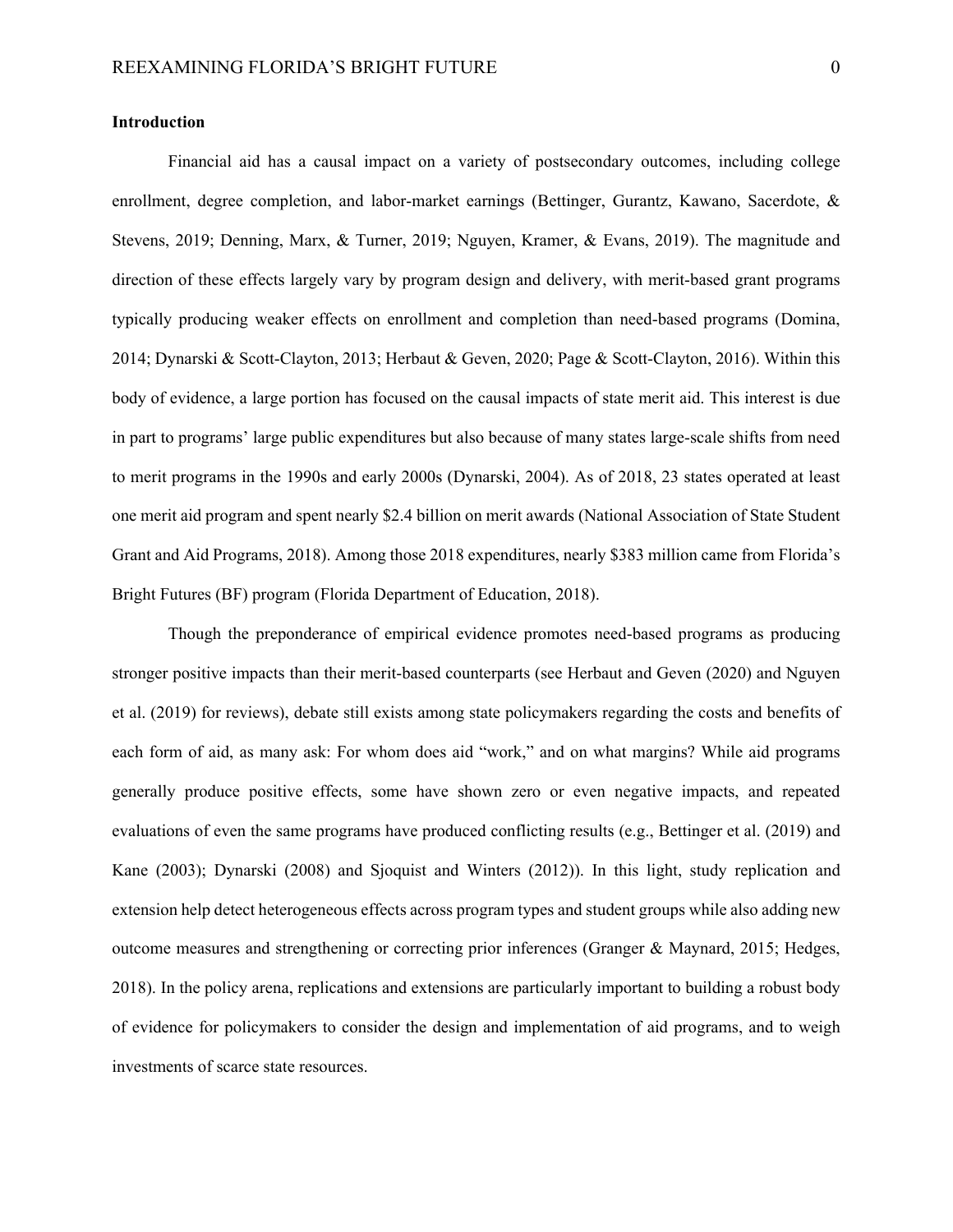**Introduction**

Financial aid has a causal impact on a variety of postsecondary outcomes, including college enrollment, degree completion, and labor-market earnings (Bettinger, Gurantz, Kawano, Sacerdote, & Stevens, 2019; Denning, Marx, & Turner, 2019; Nguyen, Kramer, & Evans, 2019). The magnitude and direction of these effects largely vary by program design and delivery, with merit-based grant programs typically producing weaker effects on enrollment and completion than need-based programs (Domina, 2014; Dynarski & Scott-Clayton, 2013; Herbaut & Geven, 2020; Page & Scott-Clayton, 2016). Within this body of evidence, a large portion has focused on the causal impacts of state merit aid. This interest is due in part to programs' large public expenditures but also because of many states large-scale shifts from need to merit programs in the 1990s and early 2000s (Dynarski, 2004). As of 2018, 23 states operated at least one merit aid program and spent nearly $2.4 billion on merit awards (National Association of State Student Grant and Aid Programs, 2018). Among those 2018 expenditures, nearly $383 million came from Florida's Bright Futures (BF) program (Florida Department of Education, 2018).

Though the preponderance of empirical evidence promotes need-based programs as producing stronger positive impacts than their merit-based counterparts (see Herbaut and Geven (2020) and Nguyen et al. (2019) for reviews), debate still exists among state policymakers regarding the costs and benefits of each form of aid, as many ask: For whom does aid "work," and on what margins? While aid programs generally produce positive effects, some have shown zero or even negative impacts, and repeated evaluations of even the same programs have produced conflicting results (e.g., Bettinger et al. (2019) and Kane (2003); Dynarski (2008) and Sjoquist and Winters (2012)). In this light, study replication and extension help detect heterogeneous effects across program types and student groups while also adding new outcome measures and strengthening or correcting prior inferences (Granger & Maynard, 2015; Hedges, 2018). In the policy arena, replications and extensions are particularly important to building a robust body of evidence for policymakers to consider the design and implementation of aid programs, and to weigh investments of scarce state resources.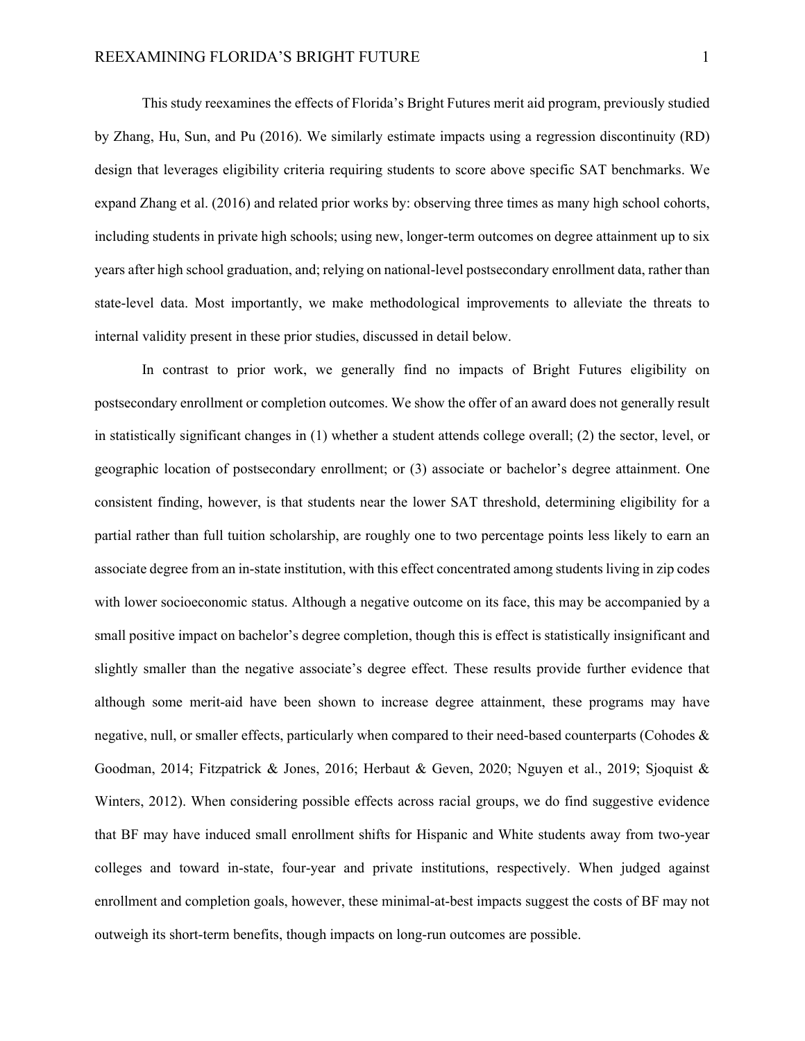This study reexamines the effects of Florida's Bright Futures merit aid program, previously studied by Zhang, Hu, Sun, and Pu (2016). We similarly estimate impacts using a regression discontinuity (RD) design that leverages eligibility criteria requiring students to score above specific SAT benchmarks. We expand Zhang et al. (2016) and related prior works by: observing three times as many high school cohorts, including students in private high schools; using new, longer-term outcomes on degree attainment up to six years after high school graduation, and; relying on national-level postsecondary enrollment data, rather than state-level data. Most importantly, we make methodological improvements to alleviate the threats to internal validity present in these prior studies, discussed in detail below.

In contrast to prior work, we generally find no impacts of Bright Futures eligibility on postsecondary enrollment or completion outcomes. We show the offer of an award does not generally result in statistically significant changes in (1) whether a student attends college overall; (2) the sector, level, or geographic location of postsecondary enrollment; or (3) associate or bachelor's degree attainment. One consistent finding, however, is that students near the lower SAT threshold, determining eligibility for a partial rather than full tuition scholarship, are roughly one to two percentage points less likely to earn an associate degree from an in-state institution, with this effect concentrated among students living in zip codes with lower socioeconomic status. Although a negative outcome on its face, this may be accompanied by a small positive impact on bachelor's degree completion, though this is effect is statistically insignificant and slightly smaller than the negative associate's degree effect. These results provide further evidence that although some merit-aid have been shown to increase degree attainment, these programs may have negative, null, or smaller effects, particularly when compared to their need-based counterparts (Cohodes & Goodman, 2014; Fitzpatrick & Jones, 2016; Herbaut & Geven, 2020; Nguyen et al., 2019; Sjoquist & Winters, 2012). When considering possible effects across racial groups, we do find suggestive evidence that BF may have induced small enrollment shifts for Hispanic and White students away from two-year colleges and toward in-state, four-year and private institutions, respectively. When judged against enrollment and completion goals, however, these minimal-at-best impacts suggest the costs of BF may not outweigh its short-term benefits, though impacts on long-run outcomes are possible.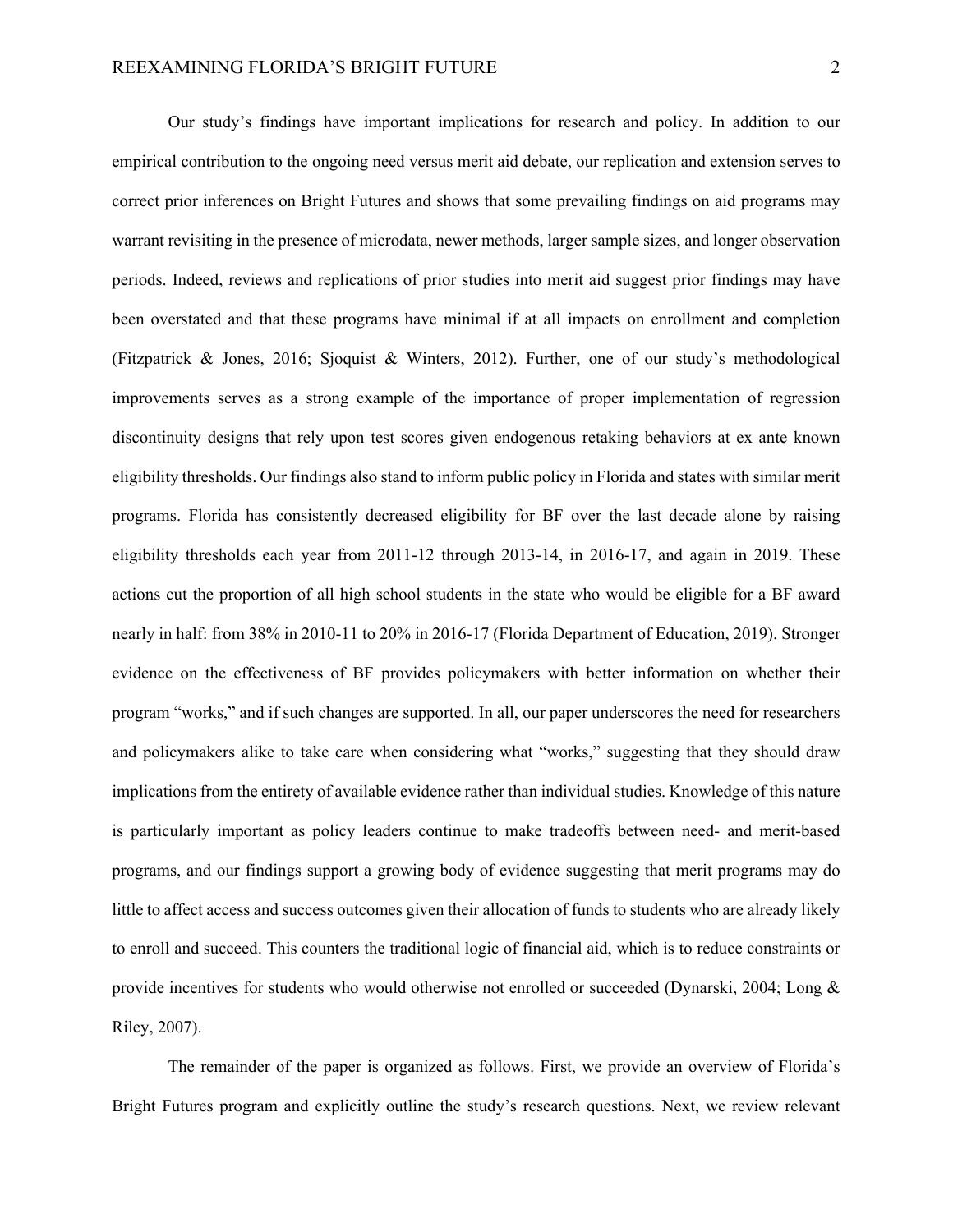Our study's findings have important implications for research and policy. In addition to our empirical contribution to the ongoing need versus merit aid debate, our replication and extension serves to correct prior inferences on Bright Futures and shows that some prevailing findings on aid programs may warrant revisiting in the presence of microdata, newer methods, larger sample sizes, and longer observation periods. Indeed, reviews and replications of prior studies into merit aid suggest prior findings may have been overstated and that these programs have minimal if at all impacts on enrollment and completion (Fitzpatrick & Jones, 2016; Sjoquist & Winters, 2012). Further, one of our study's methodological improvements serves as a strong example of the importance of proper implementation of regression discontinuity designs that rely upon test scores given endogenous retaking behaviors at ex ante known eligibility thresholds. Our findings also stand to inform public policy in Florida and states with similar merit programs. Florida has consistently decreased eligibility for BF over the last decade alone by raising eligibility thresholds each year from 2011-12 through 2013-14, in 2016-17, and again in 2019. These actions cut the proportion of all high school students in the state who would be eligible for a BF award nearly in half: from 38% in 2010-11 to 20% in 2016-17 (Florida Department of Education, 2019). Stronger evidence on the effectiveness of BF provides policymakers with better information on whether their program "works," and if such changes are supported. In all, our paper underscores the need for researchers and policymakers alike to take care when considering what "works," suggesting that they should draw implications from the entirety of available evidence rather than individual studies. Knowledge of this nature is particularly important as policy leaders continue to make tradeoffs between need- and merit-based programs, and our findings support a growing body of evidence suggesting that merit programs may do little to affect access and success outcomes given their allocation of funds to students who are already likely to enroll and succeed. This counters the traditional logic of financial aid, which is to reduce constraints or provide incentives for students who would otherwise not enrolled or succeeded (Dynarski, 2004; Long & Riley, 2007).

The remainder of the paper is organized as follows. First, we provide an overview of Florida's Bright Futures program and explicitly outline the study's research questions. Next, we review relevant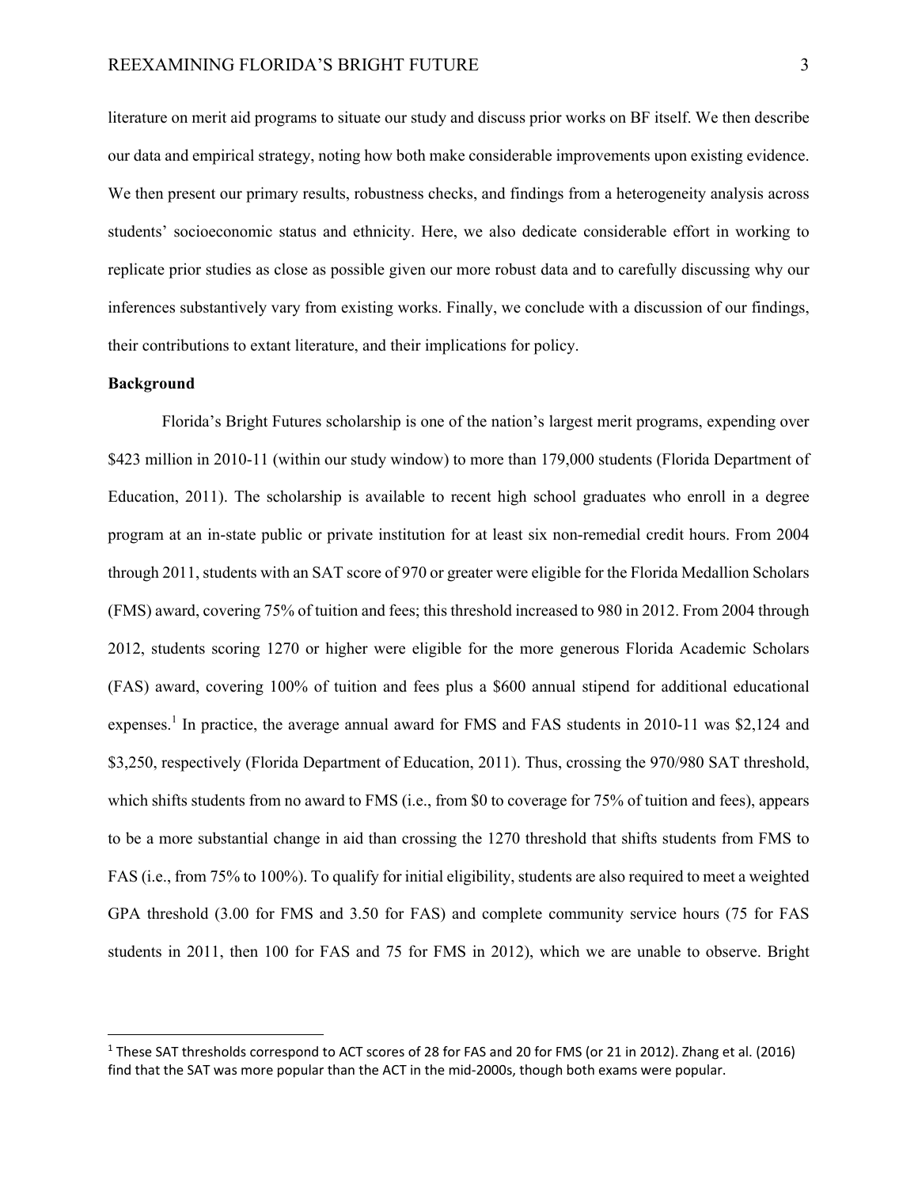literature on merit aid programs to situate our study and discuss prior works on BF itself. We then describe our data and empirical strategy, noting how both make considerable improvements upon existing evidence. We then present our primary results, robustness checks, and findings from a heterogeneity analysis across students' socioeconomic status and ethnicity. Here, we also dedicate considerable effort in working to replicate prior studies as close as possible given our more robust data and to carefully discussing why our inferences substantively vary from existing works. Finally, we conclude with a discussion of our findings, their contributions to extant literature, and their implications for policy.

**Background**

Florida's Bright Futures scholarship is one of the nation's largest merit programs, expending over $423 million in 2010-11 (within our study window) to more than 179,000 students (Florida Department of Education, 2011). The scholarship is available to recent high school graduates who enroll in a degree program at an in-state public or private institution for at least six non-remedial credit hours. From 2004 through 2011, students with an SAT score of 970 or greater were eligible for the Florida Medallion Scholars (FMS) award, covering 75% of tuition and fees; this threshold increased to 980 in 2012. From 2004 through 2012, students scoring 1270 or higher were eligible for the more generous Florida Academic Scholars (FAS) award, covering 100% of tuition and fees plus a $600 annual stipend for additional educational expenses.[1] In practice, the average annual award for FMS and FAS students in 2010-11 was $2,124 and $3,250, respectively (Florida Department of Education, 2011). Thus, crossing the 970/980 SAT threshold, which shifts students from no award to FMS (i.e., from $0 to coverage for 75% of tuition and fees), appears to be a more substantial change in aid than crossing the 1270 threshold that shifts students from FMS to FAS (i.e., from 75% to 100%). To qualify for initial eligibility, students are also required to meet a weighted GPA threshold (3.00 for FMS and 3.50 for FAS) and complete community service hours (75 for FAS students in 2011, then 100 for FAS and 75 for FMS in 2012), which we are unable to observe. Bright

[1] These SAT thresholds correspond to ACT scores of 28 for FAS and 20 for FMS (or 21 in 2012). Zhang et al. (2016) find that the SAT was more popular than the ACT in the mid-2000s, though both exams were popular.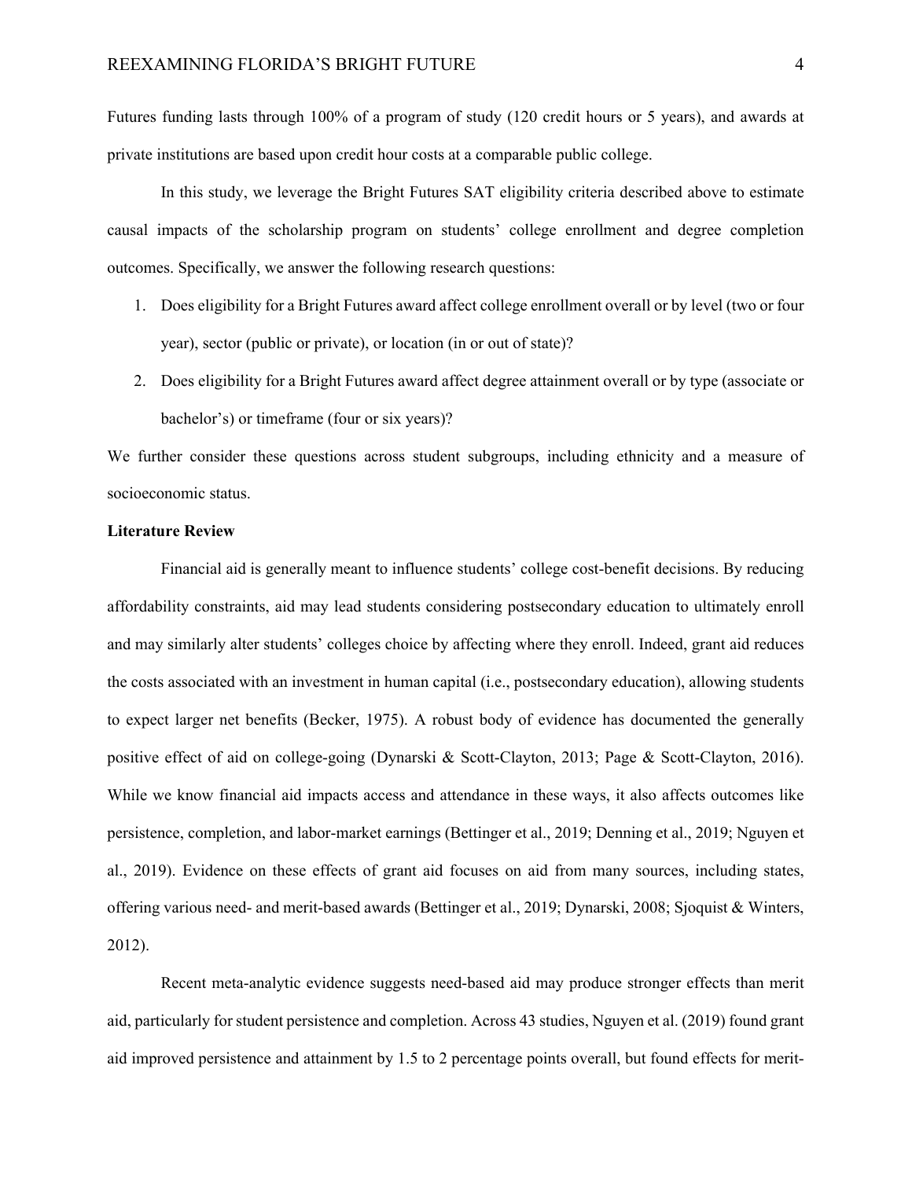Futures funding lasts through 100% of a program of study (120 credit hours or 5 years), and awards at private institutions are based upon credit hour costs at a comparable public college.

In this study, we leverage the Bright Futures SAT eligibility criteria described above to estimate causal impacts of the scholarship program on students' college enrollment and degree completion outcomes. Specifically, we answer the following research questions:

1. Does eligibility for a Bright Futures award affect college enrollment overall or by level (two or four year), sector (public or private), or location (in or out of state)?
2. Does eligibility for a Bright Futures award affect degree attainment overall or by type (associate or bachelor's) or timeframe (four or six years)?

We further consider these questions across student subgroups, including ethnicity and a measure of socioeconomic status.

**Literature Review**

Financial aid is generally meant to influence students' college cost-benefit decisions. By reducing affordability constraints, aid may lead students considering postsecondary education to ultimately enroll and may similarly alter students' colleges choice by affecting where they enroll. Indeed, grant aid reduces the costs associated with an investment in human capital (i.e., postsecondary education), allowing students to expect larger net benefits (Becker, 1975). A robust body of evidence has documented the generally positive effect of aid on college-going (Dynarski & Scott-Clayton, 2013; Page & Scott-Clayton, 2016). While we know financial aid impacts access and attendance in these ways, it also affects outcomes like persistence, completion, and labor-market earnings (Bettinger et al., 2019; Denning et al., 2019; Nguyen et al., 2019). Evidence on these effects of grant aid focuses on aid from many sources, including states, offering various need- and merit-based awards (Bettinger et al., 2019; Dynarski, 2008; Sjoquist & Winters, 2012).

Recent meta-analytic evidence suggests need-based aid may produce stronger effects than merit aid, particularly for student persistence and completion. Across 43 studies, Nguyen et al. (2019) found grant aid improved persistence and attainment by 1.5 to 2 percentage points overall, but found effects for merit-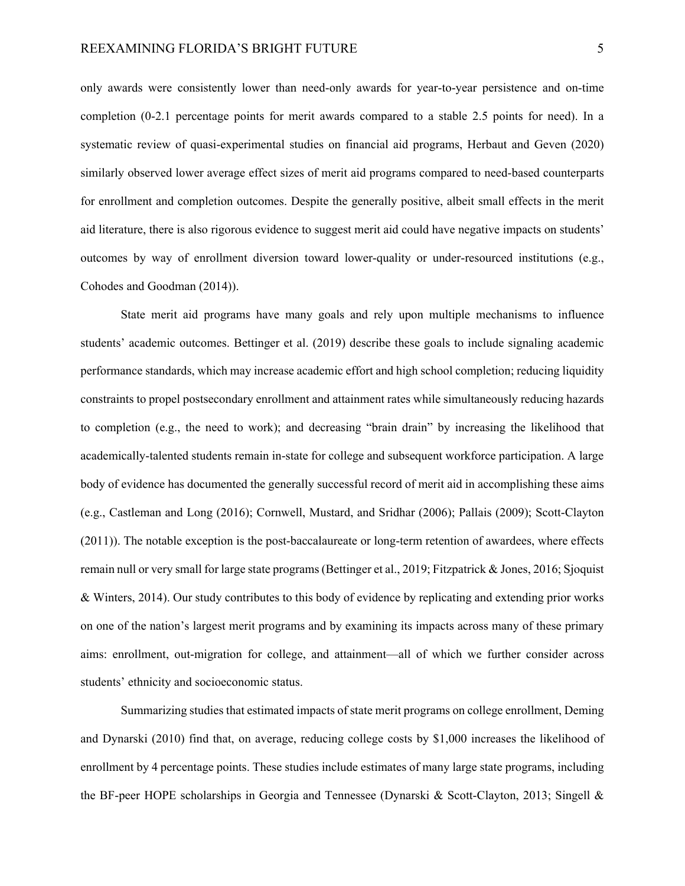only awards were consistently lower than need-only awards for year-to-year persistence and on-time completion (0-2.1 percentage points for merit awards compared to a stable 2.5 points for need). In a systematic review of quasi-experimental studies on financial aid programs, Herbaut and Geven (2020) similarly observed lower average effect sizes of merit aid programs compared to need-based counterparts for enrollment and completion outcomes. Despite the generally positive, albeit small effects in the merit aid literature, there is also rigorous evidence to suggest merit aid could have negative impacts on students' outcomes by way of enrollment diversion toward lower-quality or under-resourced institutions (e.g., Cohodes and Goodman (2014)).

State merit aid programs have many goals and rely upon multiple mechanisms to influence students' academic outcomes. Bettinger et al. (2019) describe these goals to include signaling academic performance standards, which may increase academic effort and high school completion; reducing liquidity constraints to propel postsecondary enrollment and attainment rates while simultaneously reducing hazards to completion (e.g., the need to work); and decreasing "brain drain" by increasing the likelihood that academically-talented students remain in-state for college and subsequent workforce participation. A large body of evidence has documented the generally successful record of merit aid in accomplishing these aims (e.g., Castleman and Long (2016); Cornwell, Mustard, and Sridhar (2006); Pallais (2009); Scott-Clayton (2011)). The notable exception is the post-baccalaureate or long-term retention of awardees, where effects remain null or very small for large state programs (Bettinger et al., 2019; Fitzpatrick & Jones, 2016; Sjoquist & Winters, 2014). Our study contributes to this body of evidence by replicating and extending prior works on one of the nation's largest merit programs and by examining its impacts across many of these primary aims: enrollment, out-migration for college, and attainment—all of which we further consider across students' ethnicity and socioeconomic status.

Summarizing studies that estimated impacts of state merit programs on college enrollment, Deming and Dynarski (2010) find that, on average, reducing college costs by $1,000 increases the likelihood of enrollment by 4 percentage points. These studies include estimates of many large state programs, including the BF-peer HOPE scholarships in Georgia and Tennessee (Dynarski & Scott-Clayton, 2013; Singell &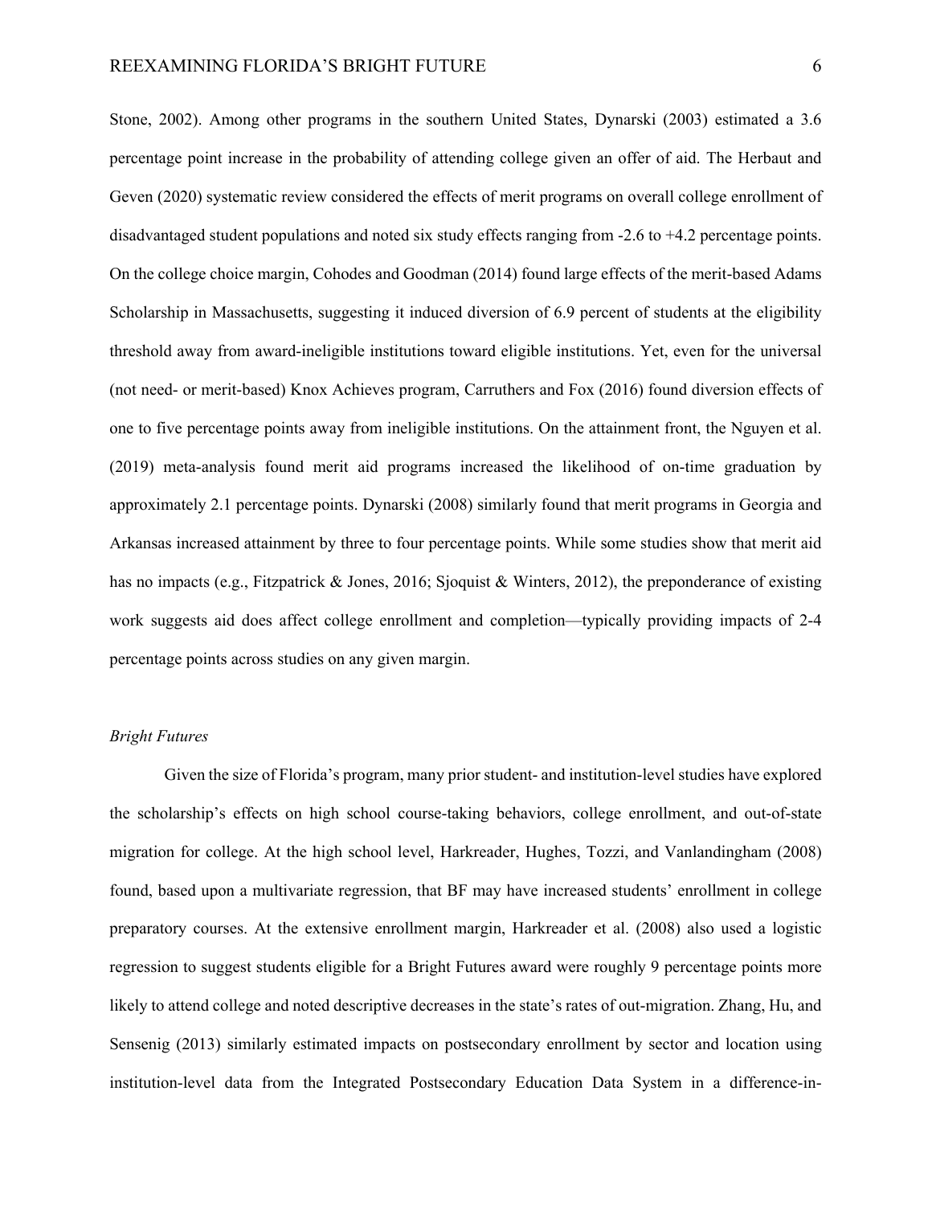Stone, 2002). Among other programs in the southern United States, Dynarski (2003) estimated a 3.6 percentage point increase in the probability of attending college given an offer of aid. The Herbaut and Geven (2020) systematic review considered the effects of merit programs on overall college enrollment of disadvantaged student populations and noted six study effects ranging from -2.6 to +4.2 percentage points. On the college choice margin, Cohodes and Goodman (2014) found large effects of the merit-based Adams Scholarship in Massachusetts, suggesting it induced diversion of 6.9 percent of students at the eligibility threshold away from award-ineligible institutions toward eligible institutions. Yet, even for the universal (not need- or merit-based) Knox Achieves program, Carruthers and Fox (2016) found diversion effects of one to five percentage points away from ineligible institutions. On the attainment front, the Nguyen et al. (2019) meta-analysis found merit aid programs increased the likelihood of on-time graduation by approximately 2.1 percentage points. Dynarski (2008) similarly found that merit programs in Georgia and Arkansas increased attainment by three to four percentage points. While some studies show that merit aid has no impacts (e.g., Fitzpatrick & Jones, 2016; Sjoquist & Winters, 2012), the preponderance of existing work suggests aid does affect college enrollment and completion—typically providing impacts of 2-4 percentage points across studies on any given margin.

*Bright Futures*

Given the size of Florida's program, many prior student- and institution-level studies have explored the scholarship's effects on high school course-taking behaviors, college enrollment, and out-of-state migration for college. At the high school level, Harkreader, Hughes, Tozzi, and Vanlandingham (2008) found, based upon a multivariate regression, that BF may have increased students' enrollment in college preparatory courses. At the extensive enrollment margin, Harkreader et al. (2008) also used a logistic regression to suggest students eligible for a Bright Futures award were roughly 9 percentage points more likely to attend college and noted descriptive decreases in the state's rates of out-migration. Zhang, Hu, and Sensenig (2013) similarly estimated impacts on postsecondary enrollment by sector and location using institution-level data from the Integrated Postsecondary Education Data System in a difference-in-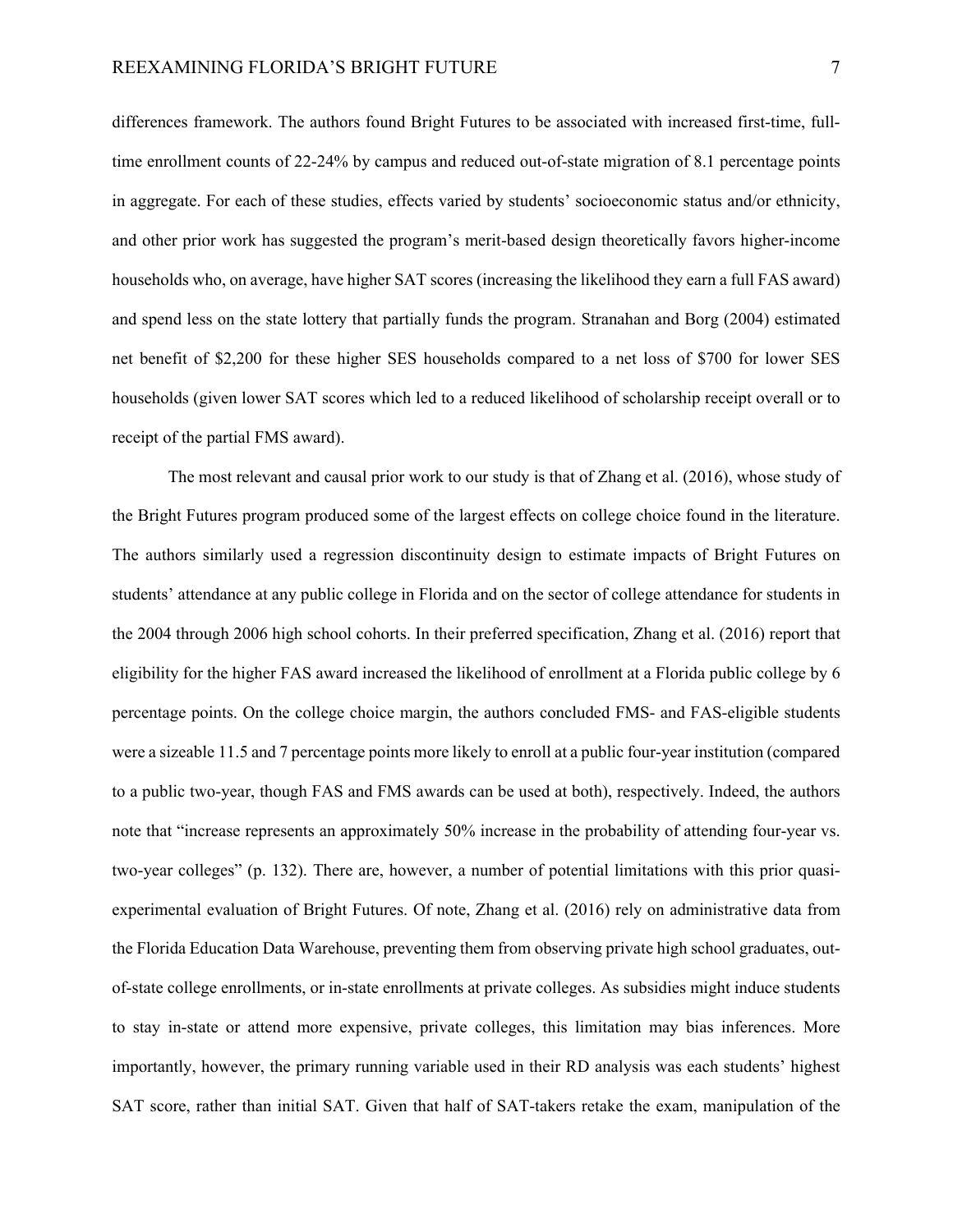differences framework. The authors found Bright Futures to be associated with increased first-time, full-time enrollment counts of 22-24% by campus and reduced out-of-state migration of 8.1 percentage points in aggregate. For each of these studies, effects varied by students' socioeconomic status and/or ethnicity, and other prior work has suggested the program's merit-based design theoretically favors higher-income households who, on average, have higher SAT scores (increasing the likelihood they earn a full FAS award) and spend less on the state lottery that partially funds the program. Stranahan and Borg (2004) estimated net benefit of $2,200 for these higher SES households compared to a net loss of $700 for lower SES households (given lower SAT scores which led to a reduced likelihood of scholarship receipt overall or to receipt of the partial FMS award).

The most relevant and causal prior work to our study is that of Zhang et al. (2016), whose study of the Bright Futures program produced some of the largest effects on college choice found in the literature. The authors similarly used a regression discontinuity design to estimate impacts of Bright Futures on students' attendance at any public college in Florida and on the sector of college attendance for students in the 2004 through 2006 high school cohorts. In their preferred specification, Zhang et al. (2016) report that eligibility for the higher FAS award increased the likelihood of enrollment at a Florida public college by 6 percentage points. On the college choice margin, the authors concluded FMS- and FAS-eligible students were a sizeable 11.5 and 7 percentage points more likely to enroll at a public four-year institution (compared to a public two-year, though FAS and FMS awards can be used at both), respectively. Indeed, the authors note that "increase represents an approximately 50% increase in the probability of attending four-year vs. two-year colleges" (p. 132). There are, however, a number of potential limitations with this prior quasi-experimental evaluation of Bright Futures. Of note, Zhang et al. (2016) rely on administrative data from the Florida Education Data Warehouse, preventing them from observing private high school graduates, out-of-state college enrollments, or in-state enrollments at private colleges. As subsidies might induce students to stay in-state or attend more expensive, private colleges, this limitation may bias inferences. More importantly, however, the primary running variable used in their RD analysis was each students' highest SAT score, rather than initial SAT. Given that half of SAT-takers retake the exam, manipulation of the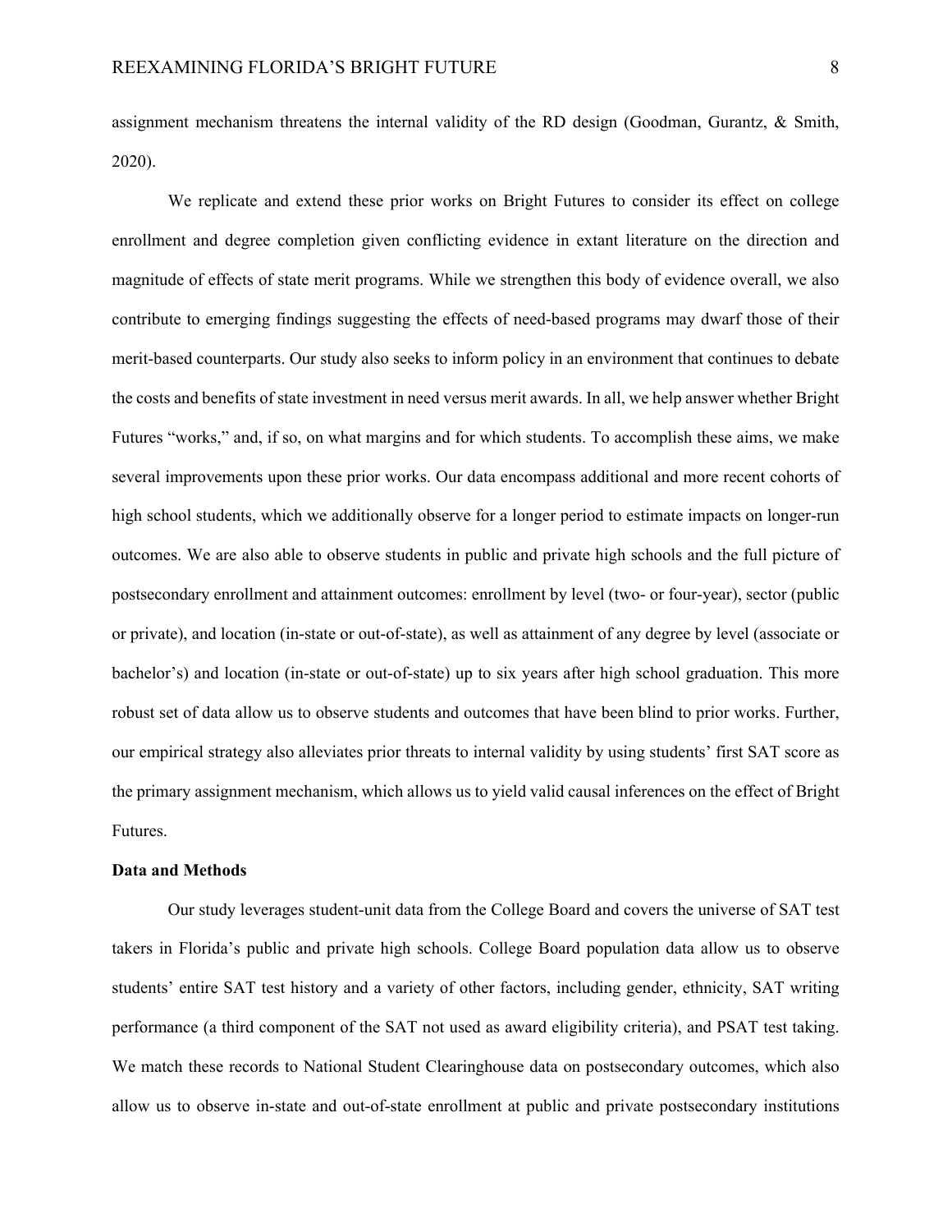assignment mechanism threatens the internal validity of the RD design (Goodman, Gurantz, & Smith, 2020).

We replicate and extend these prior works on Bright Futures to consider its effect on college enrollment and degree completion given conflicting evidence in extant literature on the direction and magnitude of effects of state merit programs. While we strengthen this body of evidence overall, we also contribute to emerging findings suggesting the effects of need-based programs may dwarf those of their merit-based counterparts. Our study also seeks to inform policy in an environment that continues to debate the costs and benefits of state investment in need versus merit awards. In all, we help answer whether Bright Futures "works," and, if so, on what margins and for which students. To accomplish these aims, we make several improvements upon these prior works. Our data encompass additional and more recent cohorts of high school students, which we additionally observe for a longer period to estimate impacts on longer-run outcomes. We are also able to observe students in public and private high schools and the full picture of postsecondary enrollment and attainment outcomes: enrollment by level (two- or four-year), sector (public or private), and location (in-state or out-of-state), as well as attainment of any degree by level (associate or bachelor's) and location (in-state or out-of-state) up to six years after high school graduation. This more robust set of data allow us to observe students and outcomes that have been blind to prior works. Further, our empirical strategy also alleviates prior threats to internal validity by using students' first SAT score as the primary assignment mechanism, which allows us to yield valid causal inferences on the effect of Bright Futures.

## Data and Methods

Our study leverages student-unit data from the College Board and covers the universe of SAT test takers in Florida's public and private high schools. College Board population data allow us to observe students' entire SAT test history and a variety of other factors, including gender, ethnicity, SAT writing performance (a third component of the SAT not used as award eligibility criteria), and PSAT test taking. We match these records to National Student Clearinghouse data on postsecondary outcomes, which also allow us to observe in-state and out-of-state enrollment at public and private postsecondary institutions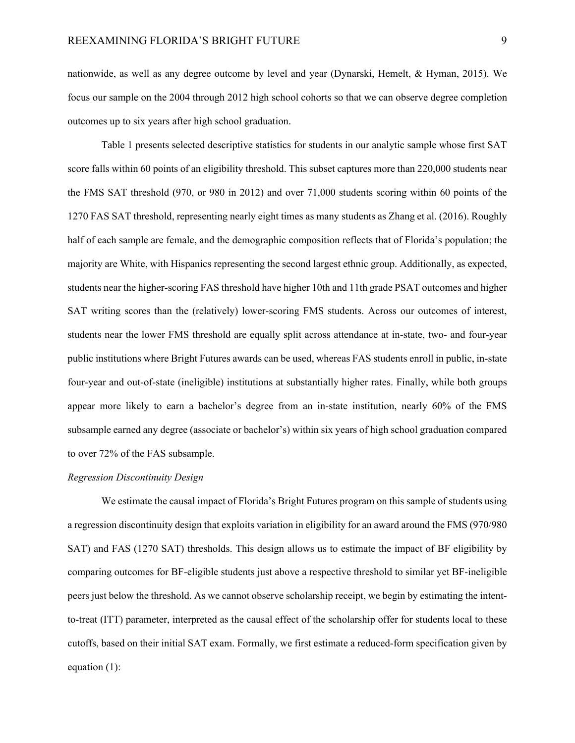nationwide, as well as any degree outcome by level and year (Dynarski, Hemelt, & Hyman, 2015). We focus our sample on the 2004 through 2012 high school cohorts so that we can observe degree completion outcomes up to six years after high school graduation.

Table 1 presents selected descriptive statistics for students in our analytic sample whose first SAT score falls within 60 points of an eligibility threshold. This subset captures more than 220,000 students near the FMS SAT threshold (970, or 980 in 2012) and over 71,000 students scoring within 60 points of the 1270 FAS SAT threshold, representing nearly eight times as many students as Zhang et al. (2016). Roughly half of each sample are female, and the demographic composition reflects that of Florida's population; the majority are White, with Hispanics representing the second largest ethnic group. Additionally, as expected, students near the higher-scoring FAS threshold have higher 10th and 11th grade PSAT outcomes and higher SAT writing scores than the (relatively) lower-scoring FMS students. Across our outcomes of interest, students near the lower FMS threshold are equally split across attendance at in-state, two- and four-year public institutions where Bright Futures awards can be used, whereas FAS students enroll in public, in-state four-year and out-of-state (ineligible) institutions at substantially higher rates. Finally, while both groups appear more likely to earn a bachelor's degree from an in-state institution, nearly 60% of the FMS subsample earned any degree (associate or bachelor's) within six years of high school graduation compared to over 72% of the FAS subsample.

*Regression Discontinuity Design*

We estimate the causal impact of Florida's Bright Futures program on this sample of students using a regression discontinuity design that exploits variation in eligibility for an award around the FMS (970/980 SAT) and FAS (1270 SAT) thresholds. This design allows us to estimate the impact of BF eligibility by comparing outcomes for BF-eligible students just above a respective threshold to similar yet BF-ineligible peers just below the threshold. As we cannot observe scholarship receipt, we begin by estimating the intent-to-treat (ITT) parameter, interpreted as the causal effect of the scholarship offer for students local to these cutoffs, based on their initial SAT exam. Formally, we first estimate a reduced-form specification given by equation (1):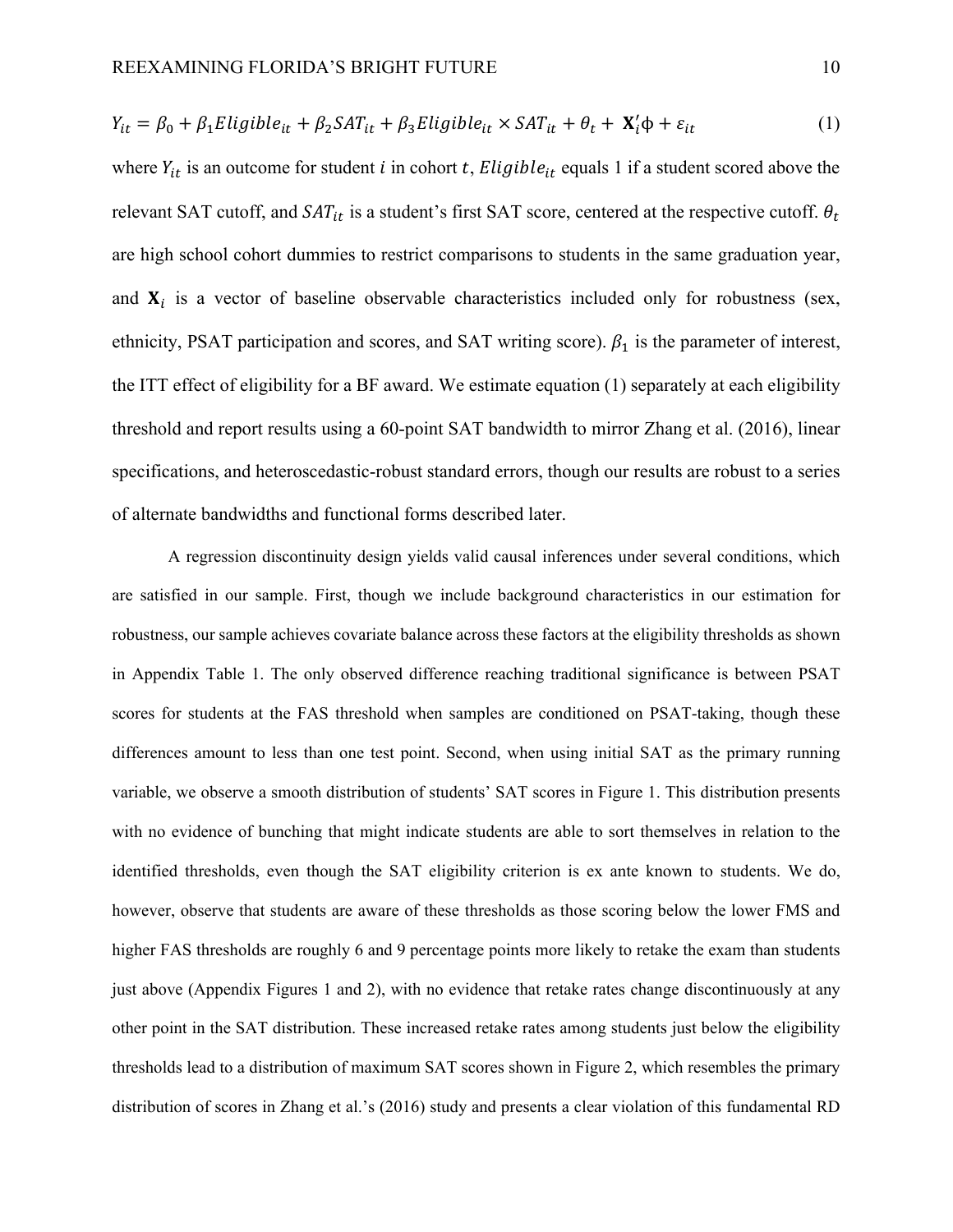$$Y_{it} = \beta_0 + \beta_1 Eligible_{it} + \beta_2 SAT_{it} + \beta_3 Eligible_{it} \times SAT_{it} + \theta_t + \mathbf{X}_i'\phi + \varepsilon_{it} \tag{1}$$

where $Y_{it}$ is an outcome for student $i$ in cohort $t$, $Eligible_{it}$ equals 1 if a student scored above the relevant SAT cutoff, and $SAT_{it}$ is a student's first SAT score, centered at the respective cutoff. $\theta_t$ are high school cohort dummies to restrict comparisons to students in the same graduation year, and $\mathbf{X}_i$ is a vector of baseline observable characteristics included only for robustness (sex, ethnicity, PSAT participation and scores, and SAT writing score). $\beta_1$ is the parameter of interest, the ITT effect of eligibility for a BF award. We estimate equation (1) separately at each eligibility threshold and report results using a 60-point SAT bandwidth to mirror Zhang et al. (2016), linear specifications, and heteroscedastic-robust standard errors, though our results are robust to a series of alternate bandwidths and functional forms described later.

A regression discontinuity design yields valid causal inferences under several conditions, which are satisfied in our sample. First, though we include background characteristics in our estimation for robustness, our sample achieves covariate balance across these factors at the eligibility thresholds as shown in Appendix Table 1. The only observed difference reaching traditional significance is between PSAT scores for students at the FAS threshold when samples are conditioned on PSAT-taking, though these differences amount to less than one test point. Second, when using initial SAT as the primary running variable, we observe a smooth distribution of students' SAT scores in Figure 1. This distribution presents with no evidence of bunching that might indicate students are able to sort themselves in relation to the identified thresholds, even though the SAT eligibility criterion is ex ante known to students. We do, however, observe that students are aware of these thresholds as those scoring below the lower FMS and higher FAS thresholds are roughly 6 and 9 percentage points more likely to retake the exam than students just above (Appendix Figures 1 and 2), with no evidence that retake rates change discontinuously at any other point in the SAT distribution. These increased retake rates among students just below the eligibility thresholds lead to a distribution of maximum SAT scores shown in Figure 2, which resembles the primary distribution of scores in Zhang et al.'s (2016) study and presents a clear violation of this fundamental RD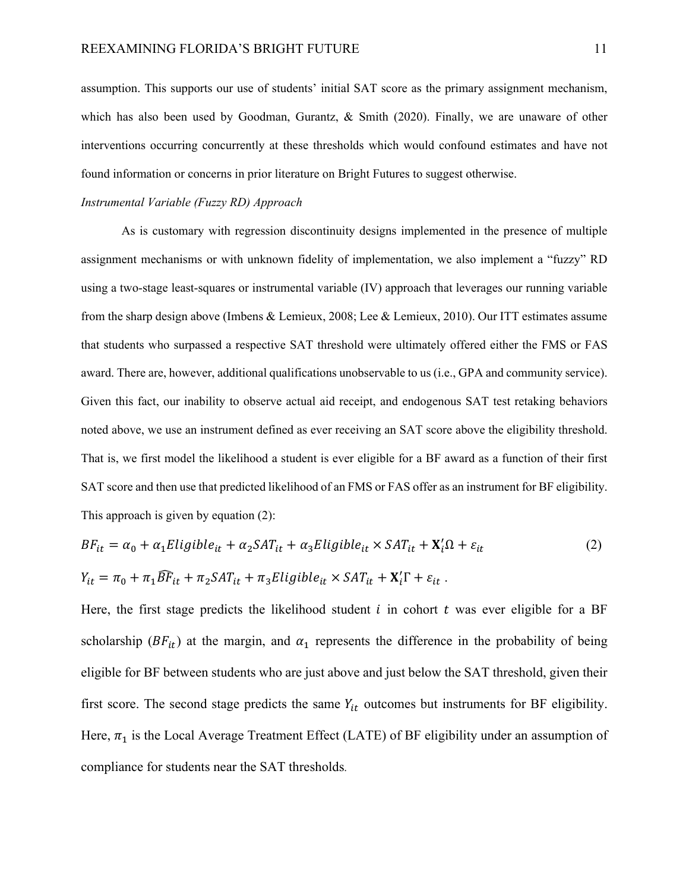assumption. This supports our use of students' initial SAT score as the primary assignment mechanism, which has also been used by Goodman, Gurantz, & Smith (2020). Finally, we are unaware of other interventions occurring concurrently at these thresholds which would confound estimates and have not found information or concerns in prior literature on Bright Futures to suggest otherwise.

*Instrumental Variable (Fuzzy RD) Approach*

As is customary with regression discontinuity designs implemented in the presence of multiple assignment mechanisms or with unknown fidelity of implementation, we also implement a "fuzzy" RD using a two-stage least-squares or instrumental variable (IV) approach that leverages our running variable from the sharp design above (Imbens & Lemieux, 2008; Lee & Lemieux, 2010). Our ITT estimates assume that students who surpassed a respective SAT threshold were ultimately offered either the FMS or FAS award. There are, however, additional qualifications unobservable to us (i.e., GPA and community service). Given this fact, our inability to observe actual aid receipt, and endogenous SAT test retaking behaviors noted above, we use an instrument defined as ever receiving an SAT score above the eligibility threshold. That is, we first model the likelihood a student is ever eligible for a BF award as a function of their first SAT score and then use that predicted likelihood of an FMS or FAS offer as an instrument for BF eligibility. This approach is given by equation (2):

$$BF_{it} = \alpha_0 + \alpha_1 Eligible_{it} + \alpha_2 SAT_{it} + \alpha_3 Eligible_{it} \times SAT_{it} + \mathbf{X}_i'\Omega + \varepsilon_{it} \tag{2}$$

$$Y_{it} = \pi_0 + \pi_1 \widehat{BF}_{it} + \pi_2 SAT_{it} + \pi_3 Eligible_{it} \times SAT_{it} + \mathbf{X}_i'\Gamma + \varepsilon_{it} \; .$$

Here, the first stage predicts the likelihood student $i$ in cohort $t$ was ever eligible for a BF scholarship ($BF_{it}$) at the margin, and $\alpha_1$ represents the difference in the probability of being eligible for BF between students who are just above and just below the SAT threshold, given their first score. The second stage predicts the same $Y_{it}$ outcomes but instruments for BF eligibility. Here, $\pi_1$ is the Local Average Treatment Effect (LATE) of BF eligibility under an assumption of compliance for students near the SAT thresholds.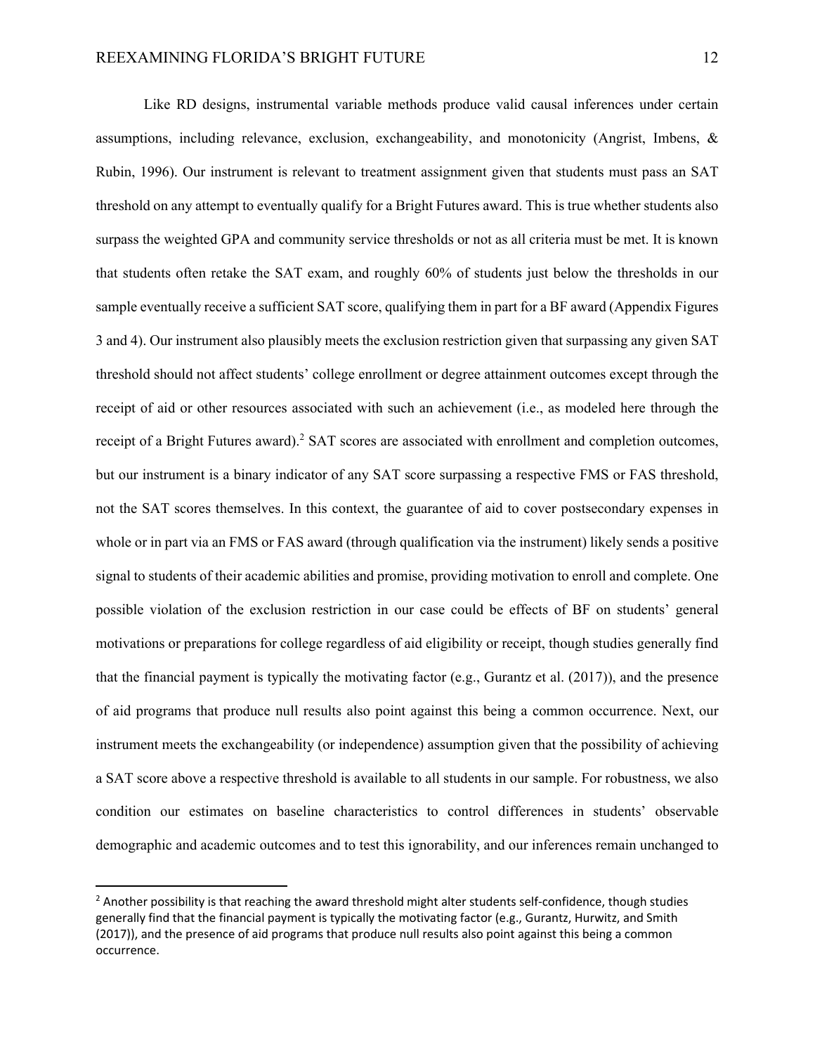Like RD designs, instrumental variable methods produce valid causal inferences under certain assumptions, including relevance, exclusion, exchangeability, and monotonicity (Angrist, Imbens, & Rubin, 1996). Our instrument is relevant to treatment assignment given that students must pass an SAT threshold on any attempt to eventually qualify for a Bright Futures award. This is true whether students also surpass the weighted GPA and community service thresholds or not as all criteria must be met. It is known that students often retake the SAT exam, and roughly 60% of students just below the thresholds in our sample eventually receive a sufficient SAT score, qualifying them in part for a BF award (Appendix Figures 3 and 4). Our instrument also plausibly meets the exclusion restriction given that surpassing any given SAT threshold should not affect students' college enrollment or degree attainment outcomes except through the receipt of aid or other resources associated with such an achievement (i.e., as modeled here through the receipt of a Bright Futures award).[2] SAT scores are associated with enrollment and completion outcomes, but our instrument is a binary indicator of any SAT score surpassing a respective FMS or FAS threshold, not the SAT scores themselves. In this context, the guarantee of aid to cover postsecondary expenses in whole or in part via an FMS or FAS award (through qualification via the instrument) likely sends a positive signal to students of their academic abilities and promise, providing motivation to enroll and complete. One possible violation of the exclusion restriction in our case could be effects of BF on students' general motivations or preparations for college regardless of aid eligibility or receipt, though studies generally find that the financial payment is typically the motivating factor (e.g., Gurantz et al. (2017)), and the presence of aid programs that produce null results also point against this being a common occurrence. Next, our instrument meets the exchangeability (or independence) assumption given that the possibility of achieving a SAT score above a respective threshold is available to all students in our sample. For robustness, we also condition our estimates on baseline characteristics to control differences in students' observable demographic and academic outcomes and to test this ignorability, and our inferences remain unchanged to

[2] Another possibility is that reaching the award threshold might alter students self-confidence, though studies generally find that the financial payment is typically the motivating factor (e.g., Gurantz, Hurwitz, and Smith (2017)), and the presence of aid programs that produce null results also point against this being a common occurrence.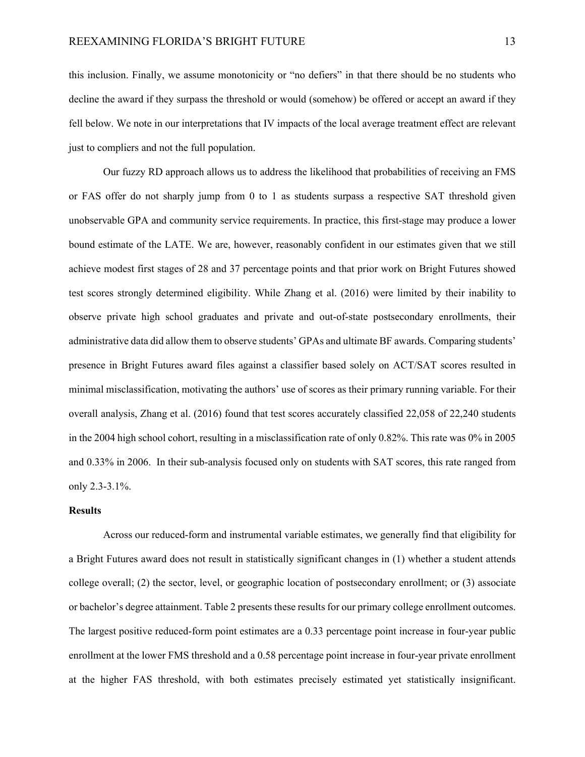this inclusion. Finally, we assume monotonicity or "no defiers" in that there should be no students who decline the award if they surpass the threshold or would (somehow) be offered or accept an award if they fell below. We note in our interpretations that IV impacts of the local average treatment effect are relevant just to compliers and not the full population.

Our fuzzy RD approach allows us to address the likelihood that probabilities of receiving an FMS or FAS offer do not sharply jump from 0 to 1 as students surpass a respective SAT threshold given unobservable GPA and community service requirements. In practice, this first-stage may produce a lower bound estimate of the LATE. We are, however, reasonably confident in our estimates given that we still achieve modest first stages of 28 and 37 percentage points and that prior work on Bright Futures showed test scores strongly determined eligibility. While Zhang et al. (2016) were limited by their inability to observe private high school graduates and private and out-of-state postsecondary enrollments, their administrative data did allow them to observe students' GPAs and ultimate BF awards. Comparing students' presence in Bright Futures award files against a classifier based solely on ACT/SAT scores resulted in minimal misclassification, motivating the authors' use of scores as their primary running variable. For their overall analysis, Zhang et al. (2016) found that test scores accurately classified 22,058 of 22,240 students in the 2004 high school cohort, resulting in a misclassification rate of only 0.82%. This rate was 0% in 2005 and 0.33% in 2006. In their sub-analysis focused only on students with SAT scores, this rate ranged from only 2.3-3.1%.

## Results

Across our reduced-form and instrumental variable estimates, we generally find that eligibility for a Bright Futures award does not result in statistically significant changes in (1) whether a student attends college overall; (2) the sector, level, or geographic location of postsecondary enrollment; or (3) associate or bachelor's degree attainment. Table 2 presents these results for our primary college enrollment outcomes. The largest positive reduced-form point estimates are a 0.33 percentage point increase in four-year public enrollment at the lower FMS threshold and a 0.58 percentage point increase in four-year private enrollment at the higher FAS threshold, with both estimates precisely estimated yet statistically insignificant.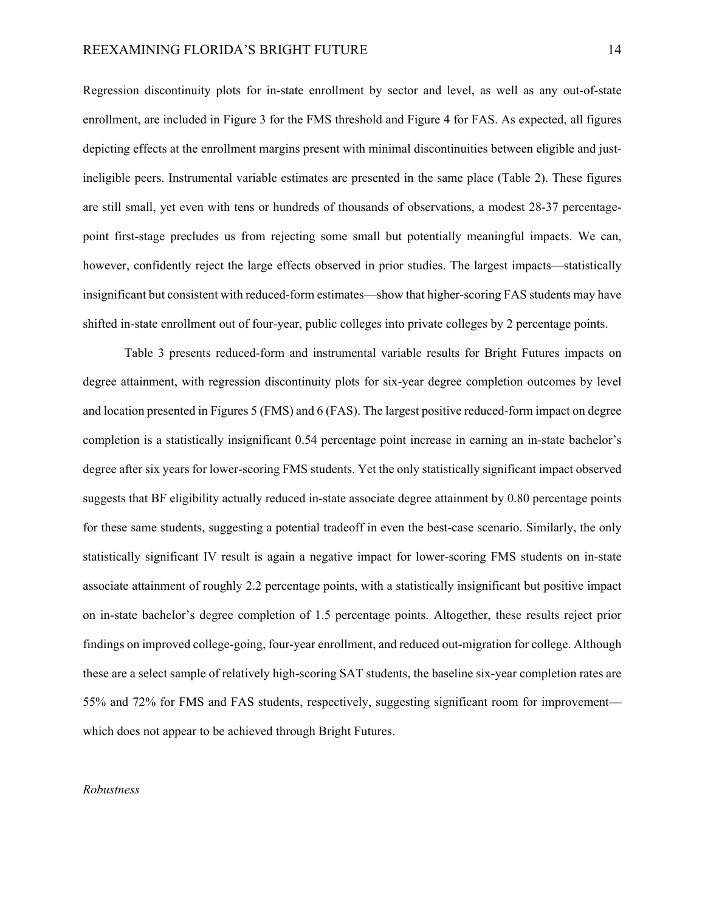Regression discontinuity plots for in-state enrollment by sector and level, as well as any out-of-state enrollment, are included in Figure 3 for the FMS threshold and Figure 4 for FAS. As expected, all figures depicting effects at the enrollment margins present with minimal discontinuities between eligible and just-ineligible peers. Instrumental variable estimates are presented in the same place (Table 2). These figures are still small, yet even with tens or hundreds of thousands of observations, a modest 28-37 percentage-point first-stage precludes us from rejecting some small but potentially meaningful impacts. We can, however, confidently reject the large effects observed in prior studies. The largest impacts—statistically insignificant but consistent with reduced-form estimates—show that higher-scoring FAS students may have shifted in-state enrollment out of four-year, public colleges into private colleges by 2 percentage points.

Table 3 presents reduced-form and instrumental variable results for Bright Futures impacts on degree attainment, with regression discontinuity plots for six-year degree completion outcomes by level and location presented in Figures 5 (FMS) and 6 (FAS). The largest positive reduced-form impact on degree completion is a statistically insignificant 0.54 percentage point increase in earning an in-state bachelor's degree after six years for lower-scoring FMS students. Yet the only statistically significant impact observed suggests that BF eligibility actually reduced in-state associate degree attainment by 0.80 percentage points for these same students, suggesting a potential tradeoff in even the best-case scenario. Similarly, the only statistically significant IV result is again a negative impact for lower-scoring FMS students on in-state associate attainment of roughly 2.2 percentage points, with a statistically insignificant but positive impact on in-state bachelor's degree completion of 1.5 percentage points. Altogether, these results reject prior findings on improved college-going, four-year enrollment, and reduced out-migration for college. Although these are a select sample of relatively high-scoring SAT students, the baseline six-year completion rates are 55% and 72% for FMS and FAS students, respectively, suggesting significant room for improvement—which does not appear to be achieved through Bright Futures.

*Robustness*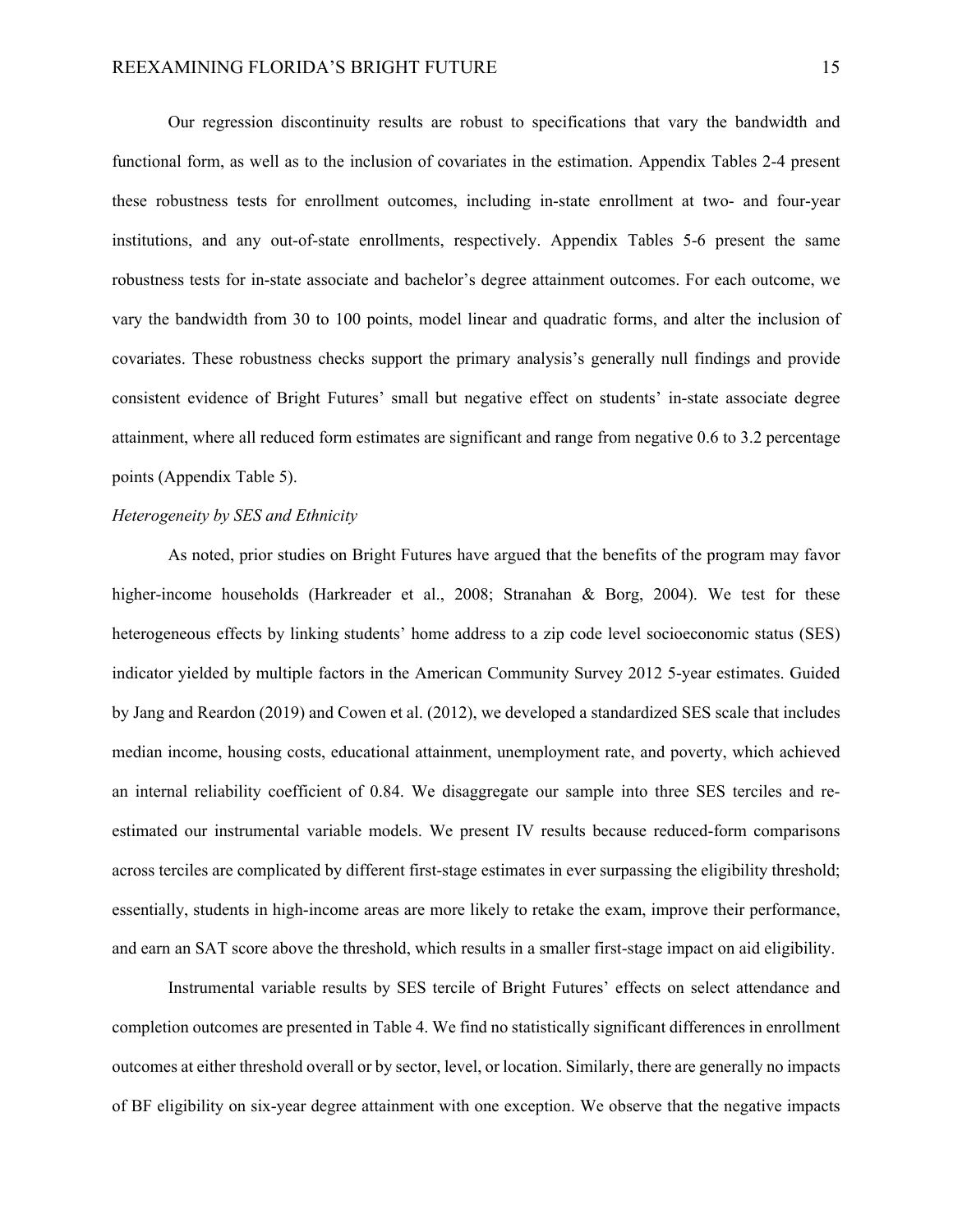Our regression discontinuity results are robust to specifications that vary the bandwidth and functional form, as well as to the inclusion of covariates in the estimation. Appendix Tables 2-4 present these robustness tests for enrollment outcomes, including in-state enrollment at two- and four-year institutions, and any out-of-state enrollments, respectively. Appendix Tables 5-6 present the same robustness tests for in-state associate and bachelor's degree attainment outcomes. For each outcome, we vary the bandwidth from 30 to 100 points, model linear and quadratic forms, and alter the inclusion of covariates. These robustness checks support the primary analysis's generally null findings and provide consistent evidence of Bright Futures' small but negative effect on students' in-state associate degree attainment, where all reduced form estimates are significant and range from negative 0.6 to 3.2 percentage points (Appendix Table 5).

*Heterogeneity by SES and Ethnicity*

As noted, prior studies on Bright Futures have argued that the benefits of the program may favor higher-income households (Harkreader et al., 2008; Stranahan & Borg, 2004). We test for these heterogeneous effects by linking students' home address to a zip code level socioeconomic status (SES) indicator yielded by multiple factors in the American Community Survey 2012 5-year estimates. Guided by Jang and Reardon (2019) and Cowen et al. (2012), we developed a standardized SES scale that includes median income, housing costs, educational attainment, unemployment rate, and poverty, which achieved an internal reliability coefficient of 0.84. We disaggregate our sample into three SES terciles and re-estimated our instrumental variable models. We present IV results because reduced-form comparisons across terciles are complicated by different first-stage estimates in ever surpassing the eligibility threshold; essentially, students in high-income areas are more likely to retake the exam, improve their performance, and earn an SAT score above the threshold, which results in a smaller first-stage impact on aid eligibility.

Instrumental variable results by SES tercile of Bright Futures' effects on select attendance and completion outcomes are presented in Table 4. We find no statistically significant differences in enrollment outcomes at either threshold overall or by sector, level, or location. Similarly, there are generally no impacts of BF eligibility on six-year degree attainment with one exception. We observe that the negative impacts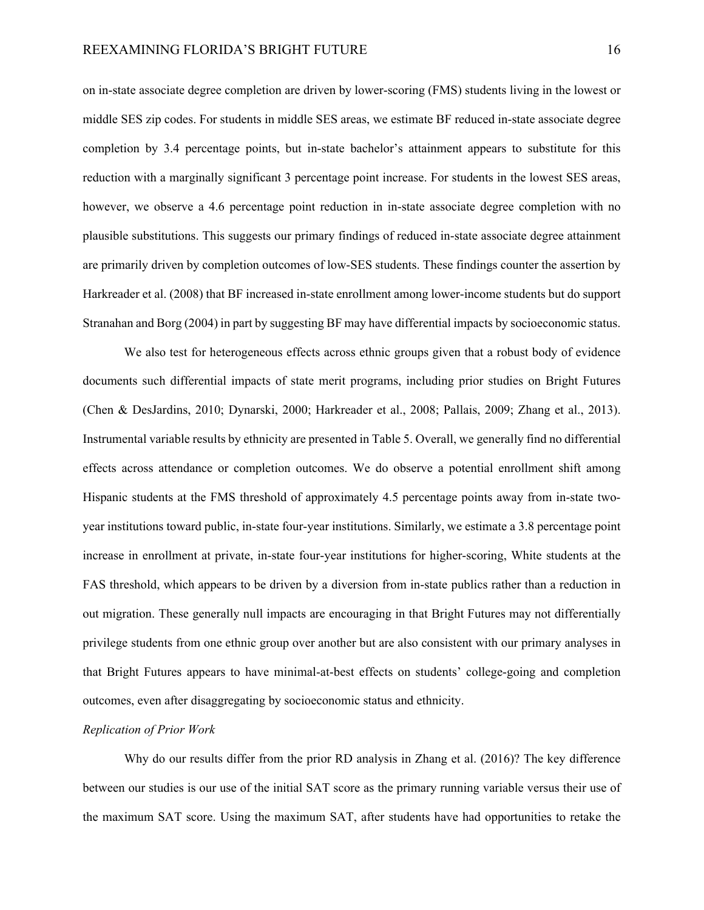on in-state associate degree completion are driven by lower-scoring (FMS) students living in the lowest or middle SES zip codes. For students in middle SES areas, we estimate BF reduced in-state associate degree completion by 3.4 percentage points, but in-state bachelor's attainment appears to substitute for this reduction with a marginally significant 3 percentage point increase. For students in the lowest SES areas, however, we observe a 4.6 percentage point reduction in in-state associate degree completion with no plausible substitutions. This suggests our primary findings of reduced in-state associate degree attainment are primarily driven by completion outcomes of low-SES students. These findings counter the assertion by Harkreader et al. (2008) that BF increased in-state enrollment among lower-income students but do support Stranahan and Borg (2004) in part by suggesting BF may have differential impacts by socioeconomic status.

We also test for heterogeneous effects across ethnic groups given that a robust body of evidence documents such differential impacts of state merit programs, including prior studies on Bright Futures (Chen & DesJardins, 2010; Dynarski, 2000; Harkreader et al., 2008; Pallais, 2009; Zhang et al., 2013). Instrumental variable results by ethnicity are presented in Table 5. Overall, we generally find no differential effects across attendance or completion outcomes. We do observe a potential enrollment shift among Hispanic students at the FMS threshold of approximately 4.5 percentage points away from in-state two-year institutions toward public, in-state four-year institutions. Similarly, we estimate a 3.8 percentage point increase in enrollment at private, in-state four-year institutions for higher-scoring, White students at the FAS threshold, which appears to be driven by a diversion from in-state publics rather than a reduction in out migration. These generally null impacts are encouraging in that Bright Futures may not differentially privilege students from one ethnic group over another but are also consistent with our primary analyses in that Bright Futures appears to have minimal-at-best effects on students' college-going and completion outcomes, even after disaggregating by socioeconomic status and ethnicity.

*Replication of Prior Work*

Why do our results differ from the prior RD analysis in Zhang et al. (2016)? The key difference between our studies is our use of the initial SAT score as the primary running variable versus their use of the maximum SAT score. Using the maximum SAT, after students have had opportunities to retake the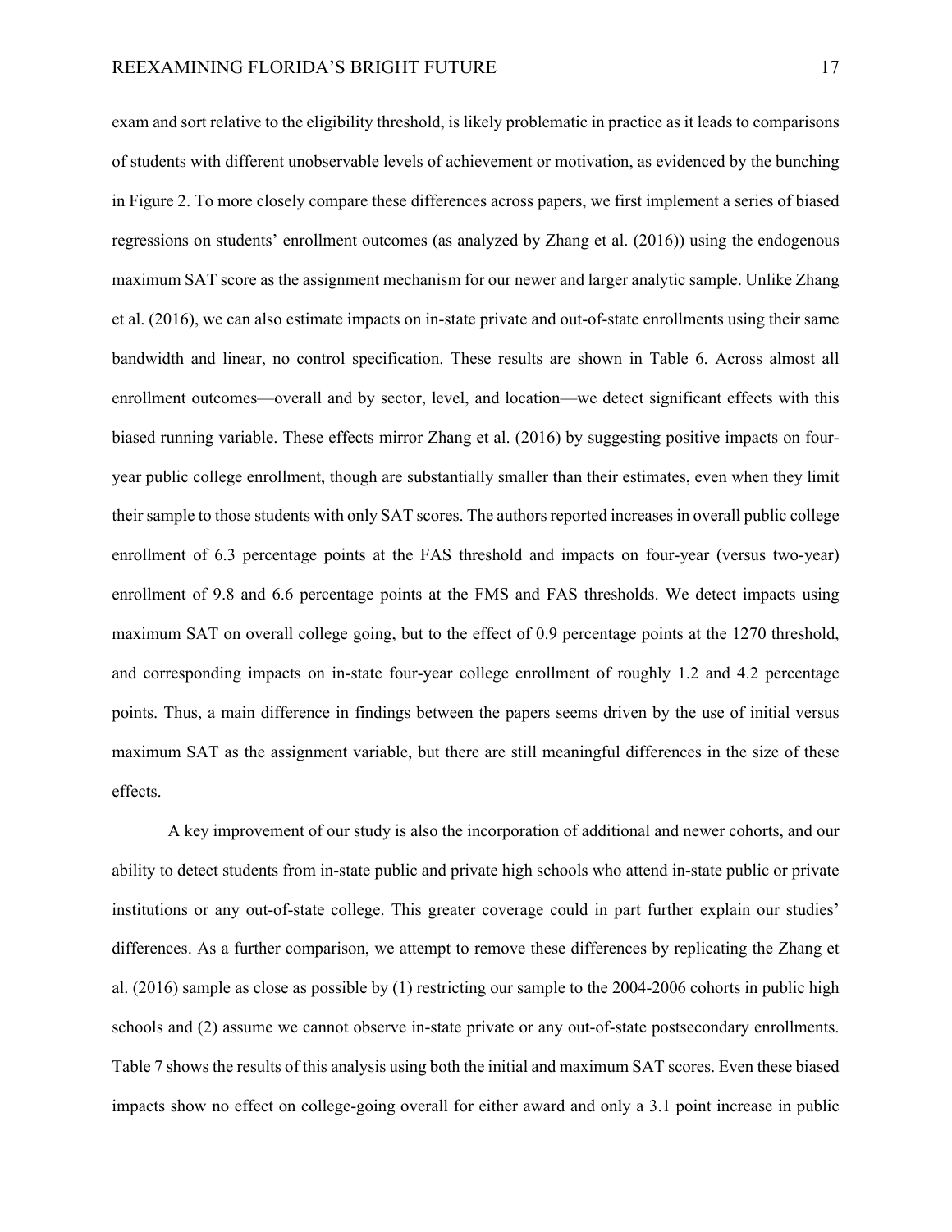exam and sort relative to the eligibility threshold, is likely problematic in practice as it leads to comparisons of students with different unobservable levels of achievement or motivation, as evidenced by the bunching in Figure 2. To more closely compare these differences across papers, we first implement a series of biased regressions on students' enrollment outcomes (as analyzed by Zhang et al. (2016)) using the endogenous maximum SAT score as the assignment mechanism for our newer and larger analytic sample. Unlike Zhang et al. (2016), we can also estimate impacts on in-state private and out-of-state enrollments using their same bandwidth and linear, no control specification. These results are shown in Table 6. Across almost all enrollment outcomes—overall and by sector, level, and location—we detect significant effects with this biased running variable. These effects mirror Zhang et al. (2016) by suggesting positive impacts on four-year public college enrollment, though are substantially smaller than their estimates, even when they limit their sample to those students with only SAT scores. The authors reported increases in overall public college enrollment of 6.3 percentage points at the FAS threshold and impacts on four-year (versus two-year) enrollment of 9.8 and 6.6 percentage points at the FMS and FAS thresholds. We detect impacts using maximum SAT on overall college going, but to the effect of 0.9 percentage points at the 1270 threshold, and corresponding impacts on in-state four-year college enrollment of roughly 1.2 and 4.2 percentage points. Thus, a main difference in findings between the papers seems driven by the use of initial versus maximum SAT as the assignment variable, but there are still meaningful differences in the size of these effects.

A key improvement of our study is also the incorporation of additional and newer cohorts, and our ability to detect students from in-state public and private high schools who attend in-state public or private institutions or any out-of-state college. This greater coverage could in part further explain our studies' differences. As a further comparison, we attempt to remove these differences by replicating the Zhang et al. (2016) sample as close as possible by (1) restricting our sample to the 2004-2006 cohorts in public high schools and (2) assume we cannot observe in-state private or any out-of-state postsecondary enrollments. Table 7 shows the results of this analysis using both the initial and maximum SAT scores. Even these biased impacts show no effect on college-going overall for either award and only a 3.1 point increase in public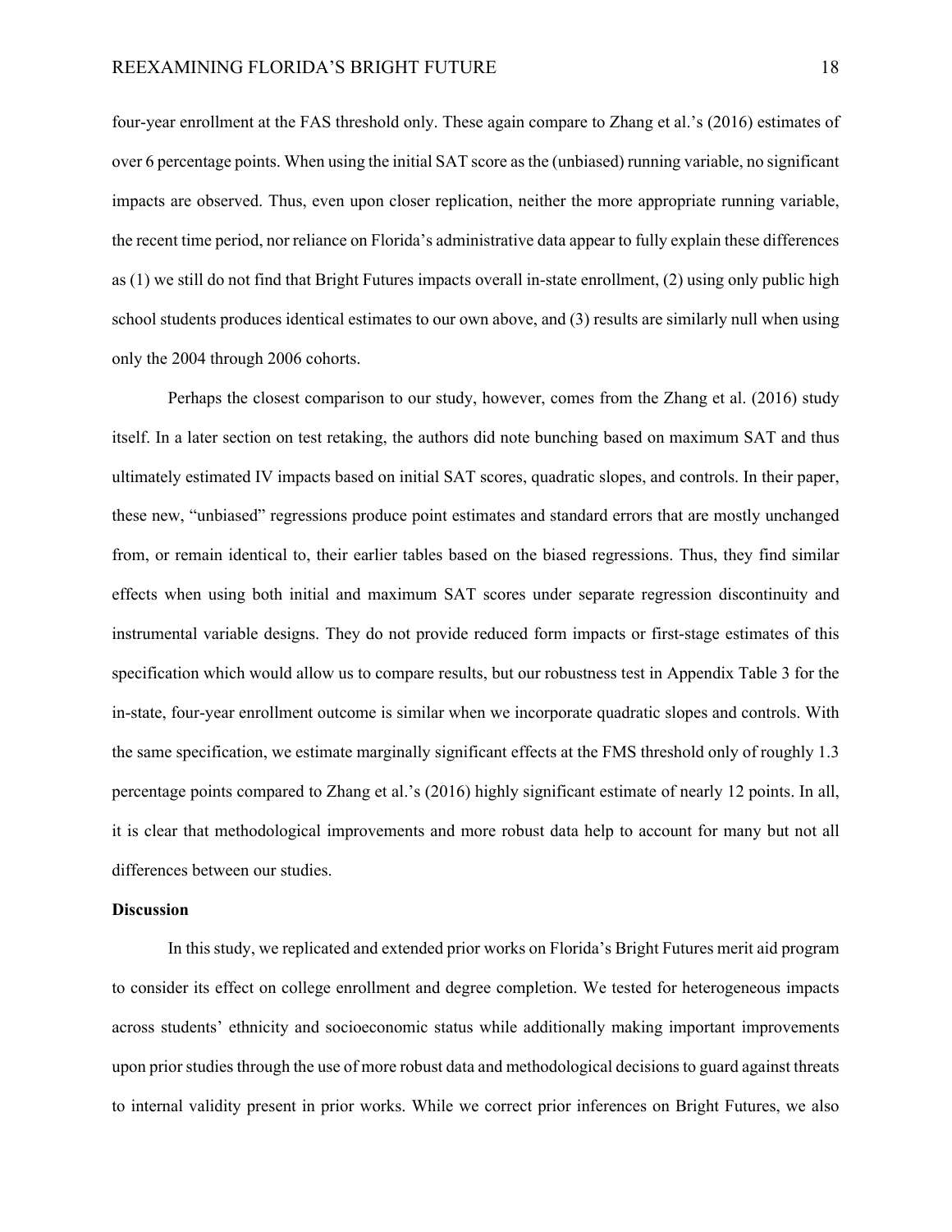four-year enrollment at the FAS threshold only. These again compare to Zhang et al.'s (2016) estimates of over 6 percentage points. When using the initial SAT score as the (unbiased) running variable, no significant impacts are observed. Thus, even upon closer replication, neither the more appropriate running variable, the recent time period, nor reliance on Florida's administrative data appear to fully explain these differences as (1) we still do not find that Bright Futures impacts overall in-state enrollment, (2) using only public high school students produces identical estimates to our own above, and (3) results are similarly null when using only the 2004 through 2006 cohorts.

Perhaps the closest comparison to our study, however, comes from the Zhang et al. (2016) study itself. In a later section on test retaking, the authors did note bunching based on maximum SAT and thus ultimately estimated IV impacts based on initial SAT scores, quadratic slopes, and controls. In their paper, these new, "unbiased" regressions produce point estimates and standard errors that are mostly unchanged from, or remain identical to, their earlier tables based on the biased regressions. Thus, they find similar effects when using both initial and maximum SAT scores under separate regression discontinuity and instrumental variable designs. They do not provide reduced form impacts or first-stage estimates of this specification which would allow us to compare results, but our robustness test in Appendix Table 3 for the in-state, four-year enrollment outcome is similar when we incorporate quadratic slopes and controls. With the same specification, we estimate marginally significant effects at the FMS threshold only of roughly 1.3 percentage points compared to Zhang et al.'s (2016) highly significant estimate of nearly 12 points. In all, it is clear that methodological improvements and more robust data help to account for many but not all differences between our studies.

## Discussion

In this study, we replicated and extended prior works on Florida's Bright Futures merit aid program to consider its effect on college enrollment and degree completion. We tested for heterogeneous impacts across students' ethnicity and socioeconomic status while additionally making important improvements upon prior studies through the use of more robust data and methodological decisions to guard against threats to internal validity present in prior works. While we correct prior inferences on Bright Futures, we also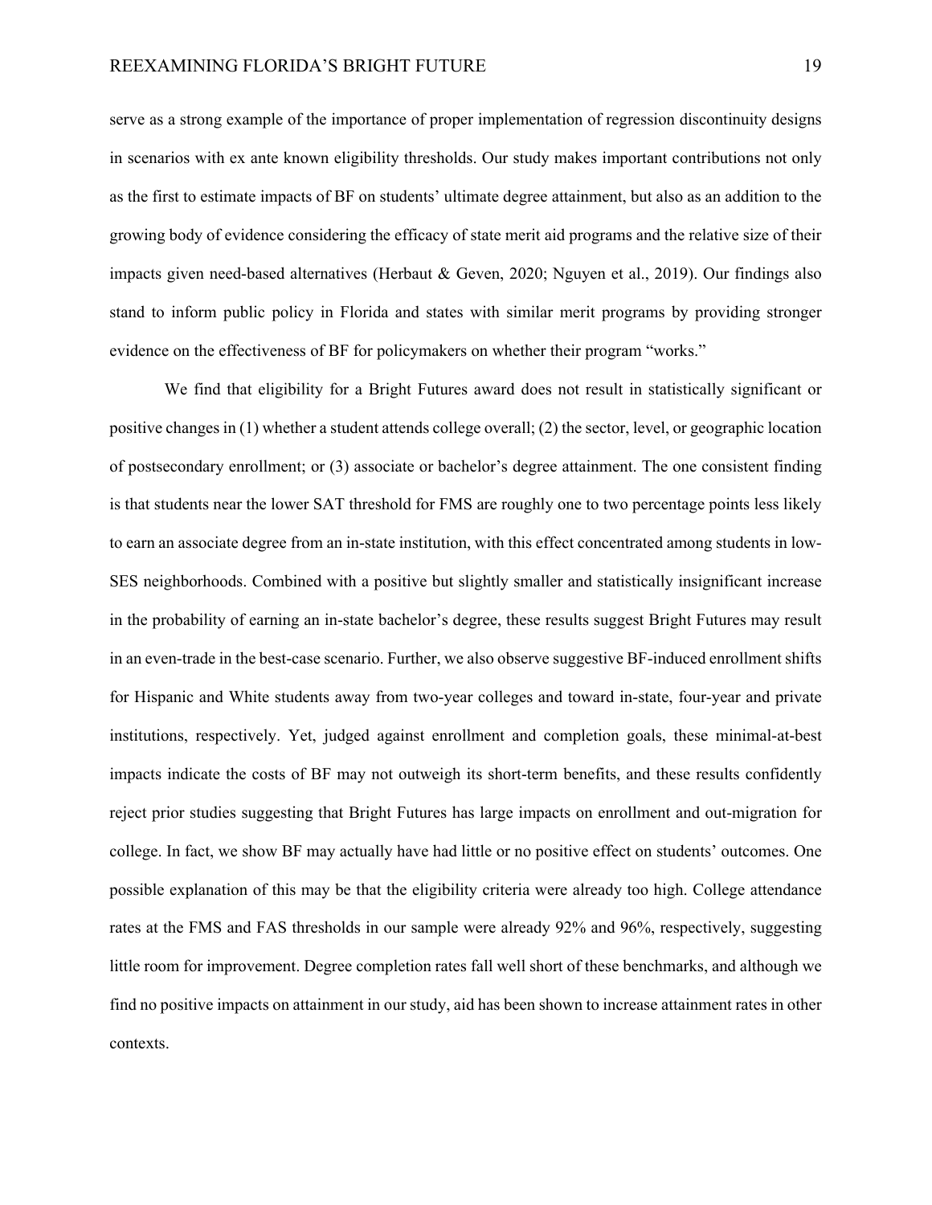serve as a strong example of the importance of proper implementation of regression discontinuity designs in scenarios with ex ante known eligibility thresholds. Our study makes important contributions not only as the first to estimate impacts of BF on students' ultimate degree attainment, but also as an addition to the growing body of evidence considering the efficacy of state merit aid programs and the relative size of their impacts given need-based alternatives (Herbaut & Geven, 2020; Nguyen et al., 2019). Our findings also stand to inform public policy in Florida and states with similar merit programs by providing stronger evidence on the effectiveness of BF for policymakers on whether their program "works."

We find that eligibility for a Bright Futures award does not result in statistically significant or positive changes in (1) whether a student attends college overall; (2) the sector, level, or geographic location of postsecondary enrollment; or (3) associate or bachelor's degree attainment. The one consistent finding is that students near the lower SAT threshold for FMS are roughly one to two percentage points less likely to earn an associate degree from an in-state institution, with this effect concentrated among students in low-SES neighborhoods. Combined with a positive but slightly smaller and statistically insignificant increase in the probability of earning an in-state bachelor's degree, these results suggest Bright Futures may result in an even-trade in the best-case scenario. Further, we also observe suggestive BF-induced enrollment shifts for Hispanic and White students away from two-year colleges and toward in-state, four-year and private institutions, respectively. Yet, judged against enrollment and completion goals, these minimal-at-best impacts indicate the costs of BF may not outweigh its short-term benefits, and these results confidently reject prior studies suggesting that Bright Futures has large impacts on enrollment and out-migration for college. In fact, we show BF may actually have had little or no positive effect on students' outcomes. One possible explanation of this may be that the eligibility criteria were already too high. College attendance rates at the FMS and FAS thresholds in our sample were already 92% and 96%, respectively, suggesting little room for improvement. Degree completion rates fall well short of these benchmarks, and although we find no positive impacts on attainment in our study, aid has been shown to increase attainment rates in other contexts.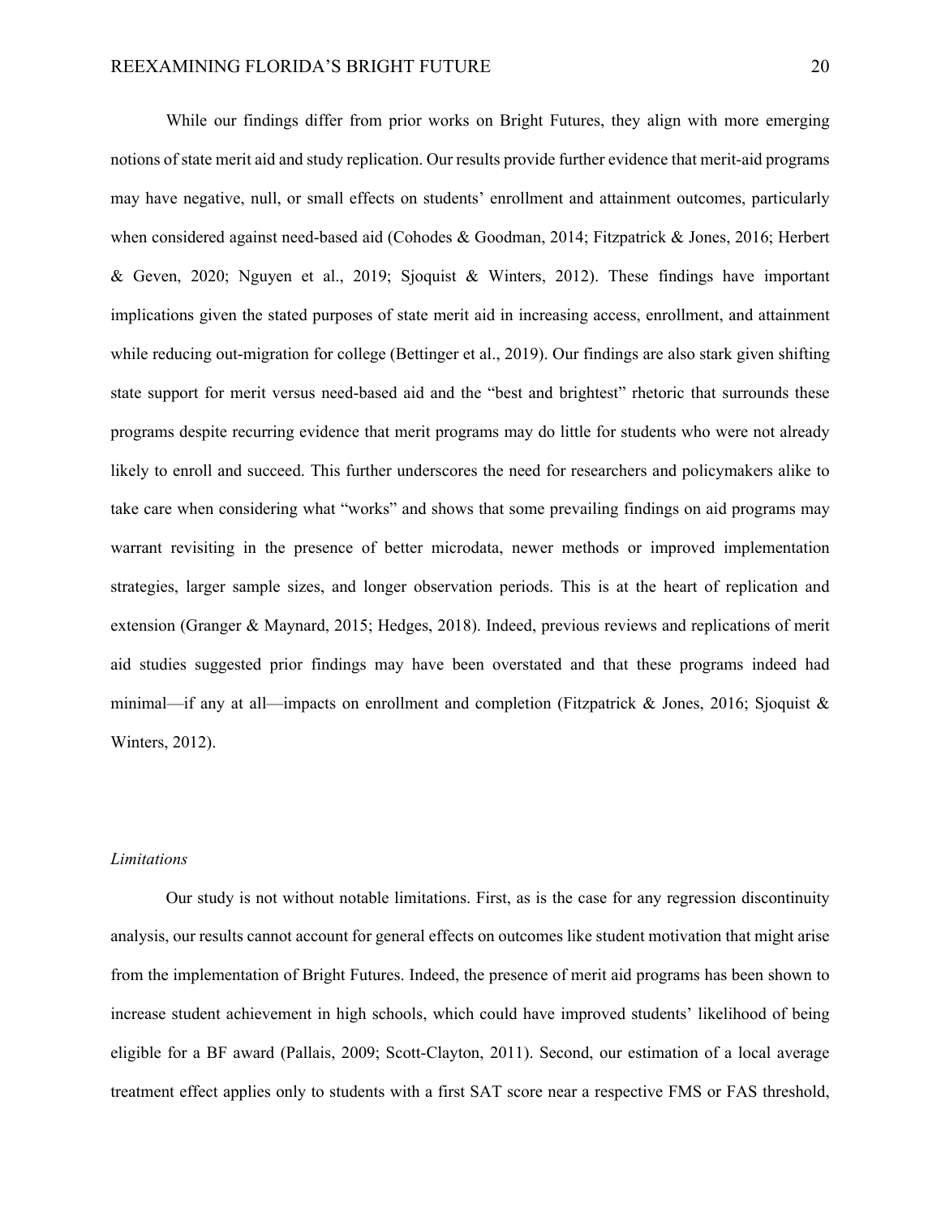While our findings differ from prior works on Bright Futures, they align with more emerging notions of state merit aid and study replication. Our results provide further evidence that merit-aid programs may have negative, null, or small effects on students' enrollment and attainment outcomes, particularly when considered against need-based aid (Cohodes & Goodman, 2014; Fitzpatrick & Jones, 2016; Herbert & Geven, 2020; Nguyen et al., 2019; Sjoquist & Winters, 2012). These findings have important implications given the stated purposes of state merit aid in increasing access, enrollment, and attainment while reducing out-migration for college (Bettinger et al., 2019). Our findings are also stark given shifting state support for merit versus need-based aid and the "best and brightest" rhetoric that surrounds these programs despite recurring evidence that merit programs may do little for students who were not already likely to enroll and succeed. This further underscores the need for researchers and policymakers alike to take care when considering what "works" and shows that some prevailing findings on aid programs may warrant revisiting in the presence of better microdata, newer methods or improved implementation strategies, larger sample sizes, and longer observation periods. This is at the heart of replication and extension (Granger & Maynard, 2015; Hedges, 2018). Indeed, previous reviews and replications of merit aid studies suggested prior findings may have been overstated and that these programs indeed had minimal—if any at all—impacts on enrollment and completion (Fitzpatrick & Jones, 2016; Sjoquist & Winters, 2012).

*Limitations*

Our study is not without notable limitations. First, as is the case for any regression discontinuity analysis, our results cannot account for general effects on outcomes like student motivation that might arise from the implementation of Bright Futures. Indeed, the presence of merit aid programs has been shown to increase student achievement in high schools, which could have improved students' likelihood of being eligible for a BF award (Pallais, 2009; Scott-Clayton, 2011). Second, our estimation of a local average treatment effect applies only to students with a first SAT score near a respective FMS or FAS threshold,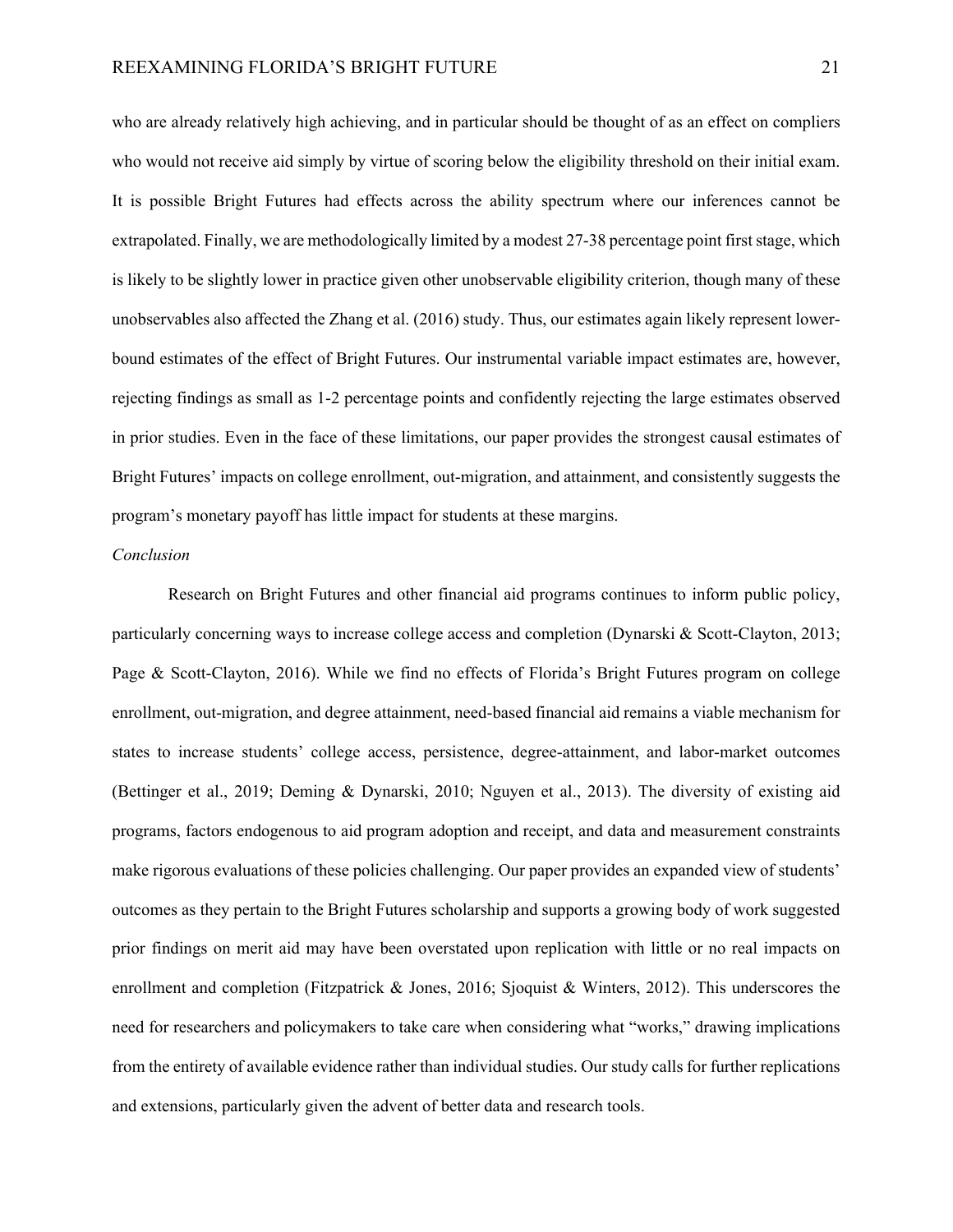who are already relatively high achieving, and in particular should be thought of as an effect on compliers who would not receive aid simply by virtue of scoring below the eligibility threshold on their initial exam. It is possible Bright Futures had effects across the ability spectrum where our inferences cannot be extrapolated. Finally, we are methodologically limited by a modest 27-38 percentage point first stage, which is likely to be slightly lower in practice given other unobservable eligibility criterion, though many of these unobservables also affected the Zhang et al. (2016) study. Thus, our estimates again likely represent lower-bound estimates of the effect of Bright Futures. Our instrumental variable impact estimates are, however, rejecting findings as small as 1-2 percentage points and confidently rejecting the large estimates observed in prior studies. Even in the face of these limitations, our paper provides the strongest causal estimates of Bright Futures' impacts on college enrollment, out-migration, and attainment, and consistently suggests the program's monetary payoff has little impact for students at these margins.

### *Conclusion*

Research on Bright Futures and other financial aid programs continues to inform public policy, particularly concerning ways to increase college access and completion (Dynarski & Scott-Clayton, 2013; Page & Scott-Clayton, 2016). While we find no effects of Florida's Bright Futures program on college enrollment, out-migration, and degree attainment, need-based financial aid remains a viable mechanism for states to increase students' college access, persistence, degree-attainment, and labor-market outcomes (Bettinger et al., 2019; Deming & Dynarski, 2010; Nguyen et al., 2013). The diversity of existing aid programs, factors endogenous to aid program adoption and receipt, and data and measurement constraints make rigorous evaluations of these policies challenging. Our paper provides an expanded view of students' outcomes as they pertain to the Bright Futures scholarship and supports a growing body of work suggested prior findings on merit aid may have been overstated upon replication with little or no real impacts on enrollment and completion (Fitzpatrick & Jones, 2016; Sjoquist & Winters, 2012). This underscores the need for researchers and policymakers to take care when considering what "works," drawing implications from the entirety of available evidence rather than individual studies. Our study calls for further replications and extensions, particularly given the advent of better data and research tools.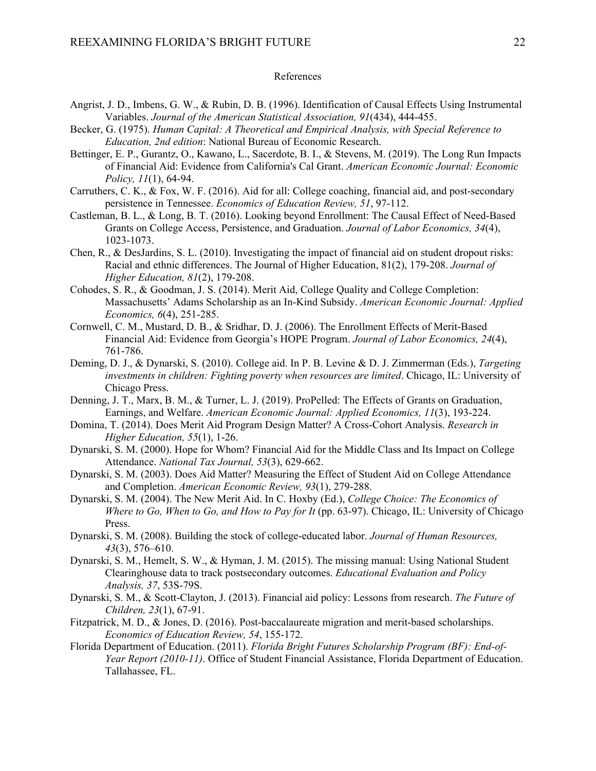References

Angrist, J. D., Imbens, G. W., & Rubin, D. B. (1996). Identification of Causal Effects Using Instrumental Variables. *Journal of the American Statistical Association, 91*(434), 444-455.

Becker, G. (1975). *Human Capital: A Theoretical and Empirical Analysis, with Special Reference to Education, 2nd edition*: National Bureau of Economic Research.

Bettinger, E. P., Gurantz, O., Kawano, L., Sacerdote, B. I., & Stevens, M. (2019). The Long Run Impacts of Financial Aid: Evidence from California's Cal Grant. *American Economic Journal: Economic Policy, 11*(1), 64-94.

Carruthers, C. K., & Fox, W. F. (2016). Aid for all: College coaching, financial aid, and post-secondary persistence in Tennessee. *Economics of Education Review, 51*, 97-112.

Castleman, B. L., & Long, B. T. (2016). Looking beyond Enrollment: The Causal Effect of Need-Based Grants on College Access, Persistence, and Graduation. *Journal of Labor Economics, 34*(4), 1023-1073.

Chen, R., & DesJardins, S. L. (2010). Investigating the impact of financial aid on student dropout risks: Racial and ethnic differences. The Journal of Higher Education, 81(2), 179-208. *Journal of Higher Education, 81*(2), 179-208.

Cohodes, S. R., & Goodman, J. S. (2014). Merit Aid, College Quality and College Completion: Massachusetts' Adams Scholarship as an In-Kind Subsidy. *American Economic Journal: Applied Economics, 6*(4), 251-285.

Cornwell, C. M., Mustard, D. B., & Sridhar, D. J. (2006). The Enrollment Effects of Merit-Based Financial Aid: Evidence from Georgia's HOPE Program. *Journal of Labor Economics, 24*(4), 761-786.

Deming, D. J., & Dynarski, S. (2010). College aid. In P. B. Levine & D. J. Zimmerman (Eds.), *Targeting investments in children: Fighting poverty when resources are limited*. Chicago, IL: University of Chicago Press.

Denning, J. T., Marx, B. M., & Turner, L. J. (2019). ProPelled: The Effects of Grants on Graduation, Earnings, and Welfare. *American Economic Journal: Applied Economics, 11*(3), 193-224.

Domina, T. (2014). Does Merit Aid Program Design Matter? A Cross-Cohort Analysis. *Research in Higher Education, 55*(1), 1-26.

Dynarski, S. M. (2000). Hope for Whom? Financial Aid for the Middle Class and Its Impact on College Attendance. *National Tax Journal, 53*(3), 629-662.

Dynarski, S. M. (2003). Does Aid Matter? Measuring the Effect of Student Aid on College Attendance and Completion. *American Economic Review, 93*(1), 279-288.

Dynarski, S. M. (2004). The New Merit Aid. In C. Hoxby (Ed.), *College Choice: The Economics of Where to Go, When to Go, and How to Pay for It* (pp. 63-97). Chicago, IL: University of Chicago Press.

Dynarski, S. M. (2008). Building the stock of college-educated labor. *Journal of Human Resources, 43*(3), 576–610.

Dynarski, S. M., Hemelt, S. W., & Hyman, J. M. (2015). The missing manual: Using National Student Clearinghouse data to track postsecondary outcomes. *Educational Evaluation and Policy Analysis, 37*, 53S-79S.

Dynarski, S. M., & Scott-Clayton, J. (2013). Financial aid policy: Lessons from research. *The Future of Children, 23*(1), 67-91.

Fitzpatrick, M. D., & Jones, D. (2016). Post-baccalaureate migration and merit-based scholarships. *Economics of Education Review, 54*, 155-172.

Florida Department of Education. (2011). *Florida Bright Futures Scholarship Program (BF): End-of-Year Report (2010-11)*. Office of Student Financial Assistance, Florida Department of Education. Tallahassee, FL.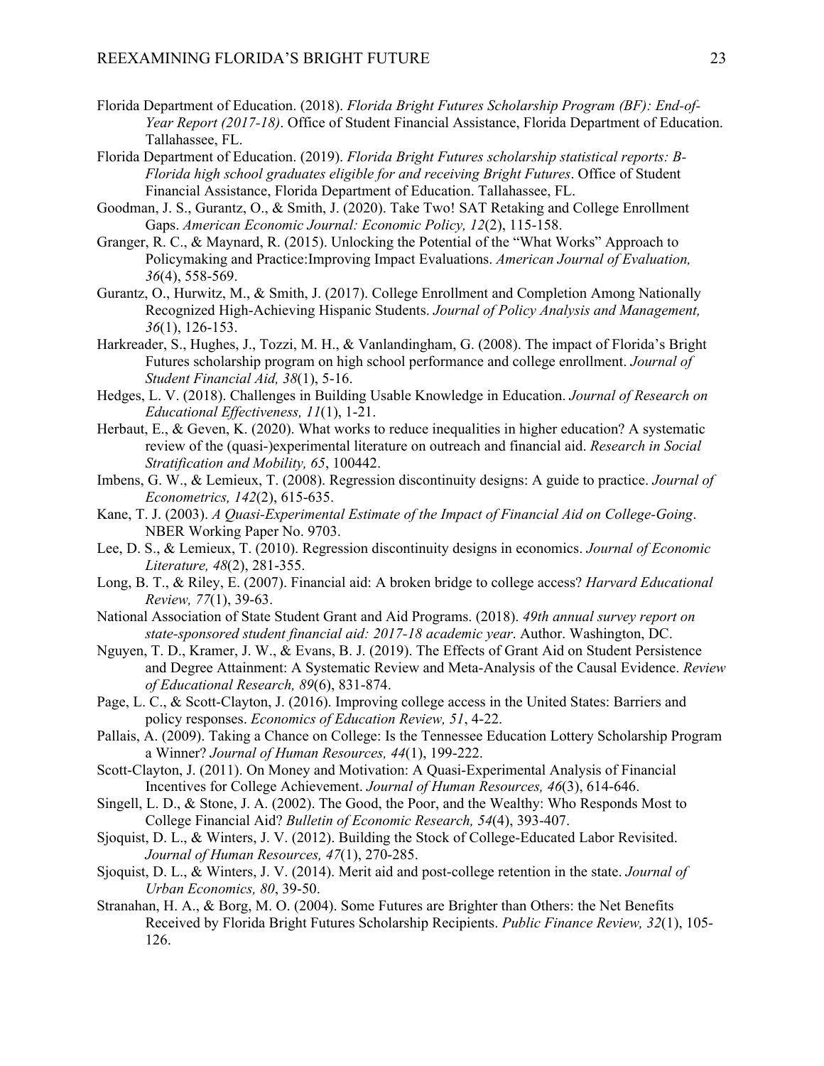Florida Department of Education. (2018). *Florida Bright Futures Scholarship Program (BF): End-of-Year Report (2017-18)*. Office of Student Financial Assistance, Florida Department of Education. Tallahassee, FL.

Florida Department of Education. (2019). *Florida Bright Futures scholarship statistical reports: B-Florida high school graduates eligible for and receiving Bright Futures*. Office of Student Financial Assistance, Florida Department of Education. Tallahassee, FL.

Goodman, J. S., Gurantz, O., & Smith, J. (2020). Take Two! SAT Retaking and College Enrollment Gaps. *American Economic Journal: Economic Policy, 12*(2), 115-158.

Granger, R. C., & Maynard, R. (2015). Unlocking the Potential of the "What Works" Approach to Policymaking and Practice:Improving Impact Evaluations. *American Journal of Evaluation, 36*(4), 558-569.

Gurantz, O., Hurwitz, M., & Smith, J. (2017). College Enrollment and Completion Among Nationally Recognized High-Achieving Hispanic Students. *Journal of Policy Analysis and Management, 36*(1), 126-153.

Harkreader, S., Hughes, J., Tozzi, M. H., & Vanlandingham, G. (2008). The impact of Florida's Bright Futures scholarship program on high school performance and college enrollment. *Journal of Student Financial Aid, 38*(1), 5-16.

Hedges, L. V. (2018). Challenges in Building Usable Knowledge in Education. *Journal of Research on Educational Effectiveness, 11*(1), 1-21.

Herbaut, E., & Geven, K. (2020). What works to reduce inequalities in higher education? A systematic review of the (quasi-)experimental literature on outreach and financial aid. *Research in Social Stratification and Mobility, 65*, 100442.

Imbens, G. W., & Lemieux, T. (2008). Regression discontinuity designs: A guide to practice. *Journal of Econometrics, 142*(2), 615-635.

Kane, T. J. (2003). *A Quasi-Experimental Estimate of the Impact of Financial Aid on College-Going*. NBER Working Paper No. 9703.

Lee, D. S., & Lemieux, T. (2010). Regression discontinuity designs in economics. *Journal of Economic Literature, 48*(2), 281-355.

Long, B. T., & Riley, E. (2007). Financial aid: A broken bridge to college access? *Harvard Educational Review, 77*(1), 39-63.

National Association of State Student Grant and Aid Programs. (2018). *49th annual survey report on state-sponsored student financial aid: 2017-18 academic year*. Author. Washington, DC.

Nguyen, T. D., Kramer, J. W., & Evans, B. J. (2019). The Effects of Grant Aid on Student Persistence and Degree Attainment: A Systematic Review and Meta-Analysis of the Causal Evidence. *Review of Educational Research, 89*(6), 831-874.

Page, L. C., & Scott-Clayton, J. (2016). Improving college access in the United States: Barriers and policy responses. *Economics of Education Review, 51*, 4-22.

Pallais, A. (2009). Taking a Chance on College: Is the Tennessee Education Lottery Scholarship Program a Winner? *Journal of Human Resources, 44*(1), 199-222.

Scott-Clayton, J. (2011). On Money and Motivation: A Quasi-Experimental Analysis of Financial Incentives for College Achievement. *Journal of Human Resources, 46*(3), 614-646.

Singell, L. D., & Stone, J. A. (2002). The Good, the Poor, and the Wealthy: Who Responds Most to College Financial Aid? *Bulletin of Economic Research, 54*(4), 393-407.

Sjoquist, D. L., & Winters, J. V. (2012). Building the Stock of College-Educated Labor Revisited. *Journal of Human Resources, 47*(1), 270-285.

Sjoquist, D. L., & Winters, J. V. (2014). Merit aid and post-college retention in the state. *Journal of Urban Economics, 80*, 39-50.

Stranahan, H. A., & Borg, M. O. (2004). Some Futures are Brighter than Others: the Net Benefits Received by Florida Bright Futures Scholarship Recipients. *Public Finance Review, 32*(1), 105-126.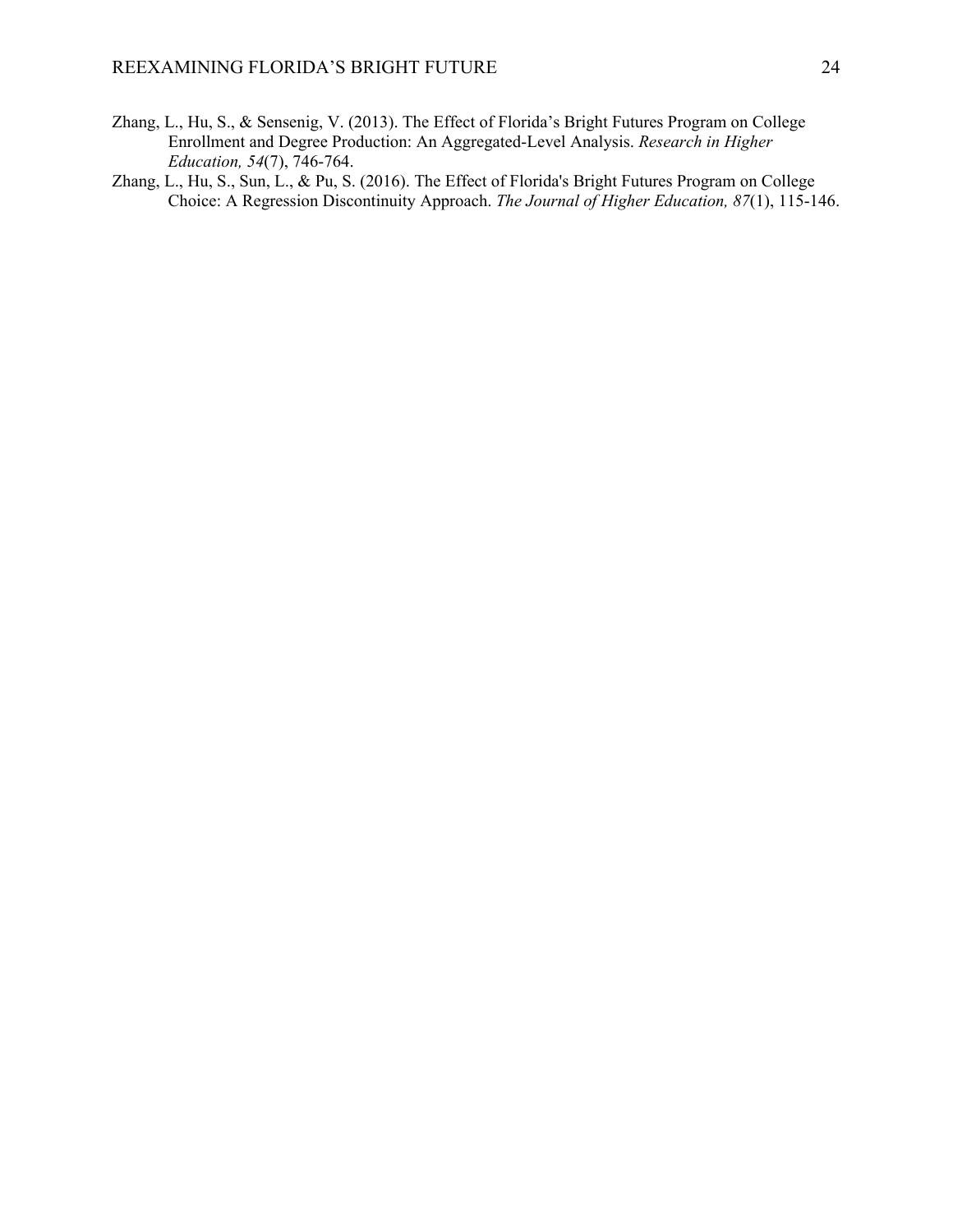Zhang, L., Hu, S., & Sensenig, V. (2013). The Effect of Florida's Bright Futures Program on College Enrollment and Degree Production: An Aggregated-Level Analysis. *Research in Higher Education, 54*(7), 746-764.

Zhang, L., Hu, S., Sun, L., & Pu, S. (2016). The Effect of Florida's Bright Futures Program on College Choice: A Regression Discontinuity Approach. *The Journal of Higher Education, 87*(1), 115-146.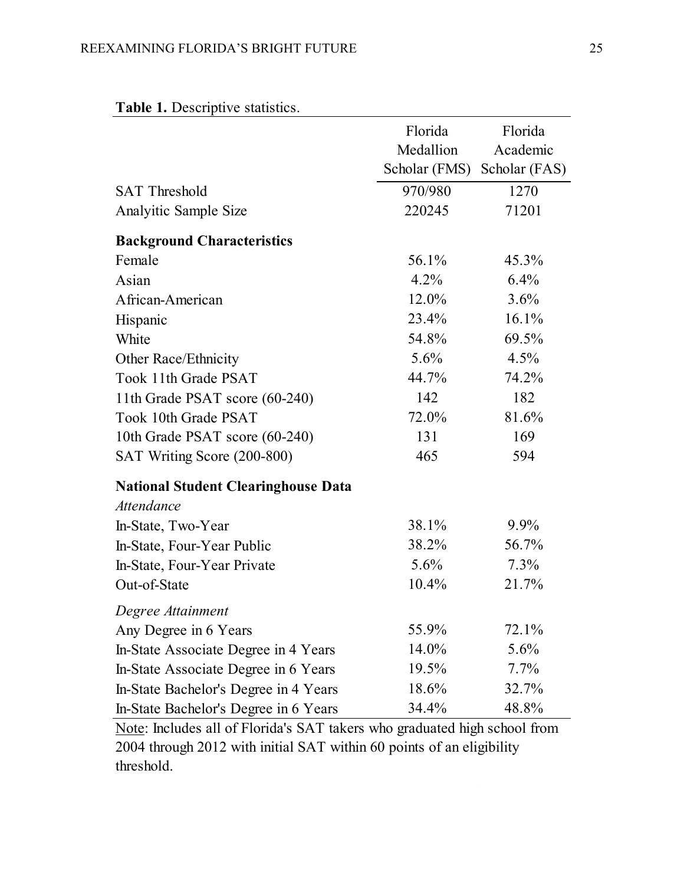**Table 1.** Descriptive statistics.

| | Florida Medallion Scholar (FMS) | Florida Academic Scholar (FAS) |
|---|---|---|
| SAT Threshold | 970/980 | 1270 |
| Analyitic Sample Size | 220245 | 71201 |
| **Background Characteristics** | | |
| Female | 56.1% | 45.3% |
| Asian | 4.2% | 6.4% |
| African-American | 12.0% | 3.6% |
| Hispanic | 23.4% | 16.1% |
| White | 54.8% | 69.5% |
| Other Race/Ethnicity | 5.6% | 4.5% |
| Took 11th Grade PSAT | 44.7% | 74.2% |
| 11th Grade PSAT score (60-240) | 142 | 182 |
| Took 10th Grade PSAT | 72.0% | 81.6% |
| 10th Grade PSAT score (60-240) | 131 | 169 |
| SAT Writing Score (200-800) | 465 | 594 |
| **National Student Clearinghouse Data** | | |
| *Attendance* | | |
| In-State, Two-Year | 38.1% | 9.9% |
| In-State, Four-Year Public | 38.2% | 56.7% |
| In-State, Four-Year Private | 5.6% | 7.3% |
| Out-of-State | 10.4% | 21.7% |
| *Degree Attainment* | | |
| Any Degree in 6 Years | 55.9% | 72.1% |
| In-State Associate Degree in 4 Years | 14.0% | 5.6% |
| In-State Associate Degree in 6 Years | 19.5% | 7.7% |
| In-State Bachelor's Degree in 4 Years | 18.6% | 32.7% |
| In-State Bachelor's Degree in 6 Years | 34.4% | 48.8% |

Note: Includes all of Florida's SAT takers who graduated high school from 2004 through 2012 with initial SAT within 60 points of an eligibility threshold.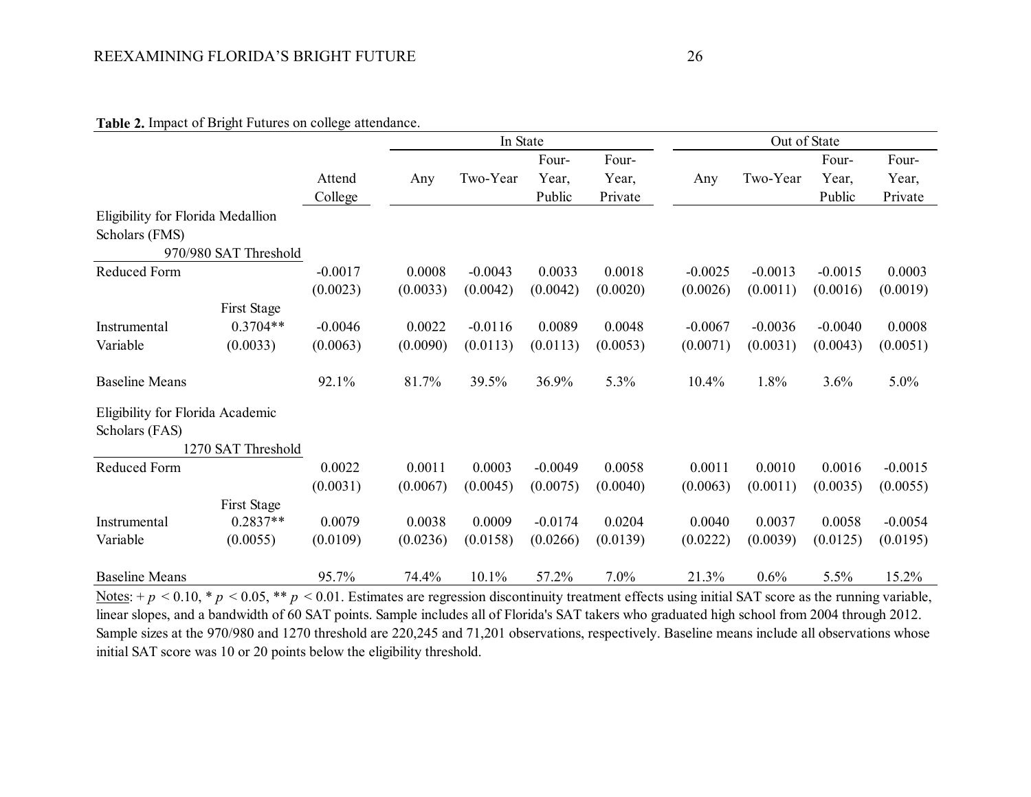**Table 2.** Impact of Bright Futures on college attendance.

| | | | In State | | | | Out of State | | | |
|---|---|---|---|---|---|---|---|---|---|---|
| | | Attend College | Any | Two-Year | Four-Year, Public | Four-Year, Private | Any | Two-Year | Four-Year, Public | Four-Year, Private |
| Eligibility for Florida Medallion Scholars (FMS) | | | | | | | | | | |
| 970/980 SAT Threshold | | | | | | | | | | |
| Reduced Form | | -0.0017 | 0.0008 | -0.0043 | 0.0033 | 0.0018 | -0.0025 | -0.0013 | -0.0015 | 0.0003 |
| | | (0.0023) | (0.0033) | (0.0042) | (0.0042) | (0.0020) | (0.0026) | (0.0011) | (0.0016) | (0.0019) |
| | First Stage | | | | | | | | | |
| Instrumental | 0.3704** | -0.0046 | 0.0022 | -0.0116 | 0.0089 | 0.0048 | -0.0067 | -0.0036 | -0.0040 | 0.0008 |
| Variable | (0.0033) | (0.0063) | (0.0090) | (0.0113) | (0.0113) | (0.0053) | (0.0071) | (0.0031) | (0.0043) | (0.0051) |
| Baseline Means | | 92.1% | 81.7% | 39.5% | 36.9% | 5.3% | 10.4% | 1.8% | 3.6% | 5.0% |
| Eligibility for Florida Academic Scholars (FAS) | | | | | | | | | | |
| 1270 SAT Threshold | | | | | | | | | | |
| Reduced Form | | 0.0022 | 0.0011 | 0.0003 | -0.0049 | 0.0058 | 0.0011 | 0.0010 | 0.0016 | -0.0015 |
| | | (0.0031) | (0.0067) | (0.0045) | (0.0075) | (0.0040) | (0.0063) | (0.0011) | (0.0035) | (0.0055) |
| | First Stage | | | | | | | | | |
| Instrumental | 0.2837** | 0.0079 | 0.0038 | 0.0009 | -0.0174 | 0.0204 | 0.0040 | 0.0037 | 0.0058 | -0.0054 |
| Variable | (0.0055) | (0.0109) | (0.0236) | (0.0158) | (0.0266) | (0.0139) | (0.0222) | (0.0039) | (0.0125) | (0.0195) |
| Baseline Means | | 95.7% | 74.4% | 10.1% | 57.2% | 7.0% | 21.3% | 0.6% | 5.5% | 15.2% |

Notes: + $p < 0.10$, * $p < 0.05$, ** $p < 0.01$. Estimates are regression discontinuity treatment effects using initial SAT score as the running variable, linear slopes, and a bandwidth of 60 SAT points. Sample includes all of Florida's SAT takers who graduated high school from 2004 through 2012. Sample sizes at the 970/980 and 1270 threshold are 220,245 and 71,201 observations, respectively. Baseline means include all observations whose initial SAT score was 10 or 20 points below the eligibility threshold.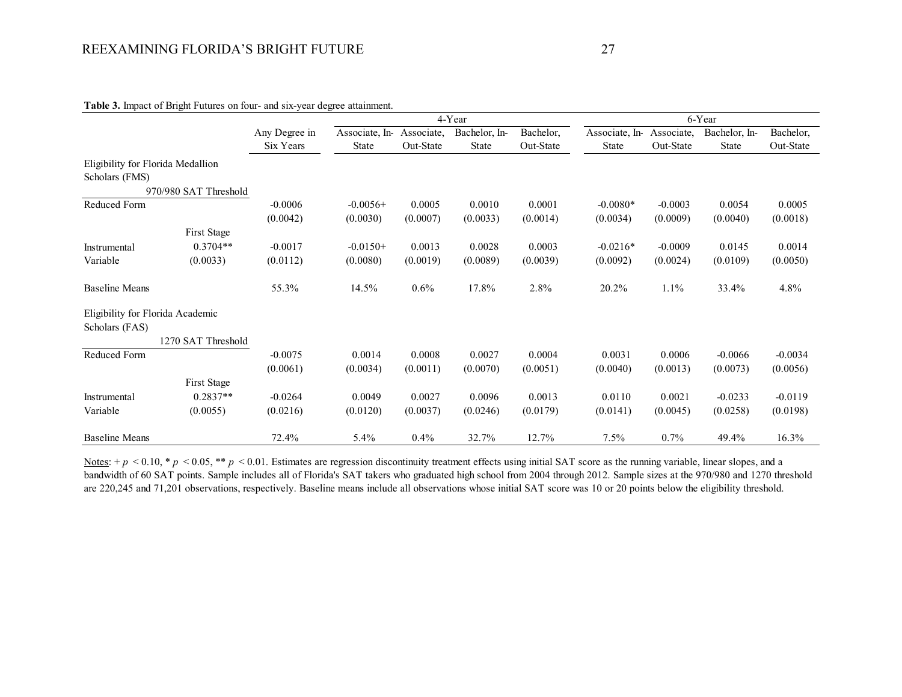**Table 3.** Impact of Bright Futures on four- and six-year degree attainment.

| | | Any Degree in Six Years | 4-Year | | | | 6-Year | | | |
|---|---|---|---|---|---|---|---|---|---|---|
| | | | Associate, In-State | Associate, Out-State | Bachelor, In-State | Bachelor, Out-State | Associate, In-State | Associate, Out-State | Bachelor, In-State | Bachelor, Out-State |
| Eligibility for Florida Medallion Scholars (FMS) | | | | | | | | | | |
| | 970/980 SAT Threshold | | | | | | | | | |
| Reduced Form | | -0.0006 | -0.0056+ | 0.0005 | 0.0010 | 0.0001 | -0.0080* | -0.0003 | 0.0054 | 0.0005 |
| | | (0.0042) | (0.0030) | (0.0007) | (0.0033) | (0.0014) | (0.0034) | (0.0009) | (0.0040) | (0.0018) |
| | First Stage | | | | | | | | | |
| Instrumental | 0.3704** | -0.0017 | -0.0150+ | 0.0013 | 0.0028 | 0.0003 | -0.0216* | -0.0009 | 0.0145 | 0.0014 |
| Variable | (0.0033) | (0.0112) | (0.0080) | (0.0019) | (0.0089) | (0.0039) | (0.0092) | (0.0024) | (0.0109) | (0.0050) |
| Baseline Means | | 55.3% | 14.5% | 0.6% | 17.8% | 2.8% | 20.2% | 1.1% | 33.4% | 4.8% |
| Eligibility for Florida Academic Scholars (FAS) | | | | | | | | | | |
| | 1270 SAT Threshold | | | | | | | | | |
| Reduced Form | | -0.0075 | 0.0014 | 0.0008 | 0.0027 | 0.0004 | 0.0031 | 0.0006 | -0.0066 | -0.0034 |
| | | (0.0061) | (0.0034) | (0.0011) | (0.0070) | (0.0051) | (0.0040) | (0.0013) | (0.0073) | (0.0056) |
| | First Stage | | | | | | | | | |
| Instrumental | 0.2837** | -0.0264 | 0.0049 | 0.0027 | 0.0096 | 0.0013 | 0.0110 | 0.0021 | -0.0233 | -0.0119 |
| Variable | (0.0055) | (0.0216) | (0.0120) | (0.0037) | (0.0246) | (0.0179) | (0.0141) | (0.0045) | (0.0258) | (0.0198) |
| Baseline Means | | 72.4% | 5.4% | 0.4% | 32.7% | 12.7% | 7.5% | 0.7% | 49.4% | 16.3% |

Notes: + $p < 0.10$, * $p < 0.05$, ** $p < 0.01$. Estimates are regression discontinuity treatment effects using initial SAT score as the running variable, linear slopes, and a bandwidth of 60 SAT points. Sample includes all of Florida's SAT takers who graduated high school from 2004 through 2012. Sample sizes at the 970/980 and 1270 threshold are 220,245 and 71,201 observations, respectively. Baseline means include all observations whose initial SAT score was 10 or 20 points below the eligibility threshold.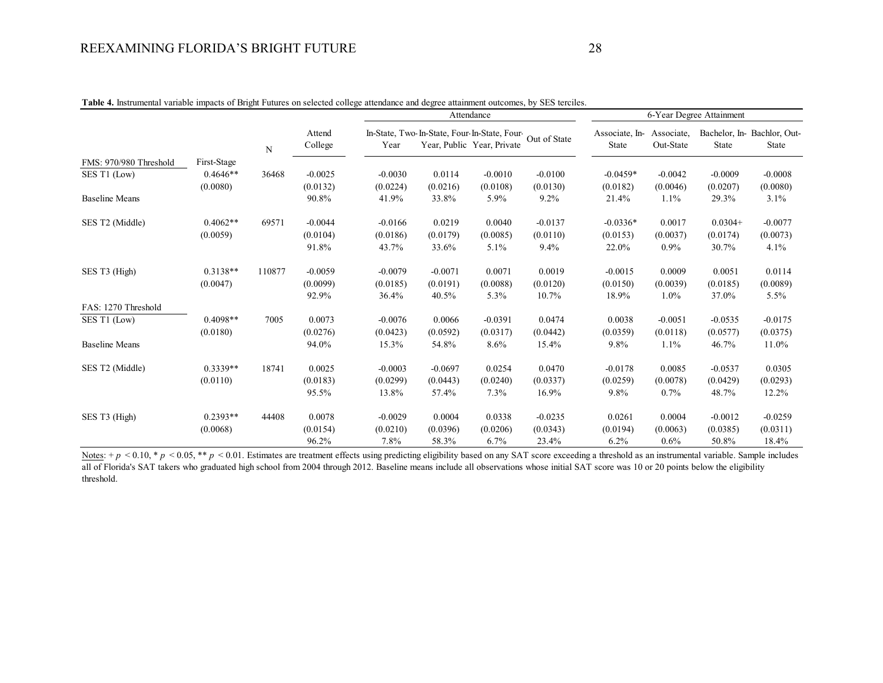**Table 4.** Instrumental variable impacts of Bright Futures on selected college attendance and degree attainment outcomes, by SES terciles.

| | | | Attendance | | | | | | 6-Year Degree Attainment | | | |
|---|---|---|---|---|---|---|---|---|---|---|---|---|
| | | N | Attend College | In-State, Two-Year | In-State, Four-Year, Public | In-State, Four-Year, Private | Out of State | | Associate, In-State | Associate, Out-State | Bachelor, In-State | Bachlor, Out-State |
| FMS: 970/980 Threshold | First-Stage | | | | | | | | | | | |
| SES T1 (Low) | 0.4646** | 36468 | -0.0025 | -0.0030 | 0.0114 | -0.0010 | -0.0100 | | -0.0459* | -0.0042 | -0.0009 | -0.0008 |
| | (0.0080) | | (0.0132) | (0.0224) | (0.0216) | (0.0108) | (0.0130) | | (0.0182) | (0.0046) | (0.0207) | (0.0080) |
| Baseline Means | | | 90.8% | 41.9% | 33.8% | 5.9% | 9.2% | | 21.4% | 1.1% | 29.3% | 3.1% |
| SES T2 (Middle) | 0.4062** | 69571 | -0.0044 | -0.0166 | 0.0219 | 0.0040 | -0.0137 | | -0.0336* | 0.0017 | 0.0304+ | -0.0077 |
| | (0.0059) | | (0.0104) | (0.0186) | (0.0179) | (0.0085) | (0.0110) | | (0.0153) | (0.0037) | (0.0174) | (0.0073) |
| | | | 91.8% | 43.7% | 33.6% | 5.1% | 9.4% | | 22.0% | 0.9% | 30.7% | 4.1% |
| SES T3 (High) | 0.3138** | 110877 | -0.0059 | -0.0079 | -0.0071 | 0.0071 | 0.0019 | | -0.0015 | 0.0009 | 0.0051 | 0.0114 |
| | (0.0047) | | (0.0099) | (0.0185) | (0.0191) | (0.0088) | (0.0120) | | (0.0150) | (0.0039) | (0.0185) | (0.0089) |
| | | | 92.9% | 36.4% | 40.5% | 5.3% | 10.7% | | 18.9% | 1.0% | 37.0% | 5.5% |
| FAS: 1270 Threshold | | | | | | | | | | | | |
| SES T1 (Low) | 0.4098** | 7005 | 0.0073 | -0.0076 | 0.0066 | -0.0391 | 0.0474 | | 0.0038 | -0.0051 | -0.0535 | -0.0175 |
| | (0.0180) | | (0.0276) | (0.0423) | (0.0592) | (0.0317) | (0.0442) | | (0.0359) | (0.0118) | (0.0577) | (0.0375) |
| Baseline Means | | | 94.0% | 15.3% | 54.8% | 8.6% | 15.4% | | 9.8% | 1.1% | 46.7% | 11.0% |
| SES T2 (Middle) | 0.3339** | 18741 | 0.0025 | -0.0003 | -0.0697 | 0.0254 | 0.0470 | | -0.0178 | 0.0085 | -0.0537 | 0.0305 |
| | (0.0110) | | (0.0183) | (0.0299) | (0.0443) | (0.0240) | (0.0337) | | (0.0259) | (0.0078) | (0.0429) | (0.0293) |
| | | | 95.5% | 13.8% | 57.4% | 7.3% | 16.9% | | 9.8% | 0.7% | 48.7% | 12.2% |
| SES T3 (High) | 0.2393** | 44408 | 0.0078 | -0.0029 | 0.0004 | 0.0338 | -0.0235 | | 0.0261 | 0.0004 | -0.0012 | -0.0259 |
| | (0.0068) | | (0.0154) | (0.0210) | (0.0396) | (0.0206) | (0.0343) | | (0.0194) | (0.0063) | (0.0385) | (0.0311) |
| | | | 96.2% | 7.8% | 58.3% | 6.7% | 23.4% | | 6.2% | 0.6% | 50.8% | 18.4% |

Notes: + $p < 0.10$, * $p < 0.05$, ** $p < 0.01$. Estimates are treatment effects using predicting eligibility based on any SAT score exceeding a threshold as an instrumental variable. Sample includes all of Florida's SAT takers who graduated high school from 2004 through 2012. Baseline means include all observations whose initial SAT score was 10 or 20 points below the eligibility threshold.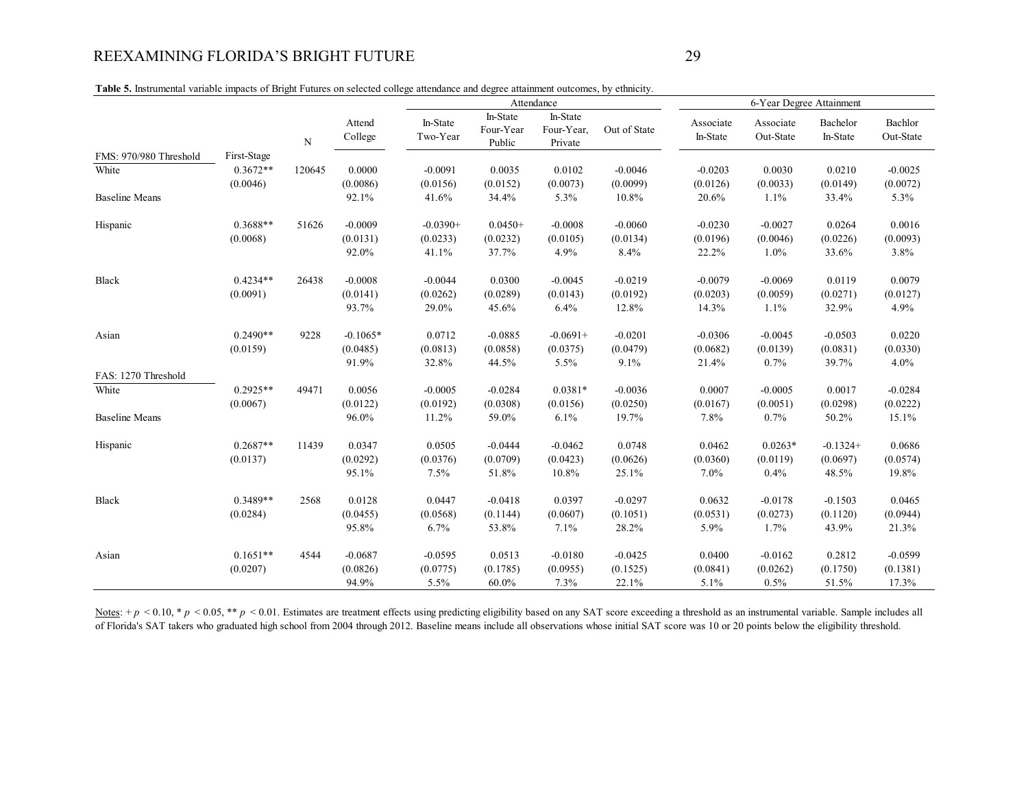**Table 5.** Instrumental variable impacts of Bright Futures on selected college attendance and degree attainment outcomes, by ethnicity.

| | | | | Attendance | | | | | 6-Year Degree Attainment | | | |
|---|---|---|---|---|---|---|---|---|---|---|---|---|
| | | N | Attend College | In-State Two-Year | In-State Four-Year Public | In-State Four-Year, Private | Out of State | | Associate In-State | Associate Out-State | Bachelor In-State | Bachlor Out-State |
| FMS: 970/980 Threshold | First-Stage | | | | | | | | | | | |
| White | 0.3672** | 120645 | 0.0000 | -0.0091 | 0.0035 | 0.0102 | -0.0046 | | -0.0203 | 0.0030 | 0.0210 | -0.0025 |
| | (0.0046) | | (0.0086) | (0.0156) | (0.0152) | (0.0073) | (0.0099) | | (0.0126) | (0.0033) | (0.0149) | (0.0072) |
| Baseline Means | | | 92.1% | 41.6% | 34.4% | 5.3% | 10.8% | | 20.6% | 1.1% | 33.4% | 5.3% |
| Hispanic | 0.3688** | 51626 | -0.0009 | -0.0390+ | 0.0450+ | -0.0008 | -0.0060 | | -0.0230 | -0.0027 | 0.0264 | 0.0016 |
| | (0.0068) | | (0.0131) | (0.0233) | (0.0232) | (0.0105) | (0.0134) | | (0.0196) | (0.0046) | (0.0226) | (0.0093) |
| | | | 92.0% | 41.1% | 37.7% | 4.9% | 8.4% | | 22.2% | 1.0% | 33.6% | 3.8% |
| Black | 0.4234** | 26438 | -0.0008 | -0.0044 | 0.0300 | -0.0045 | -0.0219 | | -0.0079 | -0.0069 | 0.0119 | 0.0079 |
| | (0.0091) | | (0.0141) | (0.0262) | (0.0289) | (0.0143) | (0.0192) | | (0.0203) | (0.0059) | (0.0271) | (0.0127) |
| | | | 93.7% | 29.0% | 45.6% | 6.4% | 12.8% | | 14.3% | 1.1% | 32.9% | 4.9% |
| Asian | 0.2490** | 9228 | -0.1065* | 0.0712 | -0.0885 | -0.0691+ | -0.0201 | | -0.0306 | -0.0045 | -0.0503 | 0.0220 |
| | (0.0159) | | (0.0485) | (0.0813) | (0.0858) | (0.0375) | (0.0479) | | (0.0682) | (0.0139) | (0.0831) | (0.0330) |
| | | | 91.9% | 32.8% | 44.5% | 5.5% | 9.1% | | 21.4% | 0.7% | 39.7% | 4.0% |
| FAS: 1270 Threshold | | | | | | | | | | | | |
| White | 0.2925** | 49471 | 0.0056 | -0.0005 | -0.0284 | 0.0381* | -0.0036 | | 0.0007 | -0.0005 | 0.0017 | -0.0284 |
| | (0.0067) | | (0.0122) | (0.0192) | (0.0308) | (0.0156) | (0.0250) | | (0.0167) | (0.0051) | (0.0298) | (0.0222) |
| Baseline Means | | | 96.0% | 11.2% | 59.0% | 6.1% | 19.7% | | 7.8% | 0.7% | 50.2% | 15.1% |
| Hispanic | 0.2687** | 11439 | 0.0347 | 0.0505 | -0.0444 | -0.0462 | 0.0748 | | 0.0462 | 0.0263* | -0.1324+ | 0.0686 |
| | (0.0137) | | (0.0292) | (0.0376) | (0.0709) | (0.0423) | (0.0626) | | (0.0360) | (0.0119) | (0.0697) | (0.0574) |
| | | | 95.1% | 7.5% | 51.8% | 10.8% | 25.1% | | 7.0% | 0.4% | 48.5% | 19.8% |
| Black | 0.3489** | 2568 | 0.0128 | 0.0447 | -0.0418 | 0.0397 | -0.0297 | | 0.0632 | -0.0178 | -0.1503 | 0.0465 |
| | (0.0284) | | (0.0455) | (0.0568) | (0.1144) | (0.0607) | (0.1051) | | (0.0531) | (0.0273) | (0.1120) | (0.0944) |
| | | | 95.8% | 6.7% | 53.8% | 7.1% | 28.2% | | 5.9% | 1.7% | 43.9% | 21.3% |
| Asian | 0.1651** | 4544 | -0.0687 | -0.0595 | 0.0513 | -0.0180 | -0.0425 | | 0.0400 | -0.0162 | 0.2812 | -0.0599 |
| | (0.0207) | | (0.0826) | (0.0775) | (0.1785) | (0.0955) | (0.1525) | | (0.0841) | (0.0262) | (0.1750) | (0.1381) |
| | | | 94.9% | 5.5% | 60.0% | 7.3% | 22.1% | | 5.1% | 0.5% | 51.5% | 17.3% |

Notes: + $p < 0.10$, * $p < 0.05$, ** $p < 0.01$. Estimates are treatment effects using predicting eligibility based on any SAT score exceeding a threshold as an instrumental variable. Sample includes all of Florida's SAT takers who graduated high school from 2004 through 2012. Baseline means include all observations whose initial SAT score was 10 or 20 points below the eligibility threshold.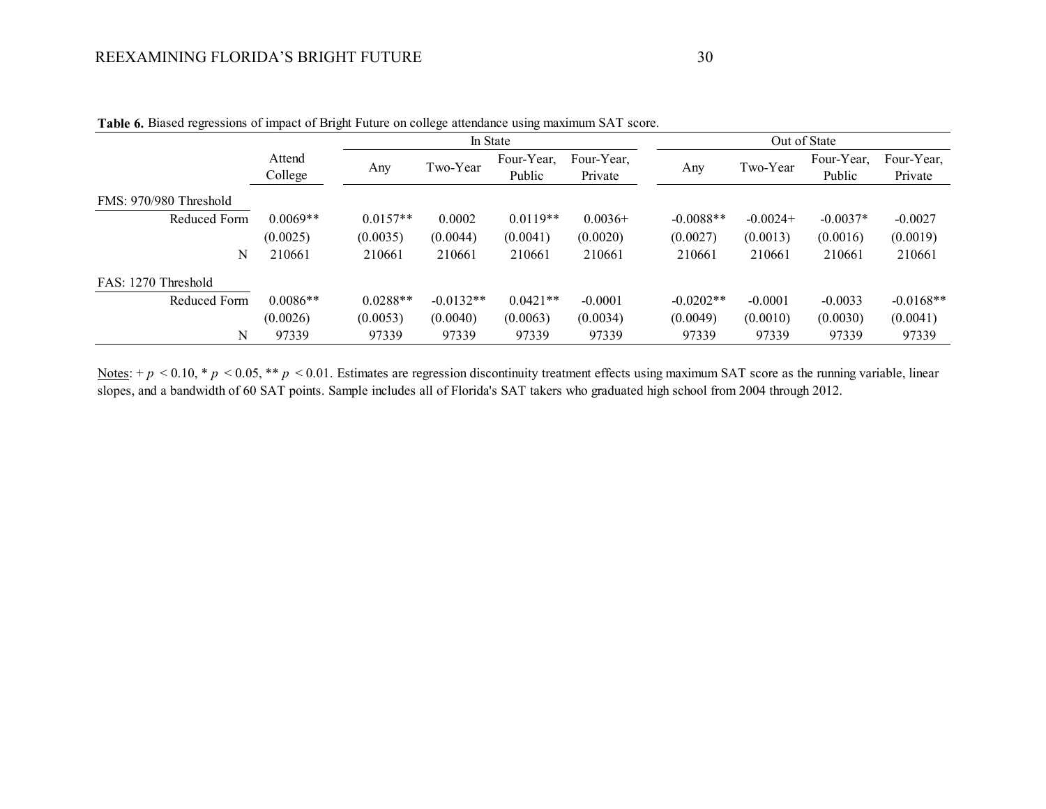**Table 6.** Biased regressions of impact of Bright Future on college attendance using maximum SAT score.

| | Attend College | In State | | | | Out of State | | | |
|---|---|---|---|---|---|---|---|---|---|
| | | Any | Two-Year | Four-Year, Public | Four-Year, Private | Any | Two-Year | Four-Year, Public | Four-Year, Private |
| FMS: 970/980 Threshold | | | | | | | | | |
| Reduced Form | 0.0069** | 0.0157** | 0.0002 | 0.0119** | 0.0036+ | -0.0088** | -0.0024+ | -0.0037* | -0.0027 |
| | (0.0025) | (0.0035) | (0.0044) | (0.0041) | (0.0020) | (0.0027) | (0.0013) | (0.0016) | (0.0019) |
| N | 210661 | 210661 | 210661 | 210661 | 210661 | 210661 | 210661 | 210661 | 210661 |
| FAS: 1270 Threshold | | | | | | | | | |
| Reduced Form | 0.0086** | 0.0288** | -0.0132** | 0.0421** | -0.0001 | -0.0202** | -0.0001 | -0.0033 | -0.0168** |
| | (0.0026) | (0.0053) | (0.0040) | (0.0063) | (0.0034) | (0.0049) | (0.0010) | (0.0030) | (0.0041) |
| N | 97339 | 97339 | 97339 | 97339 | 97339 | 97339 | 97339 | 97339 | 97339 |

Notes: + $p < 0.10$, * $p < 0.05$, ** $p < 0.01$. Estimates are regression discontinuity treatment effects using maximum SAT score as the running variable, linear slopes, and a bandwidth of 60 SAT points. Sample includes all of Florida's SAT takers who graduated high school from 2004 through 2012.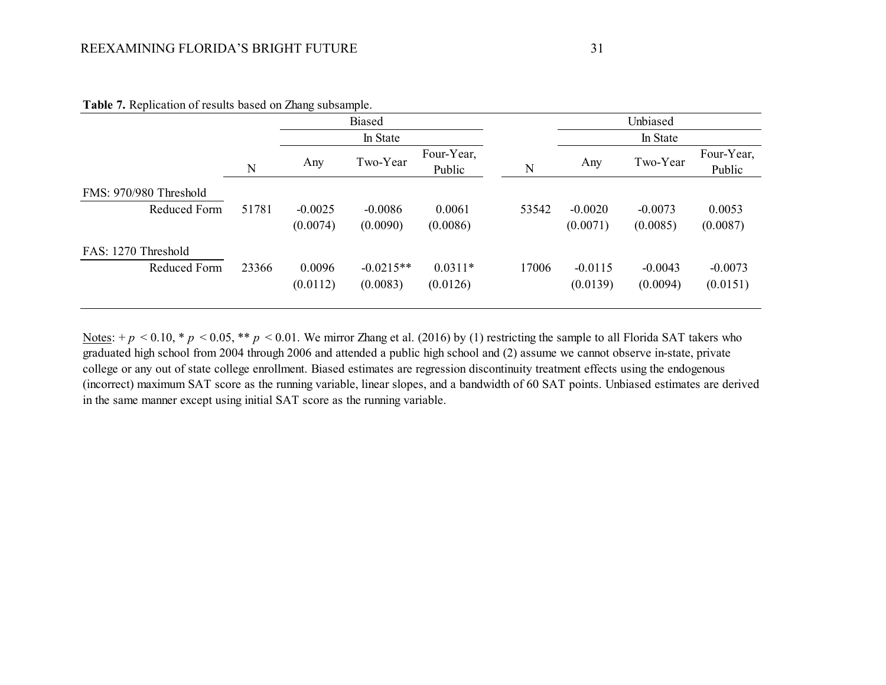**Table 7.** Replication of results based on Zhang subsample.

| | Biased | | | | Unbiased | | | |
|---|---|---|---|---|---|---|---|---|
| | | In State | | | | In State | | |
| | N | Any | Two-Year | Four-Year, Public | N | Any | Two-Year | Four-Year, Public |
| FMS: 970/980 Threshold | | | | | | | | |
| Reduced Form | 51781 | -0.0025 | -0.0086 | 0.0061 | 53542 | -0.0020 | -0.0073 | 0.0053 |
| | | (0.0074) | (0.0090) | (0.0086) | | (0.0071) | (0.0085) | (0.0087) |
| FAS: 1270 Threshold | | | | | | | | |
| Reduced Form | 23366 | 0.0096 | -0.0215** | 0.0311* | 17006 | -0.0115 | -0.0043 | -0.0073 |
| | | (0.0112) | (0.0083) | (0.0126) | | (0.0139) | (0.0094) | (0.0151) |

Notes: + $p < 0.10$, * $p < 0.05$, ** $p < 0.01$. We mirror Zhang et al. (2016) by (1) restricting the sample to all Florida SAT takers who graduated high school from 2004 through 2006 and attended a public high school and (2) assume we cannot observe in-state, private college or any out of state college enrollment. Biased estimates are regression discontinuity treatment effects using the endogenous (incorrect) maximum SAT score as the running variable, linear slopes, and a bandwidth of 60 SAT points. Unbiased estimates are derived in the same manner except using initial SAT score as the running variable.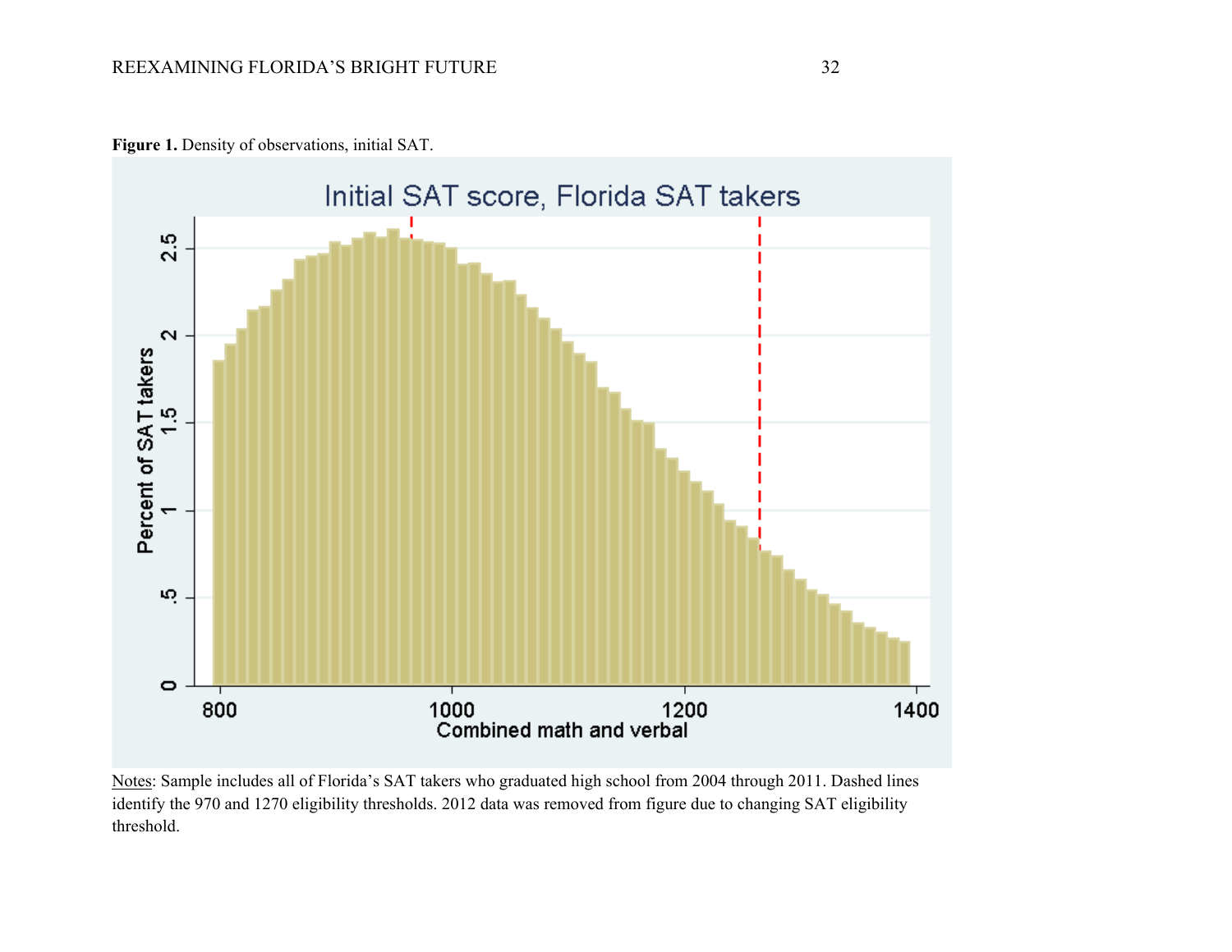**Figure 1.** Density of observations, initial SAT.

Notes: Sample includes all of Florida's SAT takers who graduated high school from 2004 through 2011. Dashed lines identify the 970 and 1270 eligibility thresholds. 2012 data was removed from figure due to changing SAT eligibility threshold.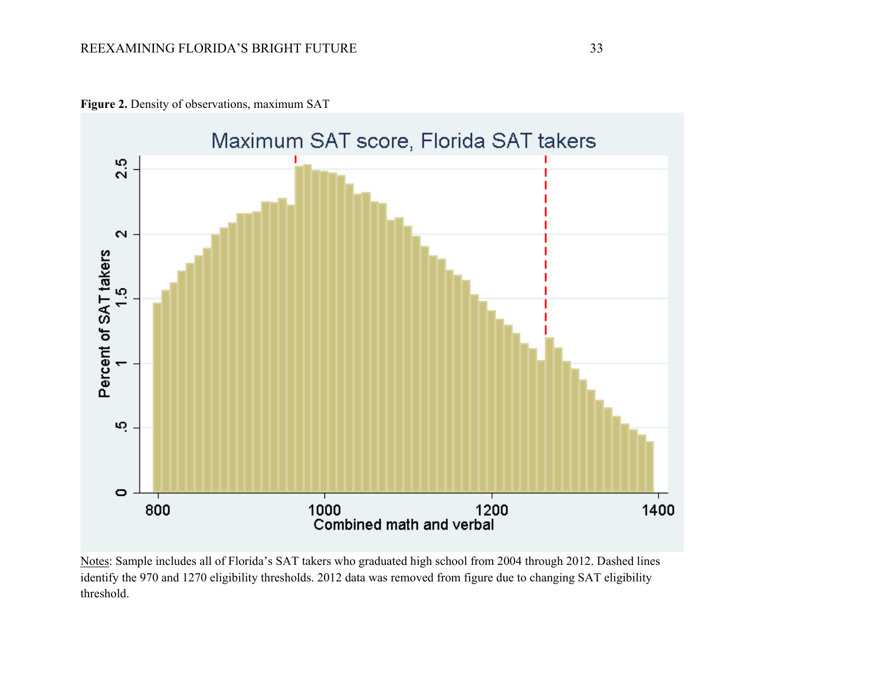**Figure 2.** Density of observations, maximum SAT

Notes: Sample includes all of Florida's SAT takers who graduated high school from 2004 through 2012. Dashed lines identify the 970 and 1270 eligibility thresholds. 2012 data was removed from figure due to changing SAT eligibility threshold.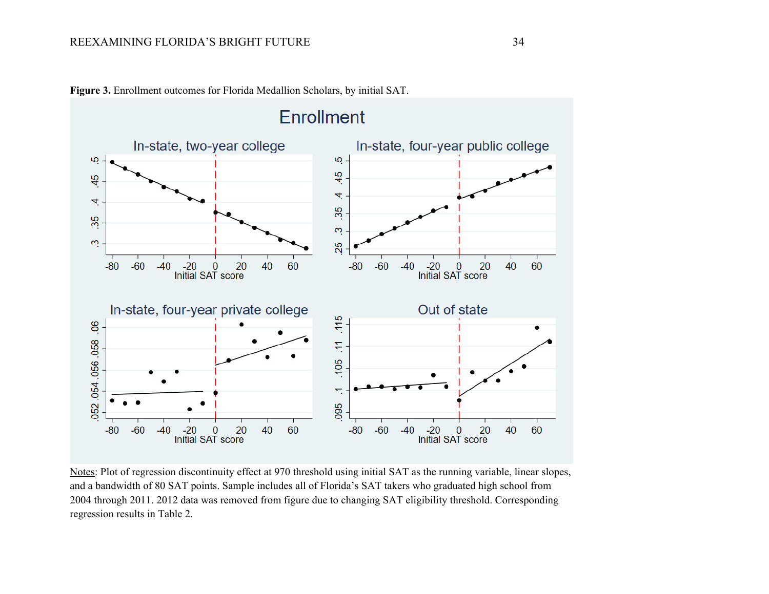**Figure 3.** Enrollment outcomes for Florida Medallion Scholars, by initial SAT.

Notes: Plot of regression discontinuity effect at 970 threshold using initial SAT as the running variable, linear slopes, and a bandwidth of 80 SAT points. Sample includes all of Florida's SAT takers who graduated high school from 2004 through 2011. 2012 data was removed from figure due to changing SAT eligibility threshold. Corresponding regression results in Table 2.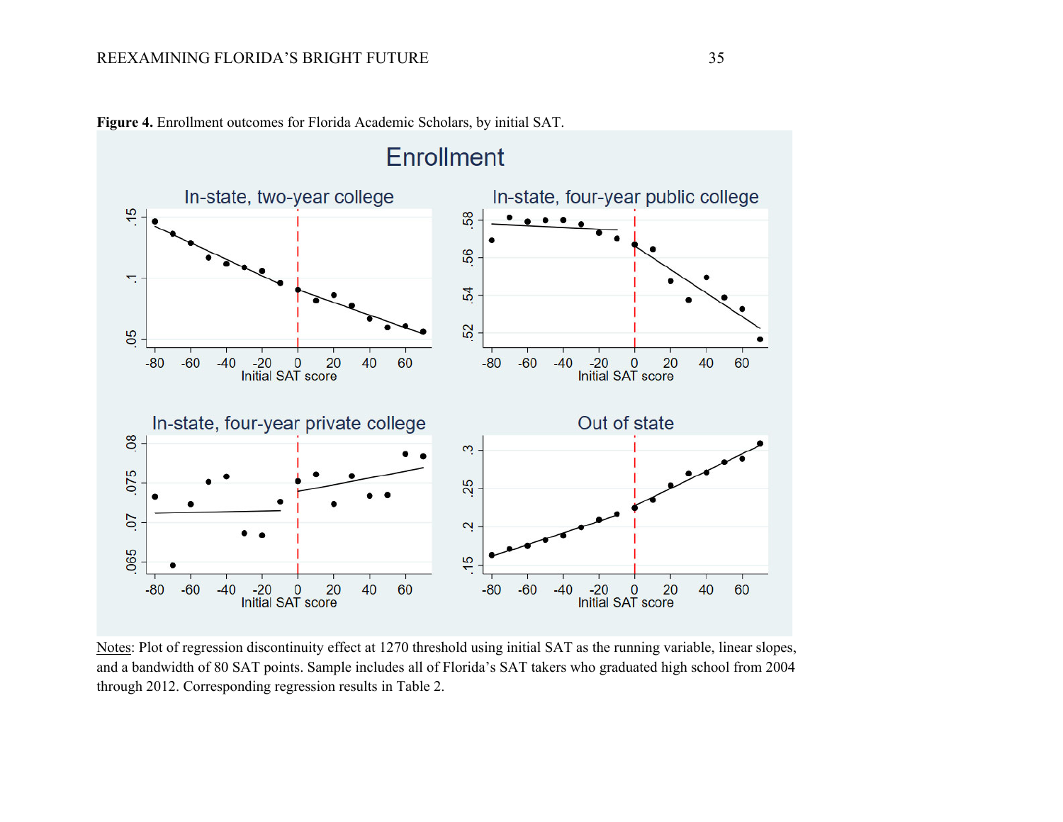**Figure 4.** Enrollment outcomes for Florida Academic Scholars, by initial SAT.

Notes: Plot of regression discontinuity effect at 1270 threshold using initial SAT as the running variable, linear slopes, and a bandwidth of 80 SAT points. Sample includes all of Florida's SAT takers who graduated high school from 2004 through 2012. Corresponding regression results in Table 2.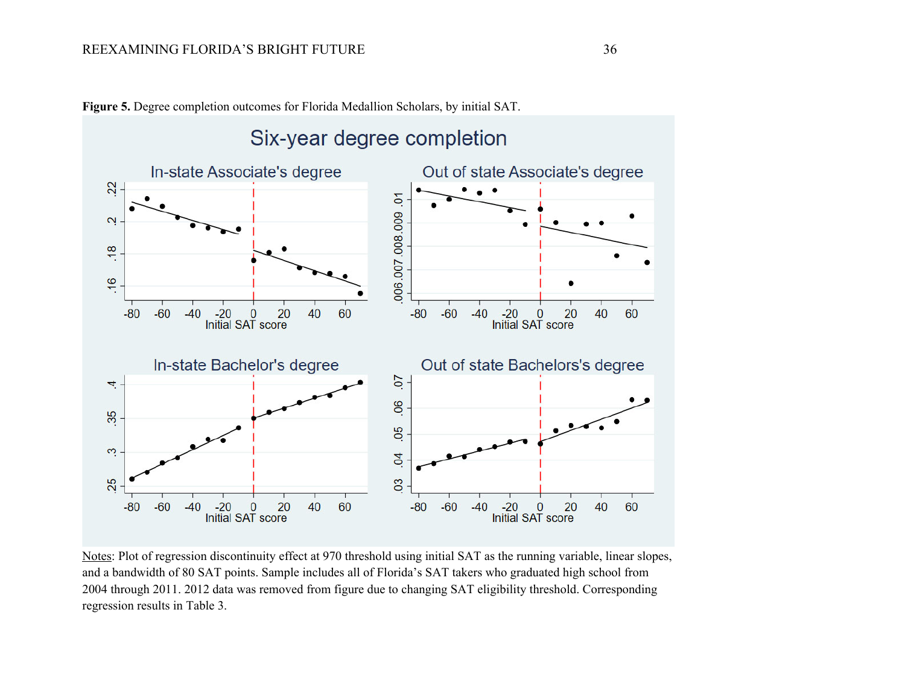**Figure 5.** Degree completion outcomes for Florida Medallion Scholars, by initial SAT.

Notes: Plot of regression discontinuity effect at 970 threshold using initial SAT as the running variable, linear slopes, and a bandwidth of 80 SAT points. Sample includes all of Florida's SAT takers who graduated high school from 2004 through 2011. 2012 data was removed from figure due to changing SAT eligibility threshold. Corresponding regression results in Table 3.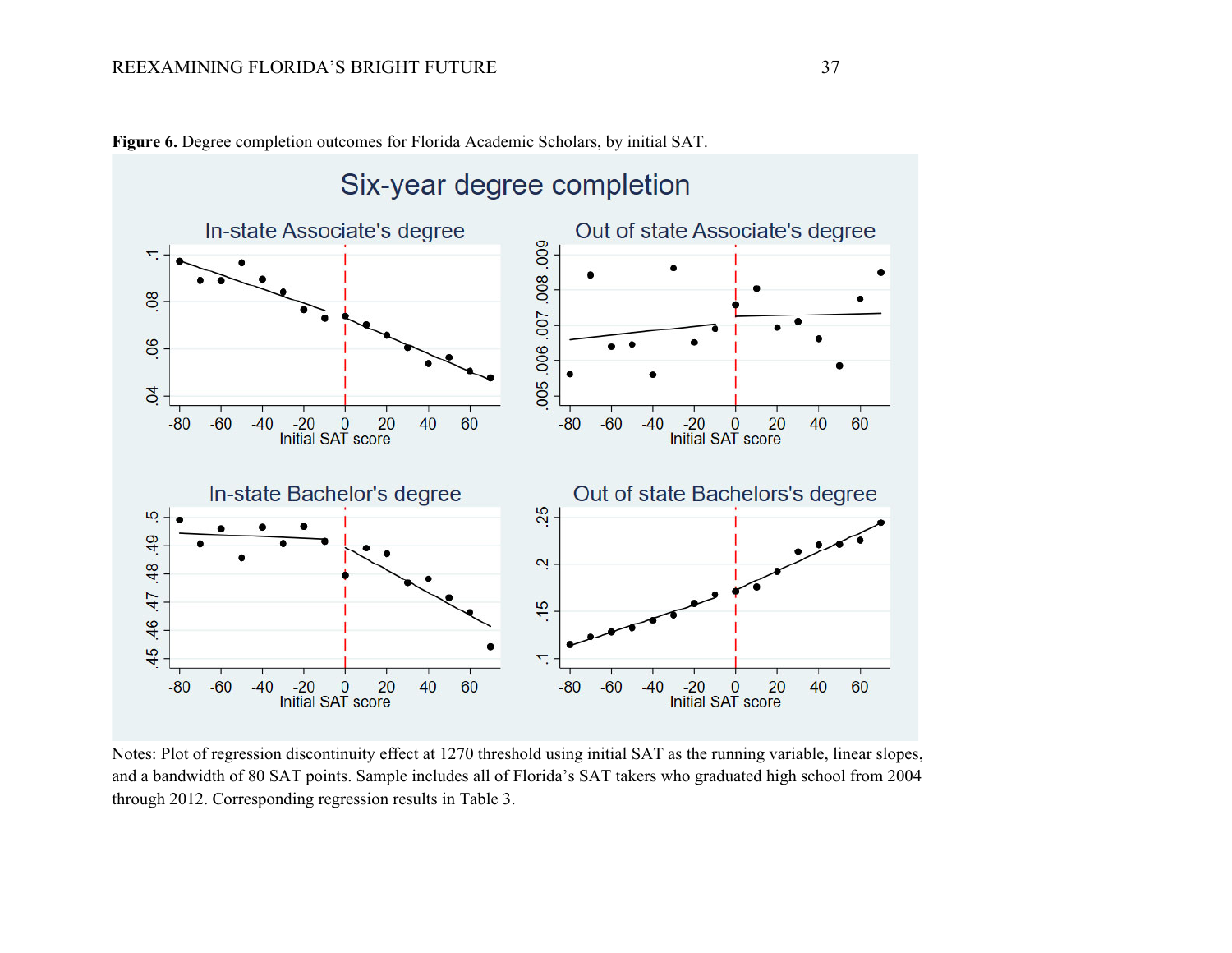**Figure 6.** Degree completion outcomes for Florida Academic Scholars, by initial SAT.

Notes: Plot of regression discontinuity effect at 1270 threshold using initial SAT as the running variable, linear slopes, and a bandwidth of 80 SAT points. Sample includes all of Florida's SAT takers who graduated high school from 2004 through 2012. Corresponding regression results in Table 3.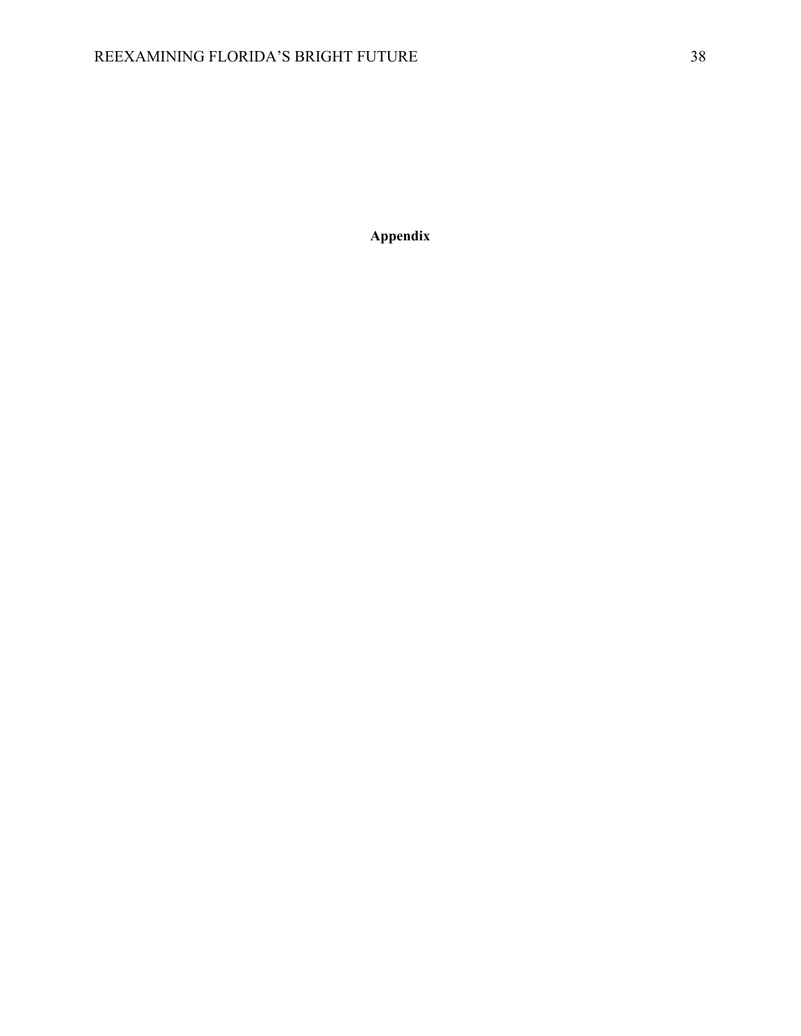# Appendix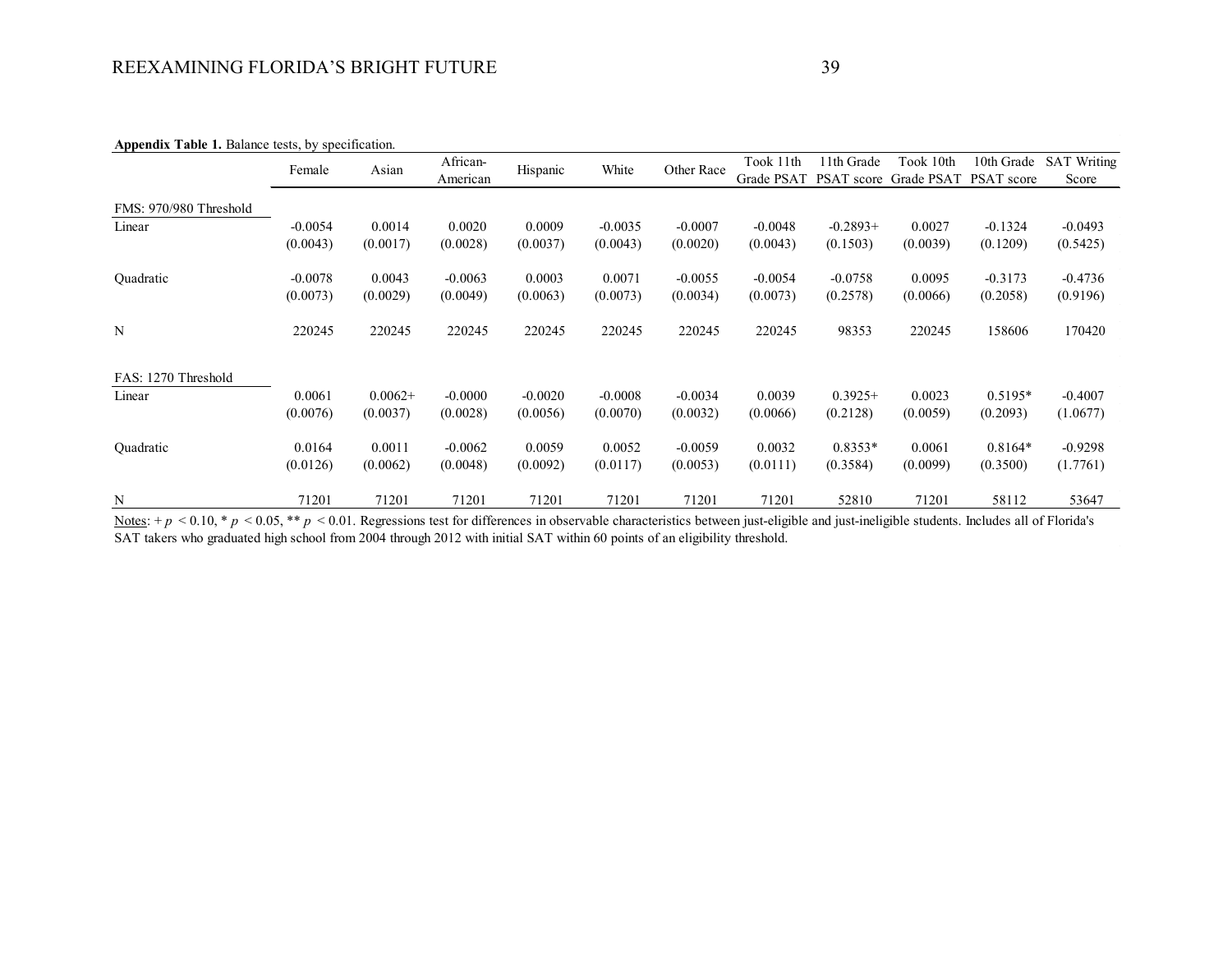**Appendix Table 1.** Balance tests, by specification.

| | Female | Asian | African-American | Hispanic | White | Other Race | Took 11th Grade PSAT | 11th Grade PSAT score | Took 10th Grade PSAT | 10th Grade PSAT score | SAT Writing Score |
|---|---|---|---|---|---|---|---|---|---|---|---|
| FMS: 970/980 Threshold | | | | | | | | | | | |
| Linear | -0.0054 | 0.0014 | 0.0020 | 0.0009 | -0.0035 | -0.0007 | -0.0048 | -0.2893+ | 0.0027 | -0.1324 | -0.0493 |
| | (0.0043) | (0.0017) | (0.0028) | (0.0037) | (0.0043) | (0.0020) | (0.0043) | (0.1503) | (0.0039) | (0.1209) | (0.5425) |
| Quadratic | -0.0078 | 0.0043 | -0.0063 | 0.0003 | 0.0071 | -0.0055 | -0.0054 | -0.0758 | 0.0095 | -0.3173 | -0.4736 |
| | (0.0073) | (0.0029) | (0.0049) | (0.0063) | (0.0073) | (0.0034) | (0.0073) | (0.2578) | (0.0066) | (0.2058) | (0.9196) |
| N | 220245 | 220245 | 220245 | 220245 | 220245 | 220245 | 220245 | 98353 | 220245 | 158606 | 170420 |
| FAS: 1270 Threshold | | | | | | | | | | | |
| Linear | 0.0061 | 0.0062+ | -0.0000 | -0.0020 | -0.0008 | -0.0034 | 0.0039 | 0.3925+ | 0.0023 | 0.5195* | -0.4007 |
| | (0.0076) | (0.0037) | (0.0028) | (0.0056) | (0.0070) | (0.0032) | (0.0066) | (0.2128) | (0.0059) | (0.2093) | (1.0677) |
| Quadratic | 0.0164 | 0.0011 | -0.0062 | 0.0059 | 0.0052 | -0.0059 | 0.0032 | 0.8353* | 0.0061 | 0.8164* | -0.9298 |
| | (0.0126) | (0.0062) | (0.0048) | (0.0092) | (0.0117) | (0.0053) | (0.0111) | (0.3584) | (0.0099) | (0.3500) | (1.7761) |
| N | 71201 | 71201 | 71201 | 71201 | 71201 | 71201 | 71201 | 52810 | 71201 | 58112 | 53647 |

Notes: + $p$ < 0.10, * $p$ < 0.05, ** $p$ < 0.01. Regressions test for differences in observable characteristics between just-eligible and just-ineligible students. Includes all of Florida's SAT takers who graduated high school from 2004 through 2012 with initial SAT within 60 points of an eligibility threshold.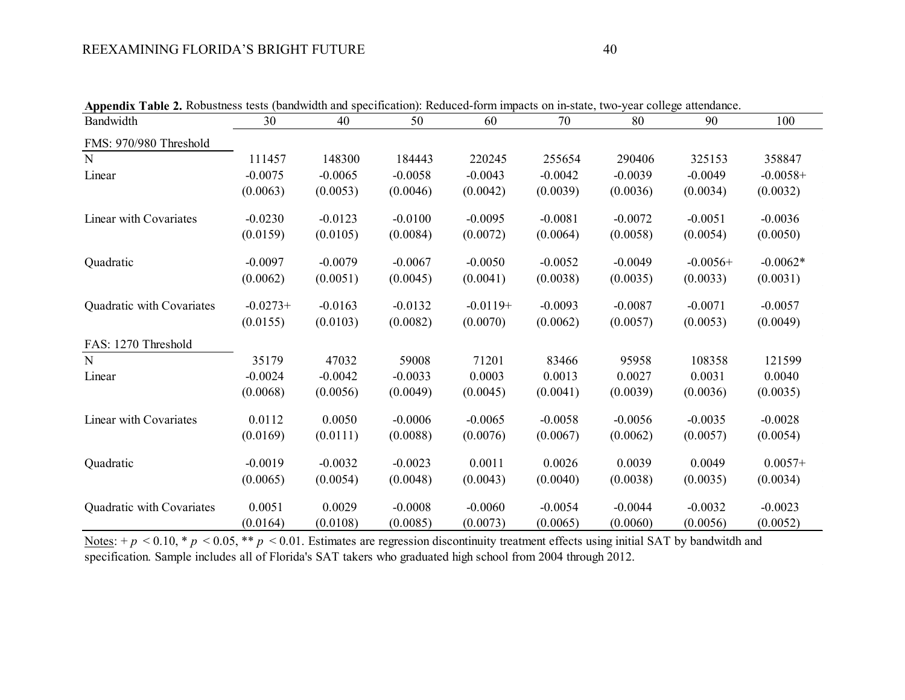**Appendix Table 2.** Robustness tests (bandwidth and specification): Reduced-form impacts on in-state, two-year college attendance.

| Bandwidth | 30 | 40 | 50 | 60 | 70 | 80 | 90 | 100 |
|---|---|---|---|---|---|---|---|---|
| FMS: 970/980 Threshold | | | | | | | | |
| N | 111457 | 148300 | 184443 | 220245 | 255654 | 290406 | 325153 | 358847 |
| Linear | -0.0075 | -0.0065 | -0.0058 | -0.0043 | -0.0042 | -0.0039 | -0.0049 | -0.0058+ |
| | (0.0063) | (0.0053) | (0.0046) | (0.0042) | (0.0039) | (0.0036) | (0.0034) | (0.0032) |
| Linear with Covariates | -0.0230 | -0.0123 | -0.0100 | -0.0095 | -0.0081 | -0.0072 | -0.0051 | -0.0036 |
| | (0.0159) | (0.0105) | (0.0084) | (0.0072) | (0.0064) | (0.0058) | (0.0054) | (0.0050) |
| Quadratic | -0.0097 | -0.0079 | -0.0067 | -0.0050 | -0.0052 | -0.0049 | -0.0056+ | -0.0062* |
| | (0.0062) | (0.0051) | (0.0045) | (0.0041) | (0.0038) | (0.0035) | (0.0033) | (0.0031) |
| Quadratic with Covariates | -0.0273+ | -0.0163 | -0.0132 | -0.0119+ | -0.0093 | -0.0087 | -0.0071 | -0.0057 |
| | (0.0155) | (0.0103) | (0.0082) | (0.0070) | (0.0062) | (0.0057) | (0.0053) | (0.0049) |
| FAS: 1270 Threshold | | | | | | | | |
| N | 35179 | 47032 | 59008 | 71201 | 83466 | 95958 | 108358 | 121599 |
| Linear | -0.0024 | -0.0042 | -0.0033 | 0.0003 | 0.0013 | 0.0027 | 0.0031 | 0.0040 |
| | (0.0068) | (0.0056) | (0.0049) | (0.0045) | (0.0041) | (0.0039) | (0.0036) | (0.0035) |
| Linear with Covariates | 0.0112 | 0.0050 | -0.0006 | -0.0065 | -0.0058 | -0.0056 | -0.0035 | -0.0028 |
| | (0.0169) | (0.0111) | (0.0088) | (0.0076) | (0.0067) | (0.0062) | (0.0057) | (0.0054) |
| Quadratic | -0.0019 | -0.0032 | -0.0023 | 0.0011 | 0.0026 | 0.0039 | 0.0049 | 0.0057+ |
| | (0.0065) | (0.0054) | (0.0048) | (0.0043) | (0.0040) | (0.0038) | (0.0035) | (0.0034) |
| Quadratic with Covariates | 0.0051 | 0.0029 | -0.0008 | -0.0060 | -0.0054 | -0.0044 | -0.0032 | -0.0023 |
| | (0.0164) | (0.0108) | (0.0085) | (0.0073) | (0.0065) | (0.0060) | (0.0056) | (0.0052) |

Notes: + $p < 0.10$, * $p < 0.05$, ** $p < 0.01$. Estimates are regression discontinuity treatment effects using initial SAT by bandwitdh and specification. Sample includes all of Florida's SAT takers who graduated high school from 2004 through 2012.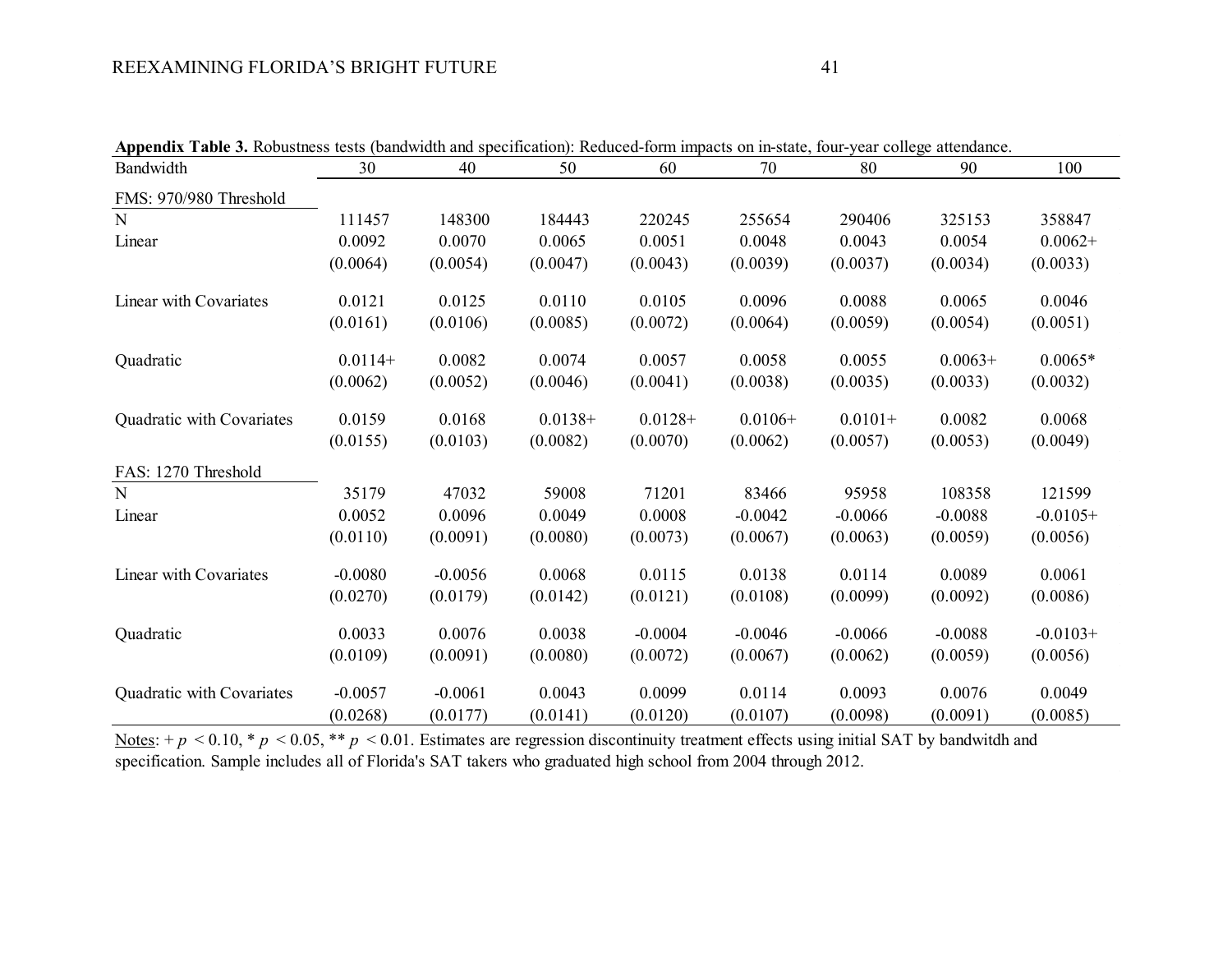**Appendix Table 3.** Robustness tests (bandwidth and specification): Reduced-form impacts on in-state, four-year college attendance.

| Bandwidth | 30 | 40 | 50 | 60 | 70 | 80 | 90 | 100 |
|---|---|---|---|---|---|---|---|---|
| FMS: 970/980 Threshold | | | | | | | | |
| N | 111457 | 148300 | 184443 | 220245 | 255654 | 290406 | 325153 | 358847 |
| Linear | 0.0092 | 0.0070 | 0.0065 | 0.0051 | 0.0048 | 0.0043 | 0.0054 | 0.0062+ |
| | (0.0064) | (0.0054) | (0.0047) | (0.0043) | (0.0039) | (0.0037) | (0.0034) | (0.0033) |
| Linear with Covariates | 0.0121 | 0.0125 | 0.0110 | 0.0105 | 0.0096 | 0.0088 | 0.0065 | 0.0046 |
| | (0.0161) | (0.0106) | (0.0085) | (0.0072) | (0.0064) | (0.0059) | (0.0054) | (0.0051) |
| Quadratic | 0.0114+ | 0.0082 | 0.0074 | 0.0057 | 0.0058 | 0.0055 | 0.0063+ | 0.0065* |
| | (0.0062) | (0.0052) | (0.0046) | (0.0041) | (0.0038) | (0.0035) | (0.0033) | (0.0032) |
| Quadratic with Covariates | 0.0159 | 0.0168 | 0.0138+ | 0.0128+ | 0.0106+ | 0.0101+ | 0.0082 | 0.0068 |
| | (0.0155) | (0.0103) | (0.0082) | (0.0070) | (0.0062) | (0.0057) | (0.0053) | (0.0049) |
| FAS: 1270 Threshold | | | | | | | | |
| N | 35179 | 47032 | 59008 | 71201 | 83466 | 95958 | 108358 | 121599 |
| Linear | 0.0052 | 0.0096 | 0.0049 | 0.0008 | -0.0042 | -0.0066 | -0.0088 | -0.0105+ |
| | (0.0110) | (0.0091) | (0.0080) | (0.0073) | (0.0067) | (0.0063) | (0.0059) | (0.0056) |
| Linear with Covariates | -0.0080 | -0.0056 | 0.0068 | 0.0115 | 0.0138 | 0.0114 | 0.0089 | 0.0061 |
| | (0.0270) | (0.0179) | (0.0142) | (0.0121) | (0.0108) | (0.0099) | (0.0092) | (0.0086) |
| Quadratic | 0.0033 | 0.0076 | 0.0038 | -0.0004 | -0.0046 | -0.0066 | -0.0088 | -0.0103+ |
| | (0.0109) | (0.0091) | (0.0080) | (0.0072) | (0.0067) | (0.0062) | (0.0059) | (0.0056) |
| Quadratic with Covariates | -0.0057 | -0.0061 | 0.0043 | 0.0099 | 0.0114 | 0.0093 | 0.0076 | 0.0049 |
| | (0.0268) | (0.0177) | (0.0141) | (0.0120) | (0.0107) | (0.0098) | (0.0091) | (0.0085) |

Notes: + $p < 0.10$, * $p < 0.05$, ** $p < 0.01$. Estimates are regression discontinuity treatment effects using initial SAT by bandwitdh and specification. Sample includes all of Florida's SAT takers who graduated high school from 2004 through 2012.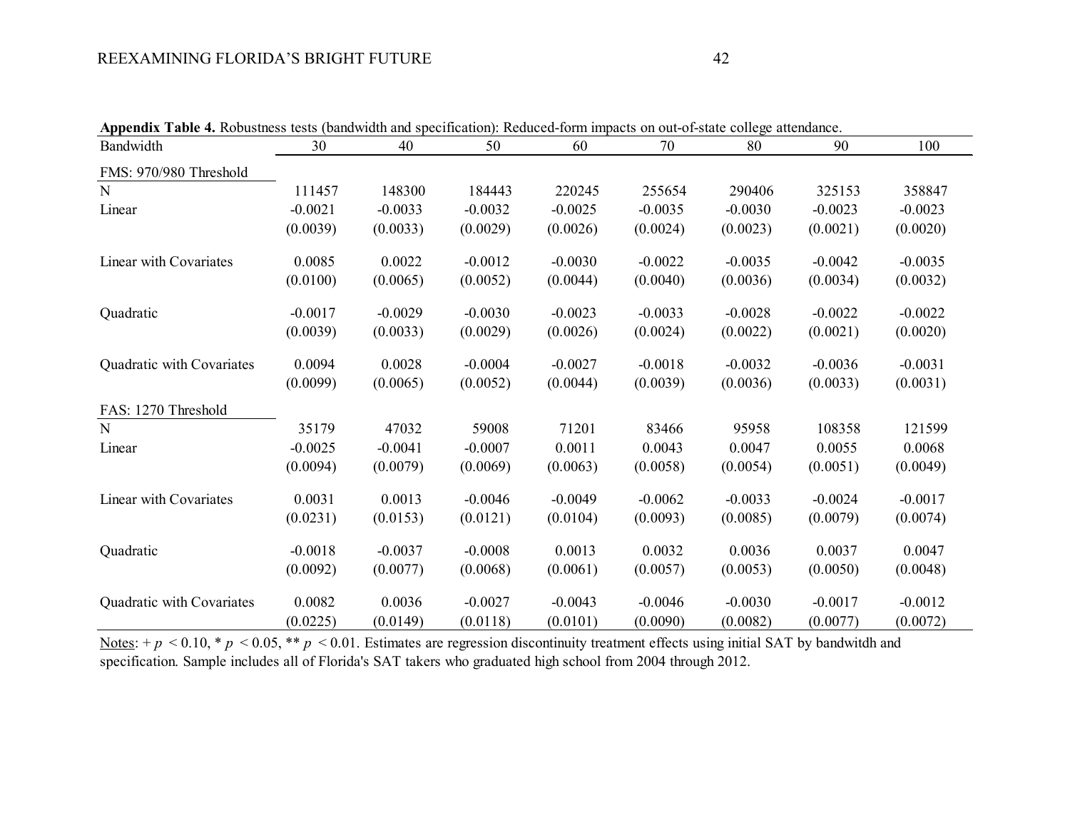**Appendix Table 4.** Robustness tests (bandwidth and specification): Reduced-form impacts on out-of-state college attendance.

| Bandwidth | 30 | 40 | 50 | 60 | 70 | 80 | 90 | 100 |
|---|---|---|---|---|---|---|---|---|
| FMS: 970/980 Threshold | | | | | | | | |
| N | 111457 | 148300 | 184443 | 220245 | 255654 | 290406 | 325153 | 358847 |
| Linear | -0.0021 | -0.0033 | -0.0032 | -0.0025 | -0.0035 | -0.0030 | -0.0023 | -0.0023 |
| | (0.0039) | (0.0033) | (0.0029) | (0.0026) | (0.0024) | (0.0023) | (0.0021) | (0.0020) |
| Linear with Covariates | 0.0085 | 0.0022 | -0.0012 | -0.0030 | -0.0022 | -0.0035 | -0.0042 | -0.0035 |
| | (0.0100) | (0.0065) | (0.0052) | (0.0044) | (0.0040) | (0.0036) | (0.0034) | (0.0032) |
| Quadratic | -0.0017 | -0.0029 | -0.0030 | -0.0023 | -0.0033 | -0.0028 | -0.0022 | -0.0022 |
| | (0.0039) | (0.0033) | (0.0029) | (0.0026) | (0.0024) | (0.0022) | (0.0021) | (0.0020) |
| Quadratic with Covariates | 0.0094 | 0.0028 | -0.0004 | -0.0027 | -0.0018 | -0.0032 | -0.0036 | -0.0031 |
| | (0.0099) | (0.0065) | (0.0052) | (0.0044) | (0.0039) | (0.0036) | (0.0033) | (0.0031) |
| FAS: 1270 Threshold | | | | | | | | |
| N | 35179 | 47032 | 59008 | 71201 | 83466 | 95958 | 108358 | 121599 |
| Linear | -0.0025 | -0.0041 | -0.0007 | 0.0011 | 0.0043 | 0.0047 | 0.0055 | 0.0068 |
| | (0.0094) | (0.0079) | (0.0069) | (0.0063) | (0.0058) | (0.0054) | (0.0051) | (0.0049) |
| Linear with Covariates | 0.0031 | 0.0013 | -0.0046 | -0.0049 | -0.0062 | -0.0033 | -0.0024 | -0.0017 |
| | (0.0231) | (0.0153) | (0.0121) | (0.0104) | (0.0093) | (0.0085) | (0.0079) | (0.0074) |
| Quadratic | -0.0018 | -0.0037 | -0.0008 | 0.0013 | 0.0032 | 0.0036 | 0.0037 | 0.0047 |
| | (0.0092) | (0.0077) | (0.0068) | (0.0061) | (0.0057) | (0.0053) | (0.0050) | (0.0048) |
| Quadratic with Covariates | 0.0082 | 0.0036 | -0.0027 | -0.0043 | -0.0046 | -0.0030 | -0.0017 | -0.0012 |
| | (0.0225) | (0.0149) | (0.0118) | (0.0101) | (0.0090) | (0.0082) | (0.0077) | (0.0072) |

Notes: + $p < 0.10$, * $p < 0.05$, ** $p < 0.01$. Estimates are regression discontinuity treatment effects using initial SAT by bandwitdh and specification. Sample includes all of Florida's SAT takers who graduated high school from 2004 through 2012.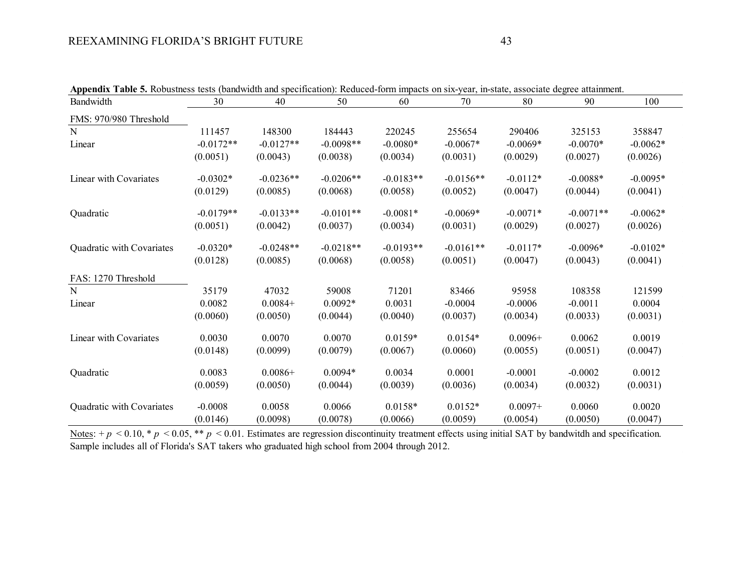**Appendix Table 5.** Robustness tests (bandwidth and specification): Reduced-form impacts on six-year, in-state, associate degree attainment.

| Bandwidth | 30 | 40 | 50 | 60 | 70 | 80 | 90 | 100 |
|---|---|---|---|---|---|---|---|---|
| FMS: 970/980 Threshold | | | | | | | | |
| N | 111457 | 148300 | 184443 | 220245 | 255654 | 290406 | 325153 | 358847 |
| Linear | -0.0172** | -0.0127** | -0.0098** | -0.0080* | -0.0067* | -0.0069* | -0.0070* | -0.0062* |
| | (0.0051) | (0.0043) | (0.0038) | (0.0034) | (0.0031) | (0.0029) | (0.0027) | (0.0026) |
| Linear with Covariates | -0.0302* | -0.0236** | -0.0206** | -0.0183** | -0.0156** | -0.0112* | -0.0088* | -0.0095* |
| | (0.0129) | (0.0085) | (0.0068) | (0.0058) | (0.0052) | (0.0047) | (0.0044) | (0.0041) |
| Quadratic | -0.0179** | -0.0133** | -0.0101** | -0.0081* | -0.0069* | -0.0071* | -0.0071** | -0.0062* |
| | (0.0051) | (0.0042) | (0.0037) | (0.0034) | (0.0031) | (0.0029) | (0.0027) | (0.0026) |
| Quadratic with Covariates | -0.0320* | -0.0248** | -0.0218** | -0.0193** | -0.0161** | -0.0117* | -0.0096* | -0.0102* |
| | (0.0128) | (0.0085) | (0.0068) | (0.0058) | (0.0051) | (0.0047) | (0.0043) | (0.0041) |
| FAS: 1270 Threshold | | | | | | | | |
| N | 35179 | 47032 | 59008 | 71201 | 83466 | 95958 | 108358 | 121599 |
| Linear | 0.0082 | 0.0084+ | 0.0092* | 0.0031 | -0.0004 | -0.0006 | -0.0011 | 0.0004 |
| | (0.0060) | (0.0050) | (0.0044) | (0.0040) | (0.0037) | (0.0034) | (0.0033) | (0.0031) |
| Linear with Covariates | 0.0030 | 0.0070 | 0.0070 | 0.0159* | 0.0154* | 0.0096+ | 0.0062 | 0.0019 |
| | (0.0148) | (0.0099) | (0.0079) | (0.0067) | (0.0060) | (0.0055) | (0.0051) | (0.0047) |
| Quadratic | 0.0083 | 0.0086+ | 0.0094* | 0.0034 | 0.0001 | -0.0001 | -0.0002 | 0.0012 |
| | (0.0059) | (0.0050) | (0.0044) | (0.0039) | (0.0036) | (0.0034) | (0.0032) | (0.0031) |
| Quadratic with Covariates | -0.0008 | 0.0058 | 0.0066 | 0.0158* | 0.0152* | 0.0097+ | 0.0060 | 0.0020 |
| | (0.0146) | (0.0098) | (0.0078) | (0.0066) | (0.0059) | (0.0054) | (0.0050) | (0.0047) |

Notes: + $p < 0.10$, * $p < 0.05$, ** $p < 0.01$. Estimates are regression discontinuity treatment effects using initial SAT by bandwitdh and specification. Sample includes all of Florida's SAT takers who graduated high school from 2004 through 2012.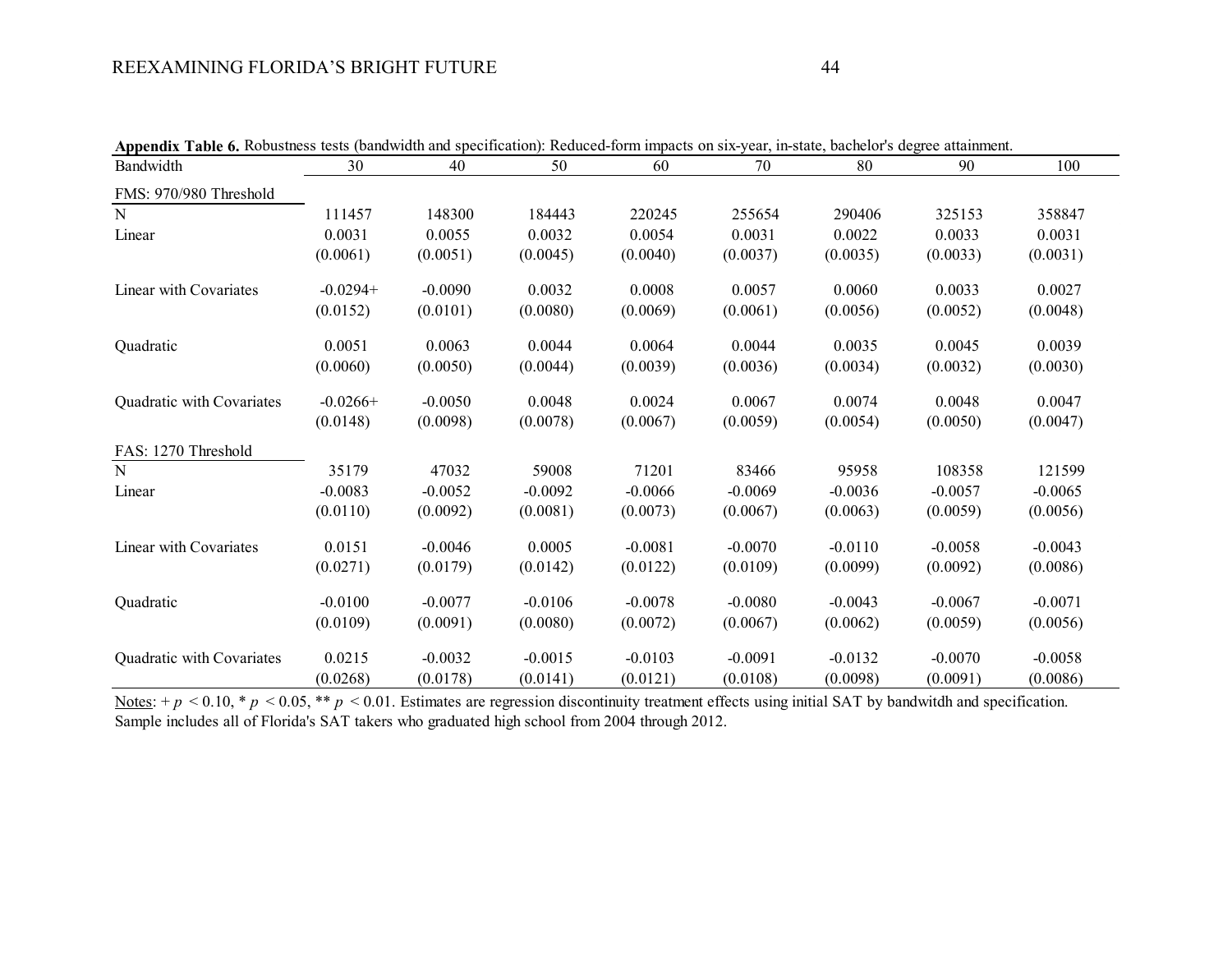**Appendix Table 6.** Robustness tests (bandwidth and specification): Reduced-form impacts on six-year, in-state, bachelor's degree attainment.

| Bandwidth | 30 | 40 | 50 | 60 | 70 | 80 | 90 | 100 |
|---|---|---|---|---|---|---|---|---|
| FMS: 970/980 Threshold | | | | | | | | |
| N | 111457 | 148300 | 184443 | 220245 | 255654 | 290406 | 325153 | 358847 |
| Linear | 0.0031 | 0.0055 | 0.0032 | 0.0054 | 0.0031 | 0.0022 | 0.0033 | 0.0031 |
| | (0.0061) | (0.0051) | (0.0045) | (0.0040) | (0.0037) | (0.0035) | (0.0033) | (0.0031) |
| Linear with Covariates | -0.0294+ | -0.0090 | 0.0032 | 0.0008 | 0.0057 | 0.0060 | 0.0033 | 0.0027 |
| | (0.0152) | (0.0101) | (0.0080) | (0.0069) | (0.0061) | (0.0056) | (0.0052) | (0.0048) |
| Quadratic | 0.0051 | 0.0063 | 0.0044 | 0.0064 | 0.0044 | 0.0035 | 0.0045 | 0.0039 |
| | (0.0060) | (0.0050) | (0.0044) | (0.0039) | (0.0036) | (0.0034) | (0.0032) | (0.0030) |
| Quadratic with Covariates | -0.0266+ | -0.0050 | 0.0048 | 0.0024 | 0.0067 | 0.0074 | 0.0048 | 0.0047 |
| | (0.0148) | (0.0098) | (0.0078) | (0.0067) | (0.0059) | (0.0054) | (0.0050) | (0.0047) |
| FAS: 1270 Threshold | | | | | | | | |
| N | 35179 | 47032 | 59008 | 71201 | 83466 | 95958 | 108358 | 121599 |
| Linear | -0.0083 | -0.0052 | -0.0092 | -0.0066 | -0.0069 | -0.0036 | -0.0057 | -0.0065 |
| | (0.0110) | (0.0092) | (0.0081) | (0.0073) | (0.0067) | (0.0063) | (0.0059) | (0.0056) |
| Linear with Covariates | 0.0151 | -0.0046 | 0.0005 | -0.0081 | -0.0070 | -0.0110 | -0.0058 | -0.0043 |
| | (0.0271) | (0.0179) | (0.0142) | (0.0122) | (0.0109) | (0.0099) | (0.0092) | (0.0086) |
| Quadratic | -0.0100 | -0.0077 | -0.0106 | -0.0078 | -0.0080 | -0.0043 | -0.0067 | -0.0071 |
| | (0.0109) | (0.0091) | (0.0080) | (0.0072) | (0.0067) | (0.0062) | (0.0059) | (0.0056) |
| Quadratic with Covariates | 0.0215 | -0.0032 | -0.0015 | -0.0103 | -0.0091 | -0.0132 | -0.0070 | -0.0058 |
| | (0.0268) | (0.0178) | (0.0141) | (0.0121) | (0.0108) | (0.0098) | (0.0091) | (0.0086) |

Notes: + $p < 0.10$, * $p < 0.05$, ** $p < 0.01$. Estimates are regression discontinuity treatment effects using initial SAT by bandwitdh and specification. Sample includes all of Florida's SAT takers who graduated high school from 2004 through 2012.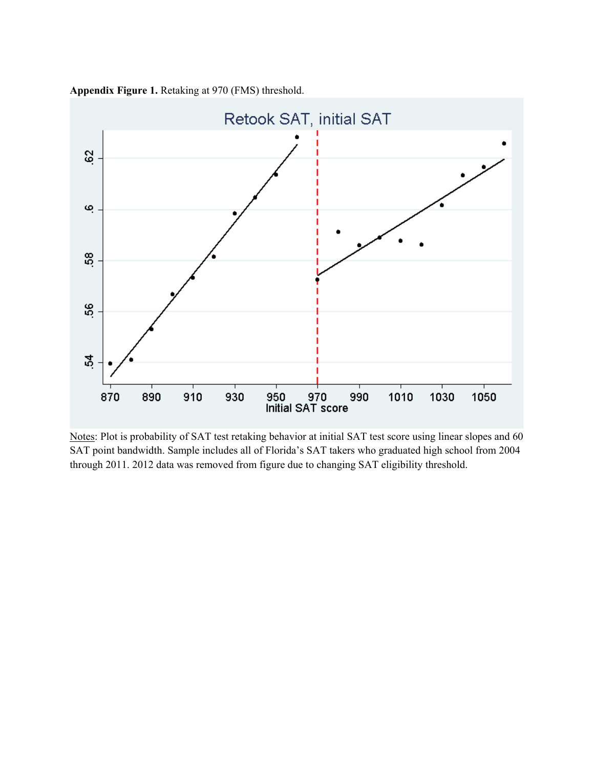**Appendix Figure 1.** Retaking at 970 (FMS) threshold.

Notes: Plot is probability of SAT test retaking behavior at initial SAT test score using linear slopes and 60 SAT point bandwidth. Sample includes all of Florida's SAT takers who graduated high school from 2004 through 2011. 2012 data was removed from figure due to changing SAT eligibility threshold.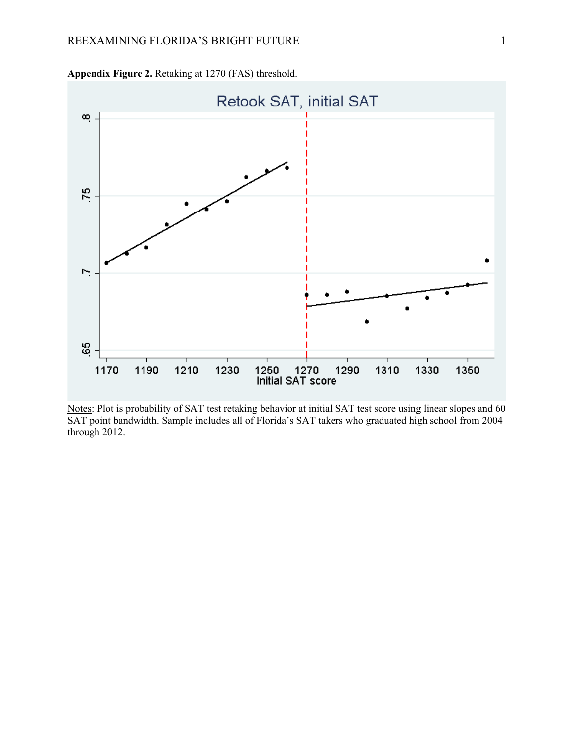**Appendix Figure 2.** Retaking at 1270 (FAS) threshold.

Notes: Plot is probability of SAT test retaking behavior at initial SAT test score using linear slopes and 60 SAT point bandwidth. Sample includes all of Florida's SAT takers who graduated high school from 2004 through 2012.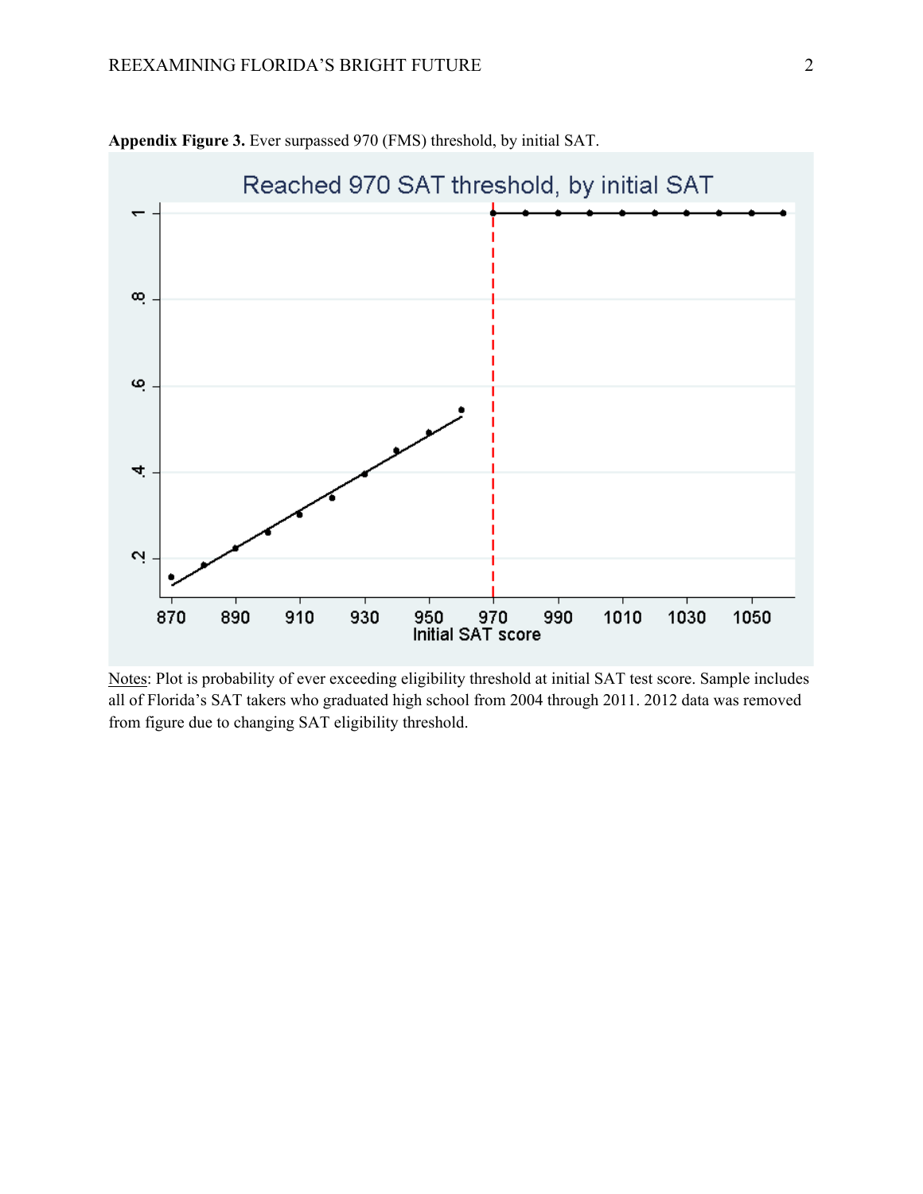**Appendix Figure 3.** Ever surpassed 970 (FMS) threshold, by initial SAT.

Notes: Plot is probability of ever exceeding eligibility threshold at initial SAT test score. Sample includes all of Florida's SAT takers who graduated high school from 2004 through 2011. 2012 data was removed from figure due to changing SAT eligibility threshold.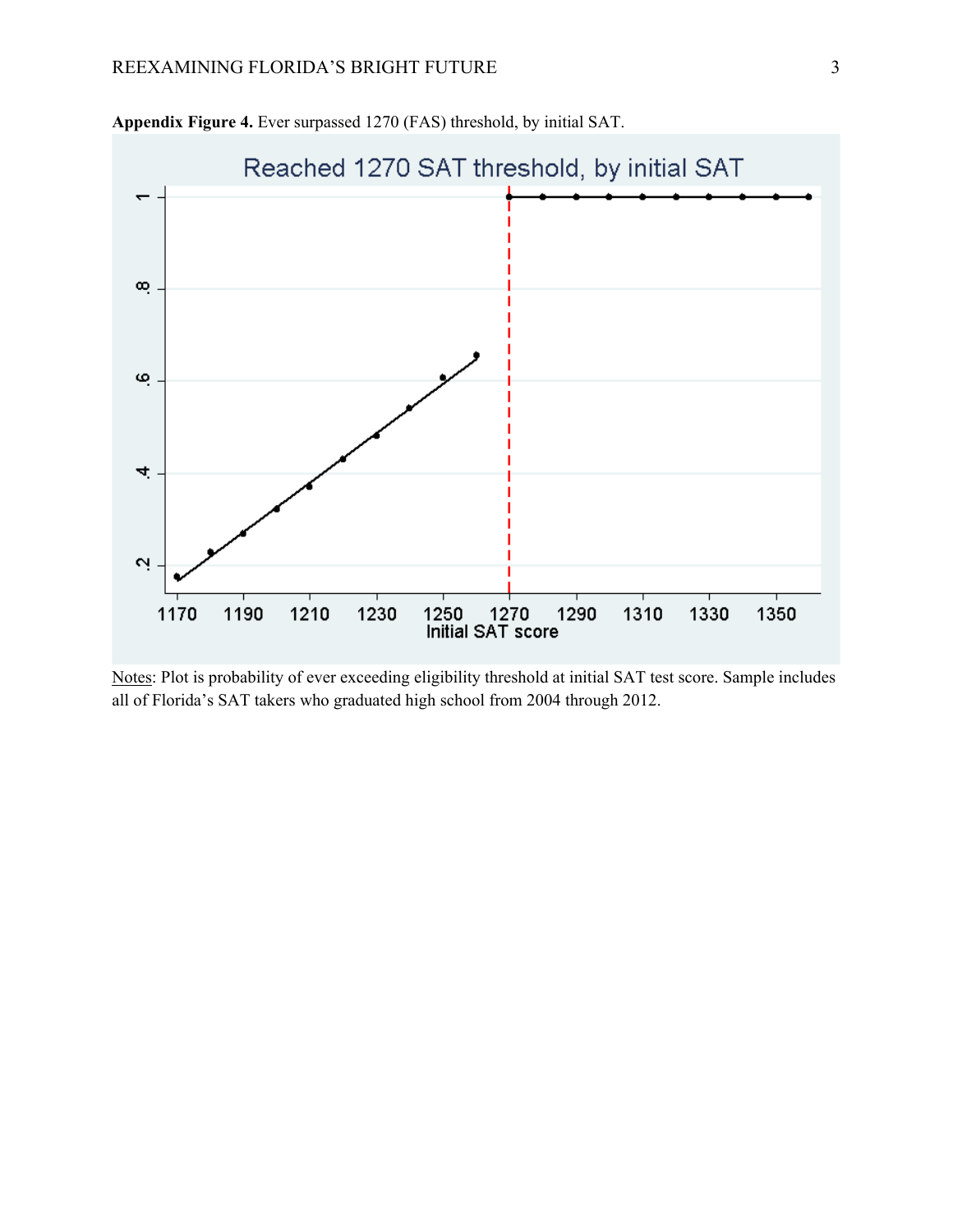**Appendix Figure 4.** Ever surpassed 1270 (FAS) threshold, by initial SAT.

Reached 1270 SAT threshold, by initial SAT

1

.8

.6

.4

.2

1170 1190 1210 1230 1250 1270 1290 1310 1330 1350

Initial SAT score

Notes: Plot is probability of ever exceeding eligibility threshold at initial SAT test score. Sample includes all of Florida's SAT takers who graduated high school from 2004 through 2012.